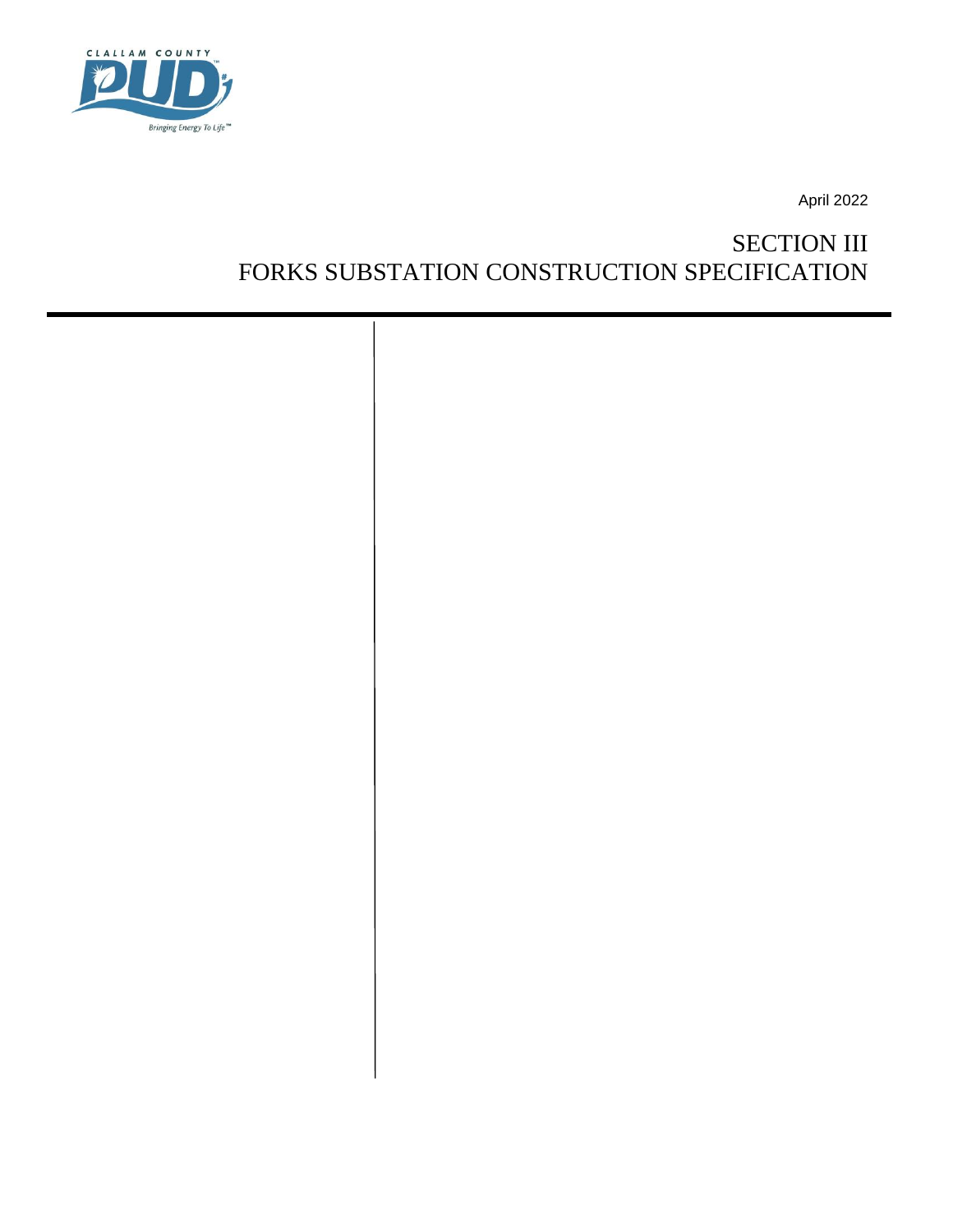CLALLAM COUNTY PUD

Bringing Energy To Life™

April 2022

# SECTION III
# FORKS SUBSTATION CONSTRUCTION SPECIFICATION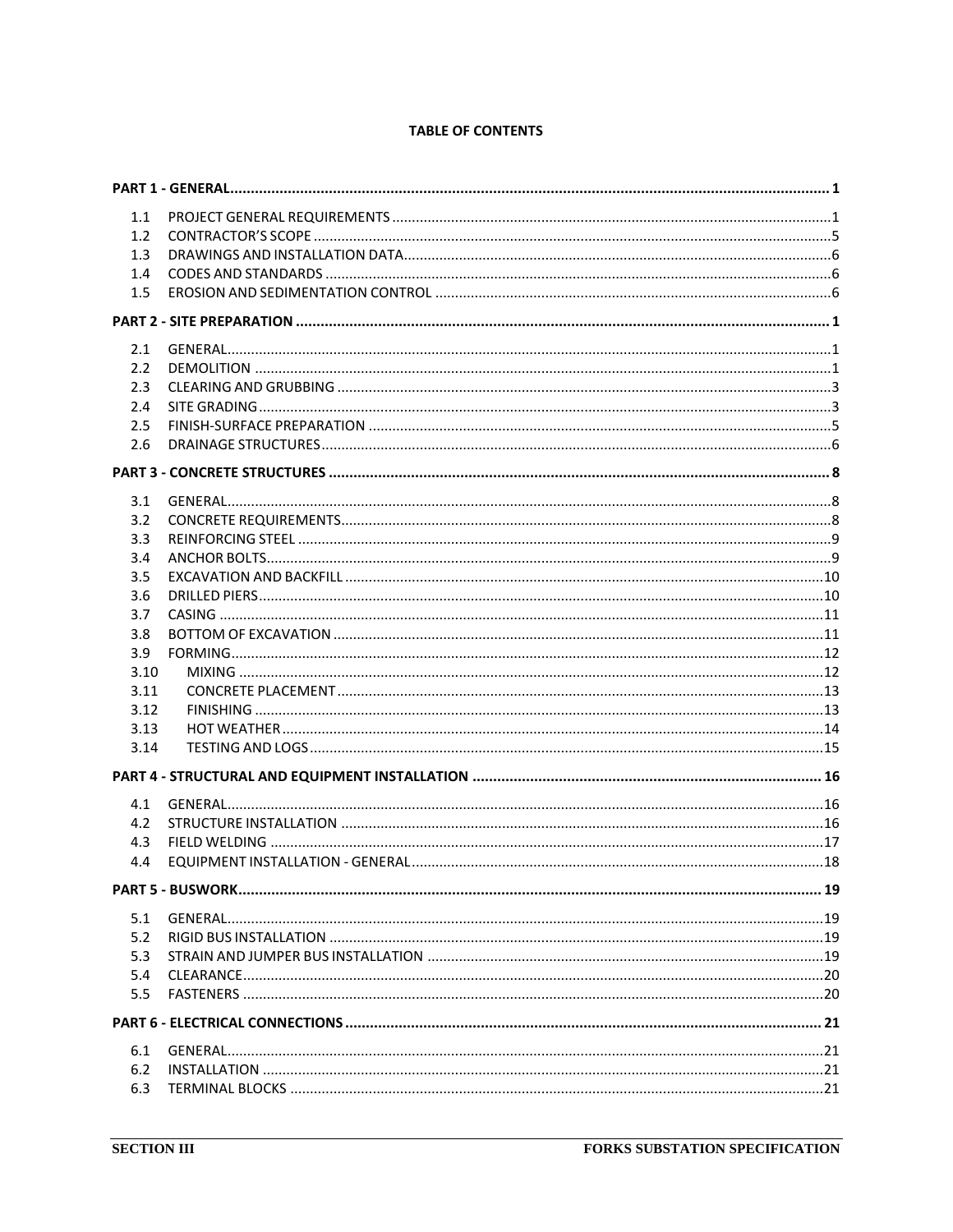**TABLE OF CONTENTS**

**PART 1 - GENERAL ..... 1**

- 1.1 PROJECT GENERAL REQUIREMENTS ..... 1
- 1.2 CONTRACTOR'S SCOPE ..... 5
- 1.3 DRAWINGS AND INSTALLATION DATA ..... 6
- 1.4 CODES AND STANDARDS ..... 6
- 1.5 EROSION AND SEDIMENTATION CONTROL ..... 6

**PART 2 - SITE PREPARATION ..... 1**

- 2.1 GENERAL ..... 1
- 2.2 DEMOLITION ..... 1
- 2.3 CLEARING AND GRUBBING ..... 3
- 2.4 SITE GRADING ..... 3
- 2.5 FINISH-SURFACE PREPARATION ..... 5
- 2.6 DRAINAGE STRUCTURES ..... 6

**PART 3 - CONCRETE STRUCTURES ..... 8**

- 3.1 GENERAL ..... 8
- 3.2 CONCRETE REQUIREMENTS ..... 8
- 3.3 REINFORCING STEEL ..... 9
- 3.4 ANCHOR BOLTS ..... 9
- 3.5 EXCAVATION AND BACKFILL ..... 10
- 3.6 DRILLED PIERS ..... 10
- 3.7 CASING ..... 11
- 3.8 BOTTOM OF EXCAVATION ..... 11
- 3.9 FORMING ..... 12
- 3.10 MIXING ..... 12
- 3.11 CONCRETE PLACEMENT ..... 13
- 3.12 FINISHING ..... 13
- 3.13 HOT WEATHER ..... 14
- 3.14 TESTING AND LOGS ..... 15

**PART 4 - STRUCTURAL AND EQUIPMENT INSTALLATION ..... 16**

- 4.1 GENERAL ..... 16
- 4.2 STRUCTURE INSTALLATION ..... 16
- 4.3 FIELD WELDING ..... 17
- 4.4 EQUIPMENT INSTALLATION - GENERAL ..... 18

**PART 5 - BUSWORK ..... 19**

- 5.1 GENERAL ..... 19
- 5.2 RIGID BUS INSTALLATION ..... 19
- 5.3 STRAIN AND JUMPER BUS INSTALLATION ..... 19
- 5.4 CLEARANCE ..... 20
- 5.5 FASTENERS ..... 20

**PART 6 - ELECTRICAL CONNECTIONS ..... 21**

- 6.1 GENERAL ..... 21
- 6.2 INSTALLATION ..... 21
- 6.3 TERMINAL BLOCKS ..... 21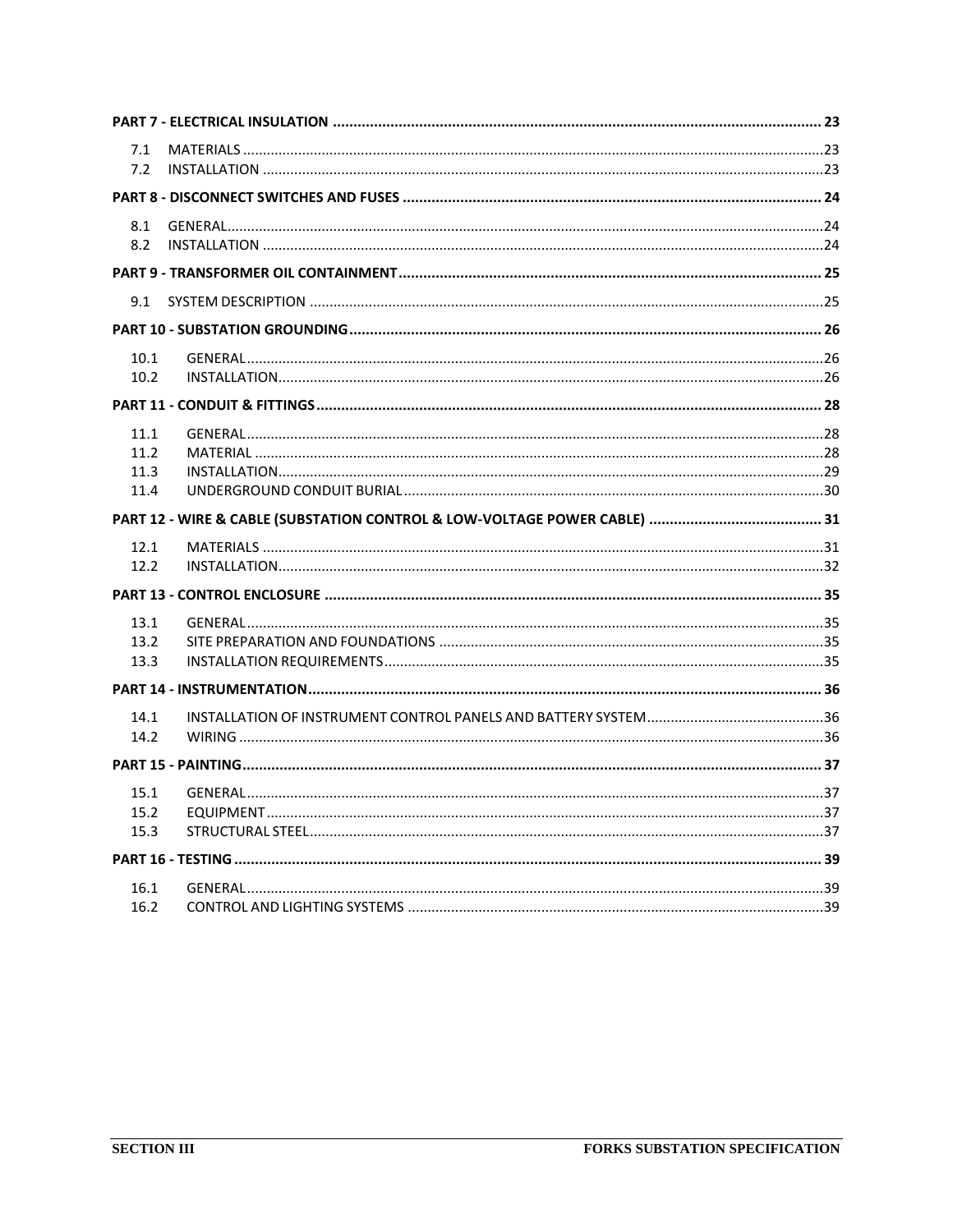| | | |
|---|---|---|
| **PART 7 - ELECTRICAL INSULATION** | | **23** |
| 7.1 | MATERIALS | 23 |
| 7.2 | INSTALLATION | 23 |
| **PART 8 - DISCONNECT SWITCHES AND FUSES** | | **24** |
| 8.1 | GENERAL | 24 |
| 8.2 | INSTALLATION | 24 |
| **PART 9 - TRANSFORMER OIL CONTAINMENT** | | **25** |
| 9.1 | SYSTEM DESCRIPTION | 25 |
| **PART 10 - SUBSTATION GROUNDING** | | **26** |
| 10.1 | GENERAL | 26 |
| 10.2 | INSTALLATION | 26 |
| **PART 11 - CONDUIT & FITTINGS** | | **28** |
| 11.1 | GENERAL | 28 |
| 11.2 | MATERIAL | 28 |
| 11.3 | INSTALLATION | 29 |
| 11.4 | UNDERGROUND CONDUIT BURIAL | 30 |
| **PART 12 - WIRE & CABLE (SUBSTATION CONTROL & LOW-VOLTAGE POWER CABLE)** | | **31** |
| 12.1 | MATERIALS | 31 |
| 12.2 | INSTALLATION | 32 |
| **PART 13 - CONTROL ENCLOSURE** | | **35** |
| 13.1 | GENERAL | 35 |
| 13.2 | SITE PREPARATION AND FOUNDATIONS | 35 |
| 13.3 | INSTALLATION REQUIREMENTS | 35 |
| **PART 14 - INSTRUMENTATION** | | **36** |
| 14.1 | INSTALLATION OF INSTRUMENT CONTROL PANELS AND BATTERY SYSTEM | 36 |
| 14.2 | WIRING | 36 |
| **PART 15 - PAINTING** | | **37** |
| 15.1 | GENERAL | 37 |
| 15.2 | EQUIPMENT | 37 |
| 15.3 | STRUCTURAL STEEL | 37 |
| **PART 16 - TESTING** | | **39** |
| 16.1 | GENERAL | 39 |
| 16.2 | CONTROL AND LIGHTING SYSTEMS | 39 |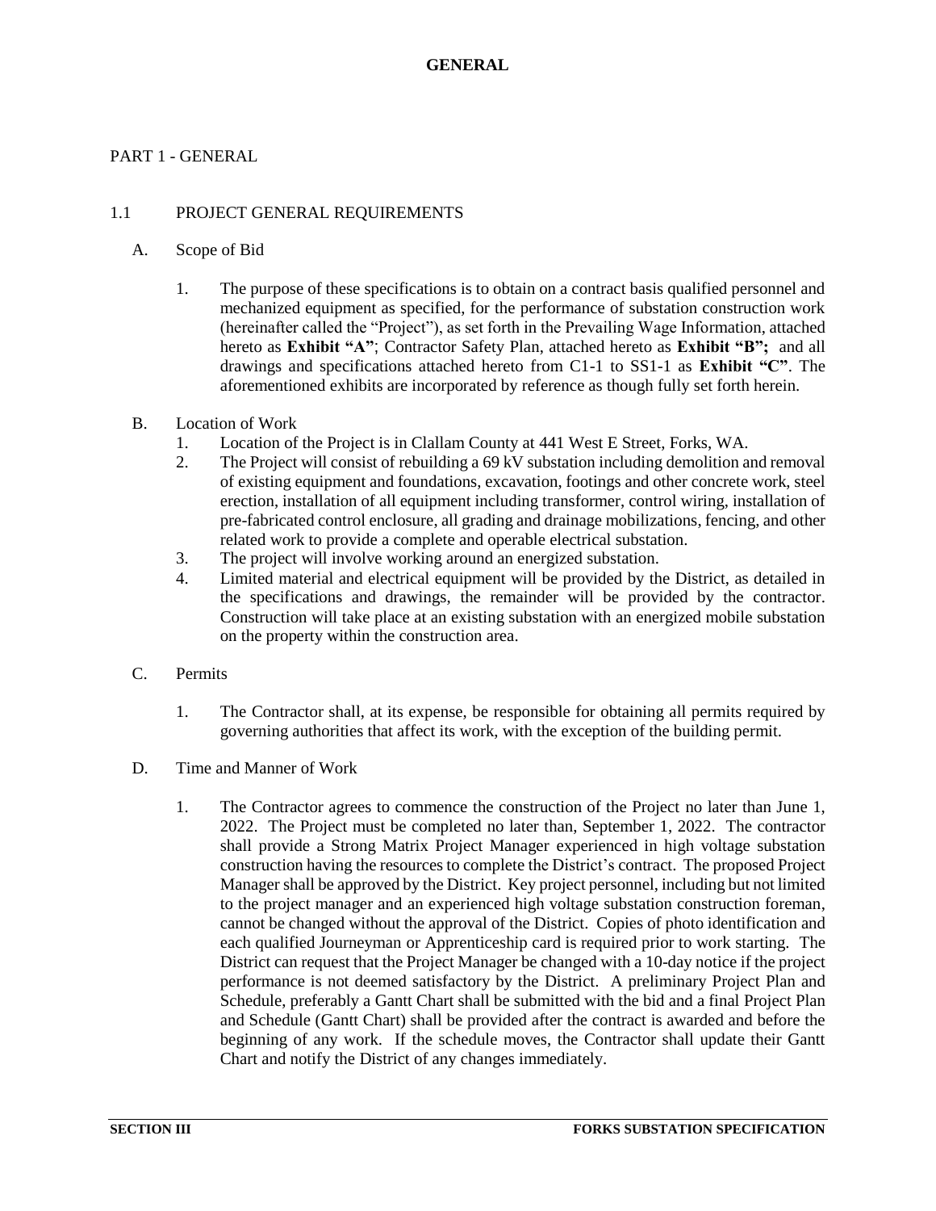# GENERAL

## PART 1 - GENERAL

### 1.1 PROJECT GENERAL REQUIREMENTS

A. Scope of Bid

1. The purpose of these specifications is to obtain on a contract basis qualified personnel and mechanized equipment as specified, for the performance of substation construction work (hereinafter called the "Project"), as set forth in the Prevailing Wage Information, attached hereto as **Exhibit "A"**; Contractor Safety Plan, attached hereto as **Exhibit "B";** and all drawings and specifications attached hereto from C1-1 to SS1-1 as **Exhibit "C"**. The aforementioned exhibits are incorporated by reference as though fully set forth herein.

B. Location of Work

1. Location of the Project is in Clallam County at 441 West E Street, Forks, WA.
2. The Project will consist of rebuilding a 69 kV substation including demolition and removal of existing equipment and foundations, excavation, footings and other concrete work, steel erection, installation of all equipment including transformer, control wiring, installation of pre-fabricated control enclosure, all grading and drainage mobilizations, fencing, and other related work to provide a complete and operable electrical substation.
3. The project will involve working around an energized substation.
4. Limited material and electrical equipment will be provided by the District, as detailed in the specifications and drawings, the remainder will be provided by the contractor. Construction will take place at an existing substation with an energized mobile substation on the property within the construction area.

C. Permits

1. The Contractor shall, at its expense, be responsible for obtaining all permits required by governing authorities that affect its work, with the exception of the building permit.

D. Time and Manner of Work

1. The Contractor agrees to commence the construction of the Project no later than June 1, 2022. The Project must be completed no later than, September 1, 2022. The contractor shall provide a Strong Matrix Project Manager experienced in high voltage substation construction having the resources to complete the District's contract. The proposed Project Manager shall be approved by the District. Key project personnel, including but not limited to the project manager and an experienced high voltage substation construction foreman, cannot be changed without the approval of the District. Copies of photo identification and each qualified Journeyman or Apprenticeship card is required prior to work starting. The District can request that the Project Manager be changed with a 10-day notice if the project performance is not deemed satisfactory by the District. A preliminary Project Plan and Schedule, preferably a Gantt Chart shall be submitted with the bid and a final Project Plan and Schedule (Gantt Chart) shall be provided after the contract is awarded and before the beginning of any work. If the schedule moves, the Contractor shall update their Gantt Chart and notify the District of any changes immediately.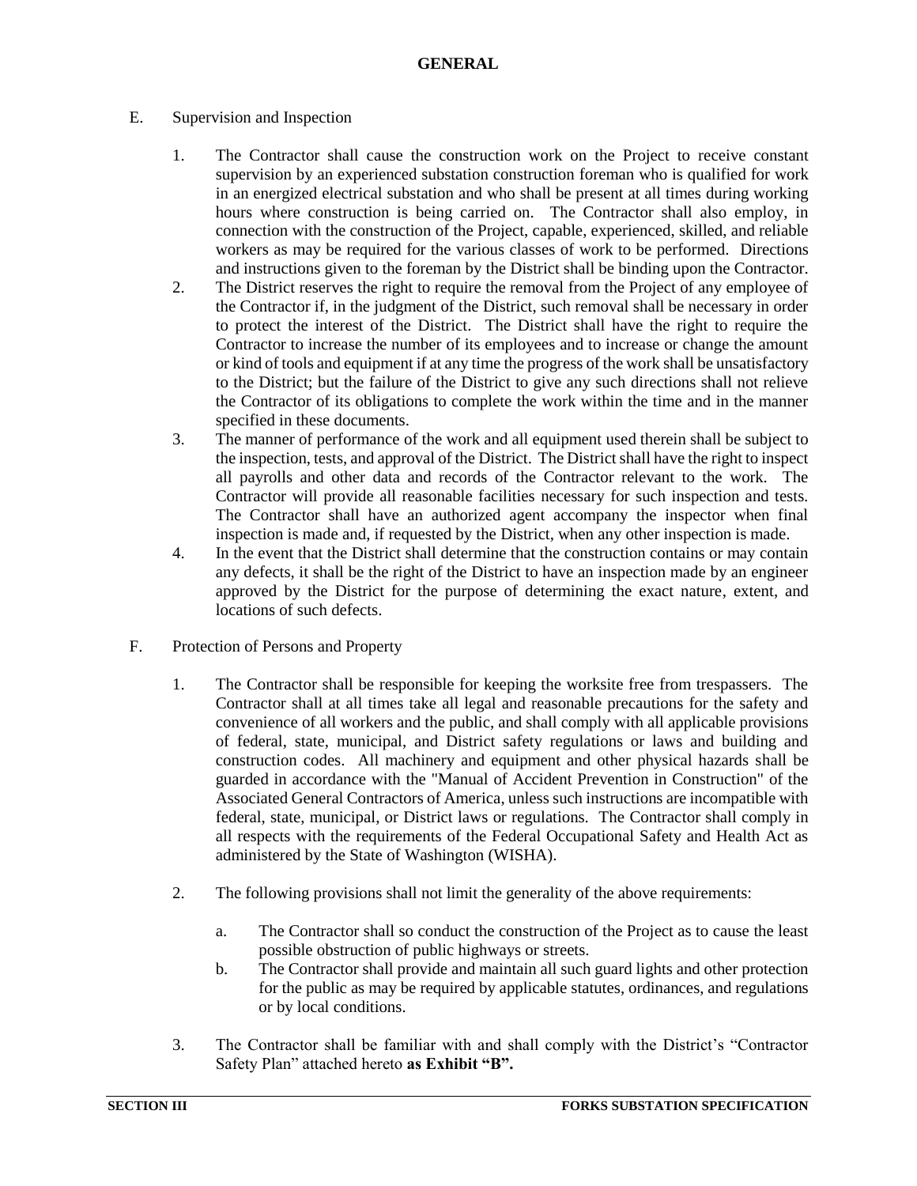E. Supervision and Inspection

1. The Contractor shall cause the construction work on the Project to receive constant supervision by an experienced substation construction foreman who is qualified for work in an energized electrical substation and who shall be present at all times during working hours where construction is being carried on. The Contractor shall also employ, in connection with the construction of the Project, capable, experienced, skilled, and reliable workers as may be required for the various classes of work to be performed. Directions and instructions given to the foreman by the District shall be binding upon the Contractor.
2. The District reserves the right to require the removal from the Project of any employee of the Contractor if, in the judgment of the District, such removal shall be necessary in order to protect the interest of the District. The District shall have the right to require the Contractor to increase the number of its employees and to increase or change the amount or kind of tools and equipment if at any time the progress of the work shall be unsatisfactory to the District; but the failure of the District to give any such directions shall not relieve the Contractor of its obligations to complete the work within the time and in the manner specified in these documents.
3. The manner of performance of the work and all equipment used therein shall be subject to the inspection, tests, and approval of the District. The District shall have the right to inspect all payrolls and other data and records of the Contractor relevant to the work. The Contractor will provide all reasonable facilities necessary for such inspection and tests. The Contractor shall have an authorized agent accompany the inspector when final inspection is made and, if requested by the District, when any other inspection is made.
4. In the event that the District shall determine that the construction contains or may contain any defects, it shall be the right of the District to have an inspection made by an engineer approved by the District for the purpose of determining the exact nature, extent, and locations of such defects.

F. Protection of Persons and Property

1. The Contractor shall be responsible for keeping the worksite free from trespassers. The Contractor shall at all times take all legal and reasonable precautions for the safety and convenience of all workers and the public, and shall comply with all applicable provisions of federal, state, municipal, and District safety regulations or laws and building and construction codes. All machinery and equipment and other physical hazards shall be guarded in accordance with the "Manual of Accident Prevention in Construction" of the Associated General Contractors of America, unless such instructions are incompatible with federal, state, municipal, or District laws or regulations. The Contractor shall comply in all respects with the requirements of the Federal Occupational Safety and Health Act as administered by the State of Washington (WISHA).

2. The following provisions shall not limit the generality of the above requirements:

   a. The Contractor shall so conduct the construction of the Project as to cause the least possible obstruction of public highways or streets.
   b. The Contractor shall provide and maintain all such guard lights and other protection for the public as may be required by applicable statutes, ordinances, and regulations or by local conditions.

3. The Contractor shall be familiar with and shall comply with the District's "Contractor Safety Plan" attached hereto **as Exhibit "B".**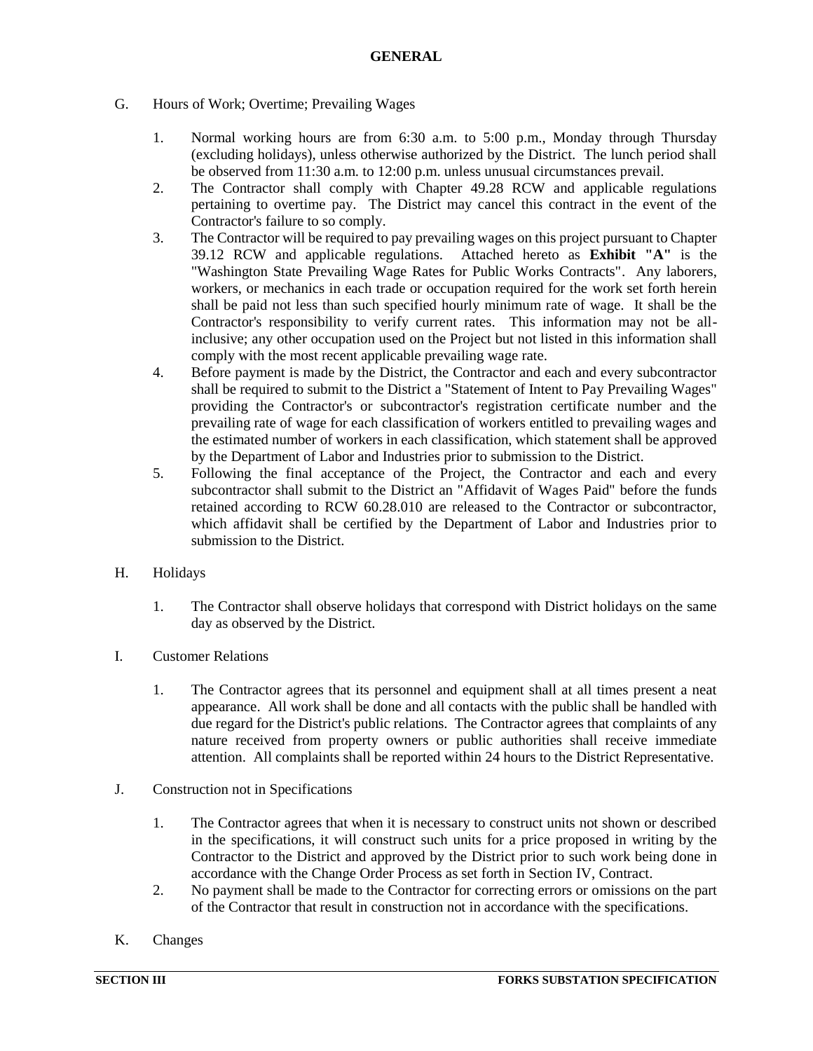G. Hours of Work; Overtime; Prevailing Wages

1. Normal working hours are from 6:30 a.m. to 5:00 p.m., Monday through Thursday (excluding holidays), unless otherwise authorized by the District. The lunch period shall be observed from 11:30 a.m. to 12:00 p.m. unless unusual circumstances prevail.
2. The Contractor shall comply with Chapter 49.28 RCW and applicable regulations pertaining to overtime pay. The District may cancel this contract in the event of the Contractor's failure to so comply.
3. The Contractor will be required to pay prevailing wages on this project pursuant to Chapter 39.12 RCW and applicable regulations. Attached hereto as **Exhibit "A"** is the "Washington State Prevailing Wage Rates for Public Works Contracts". Any laborers, workers, or mechanics in each trade or occupation required for the work set forth herein shall be paid not less than such specified hourly minimum rate of wage. It shall be the Contractor's responsibility to verify current rates. This information may not be all-inclusive; any other occupation used on the Project but not listed in this information shall comply with the most recent applicable prevailing wage rate.
4. Before payment is made by the District, the Contractor and each and every subcontractor shall be required to submit to the District a "Statement of Intent to Pay Prevailing Wages" providing the Contractor's or subcontractor's registration certificate number and the prevailing rate of wage for each classification of workers entitled to prevailing wages and the estimated number of workers in each classification, which statement shall be approved by the Department of Labor and Industries prior to submission to the District.
5. Following the final acceptance of the Project, the Contractor and each and every subcontractor shall submit to the District an "Affidavit of Wages Paid" before the funds retained according to RCW 60.28.010 are released to the Contractor or subcontractor, which affidavit shall be certified by the Department of Labor and Industries prior to submission to the District.

H. Holidays

1. The Contractor shall observe holidays that correspond with District holidays on the same day as observed by the District.

I. Customer Relations

1. The Contractor agrees that its personnel and equipment shall at all times present a neat appearance. All work shall be done and all contacts with the public shall be handled with due regard for the District's public relations. The Contractor agrees that complaints of any nature received from property owners or public authorities shall receive immediate attention. All complaints shall be reported within 24 hours to the District Representative.

J. Construction not in Specifications

1. The Contractor agrees that when it is necessary to construct units not shown or described in the specifications, it will construct such units for a price proposed in writing by the Contractor to the District and approved by the District prior to such work being done in accordance with the Change Order Process as set forth in Section IV, Contract.
2. No payment shall be made to the Contractor for correcting errors or omissions on the part of the Contractor that result in construction not in accordance with the specifications.

K. Changes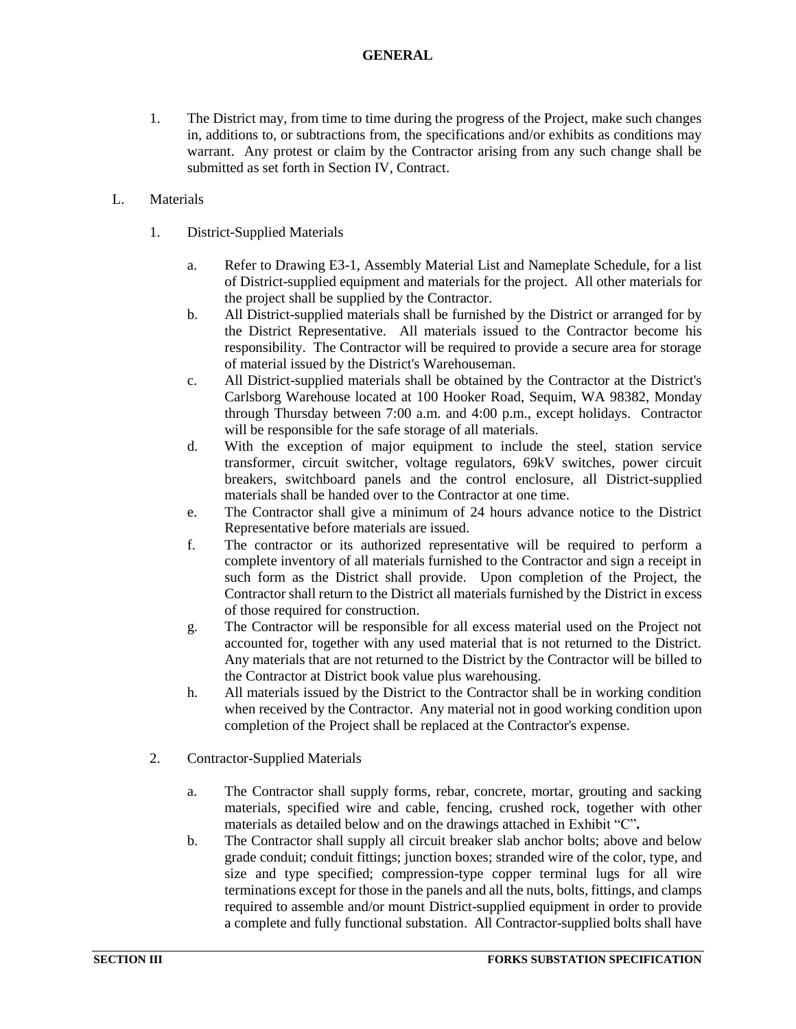1. The District may, from time to time during the progress of the Project, make such changes in, additions to, or subtractions from, the specifications and/or exhibits as conditions may warrant. Any protest or claim by the Contractor arising from any such change shall be submitted as set forth in Section IV, Contract.

L. Materials

1. District-Supplied Materials

   a. Refer to Drawing E3-1, Assembly Material List and Nameplate Schedule, for a list of District-supplied equipment and materials for the project. All other materials for the project shall be supplied by the Contractor.

   b. All District-supplied materials shall be furnished by the District or arranged for by the District Representative. All materials issued to the Contractor become his responsibility. The Contractor will be required to provide a secure area for storage of material issued by the District's Warehouseman.

   c. All District-supplied materials shall be obtained by the Contractor at the District's Carlsborg Warehouse located at 100 Hooker Road, Sequim, WA 98382, Monday through Thursday between 7:00 a.m. and 4:00 p.m., except holidays. Contractor will be responsible for the safe storage of all materials.

   d. With the exception of major equipment to include the steel, station service transformer, circuit switcher, voltage regulators, 69kV switches, power circuit breakers, switchboard panels and the control enclosure, all District-supplied materials shall be handed over to the Contractor at one time.

   e. The Contractor shall give a minimum of 24 hours advance notice to the District Representative before materials are issued.

   f. The contractor or its authorized representative will be required to perform a complete inventory of all materials furnished to the Contractor and sign a receipt in such form as the District shall provide. Upon completion of the Project, the Contractor shall return to the District all materials furnished by the District in excess of those required for construction.

   g. The Contractor will be responsible for all excess material used on the Project not accounted for, together with any used material that is not returned to the District. Any materials that are not returned to the District by the Contractor will be billed to the Contractor at District book value plus warehousing.

   h. All materials issued by the District to the Contractor shall be in working condition when received by the Contractor. Any material not in good working condition upon completion of the Project shall be replaced at the Contractor's expense.

2. Contractor-Supplied Materials

   a. The Contractor shall supply forms, rebar, concrete, mortar, grouting and sacking materials, specified wire and cable, fencing, crushed rock, together with other materials as detailed below and on the drawings attached in Exhibit "C"**.**

   b. The Contractor shall supply all circuit breaker slab anchor bolts; above and below grade conduit; conduit fittings; junction boxes; stranded wire of the color, type, and size and type specified; compression-type copper terminal lugs for all wire terminations except for those in the panels and all the nuts, bolts, fittings, and clamps required to assemble and/or mount District-supplied equipment in order to provide a complete and fully functional substation. All Contractor-supplied bolts shall have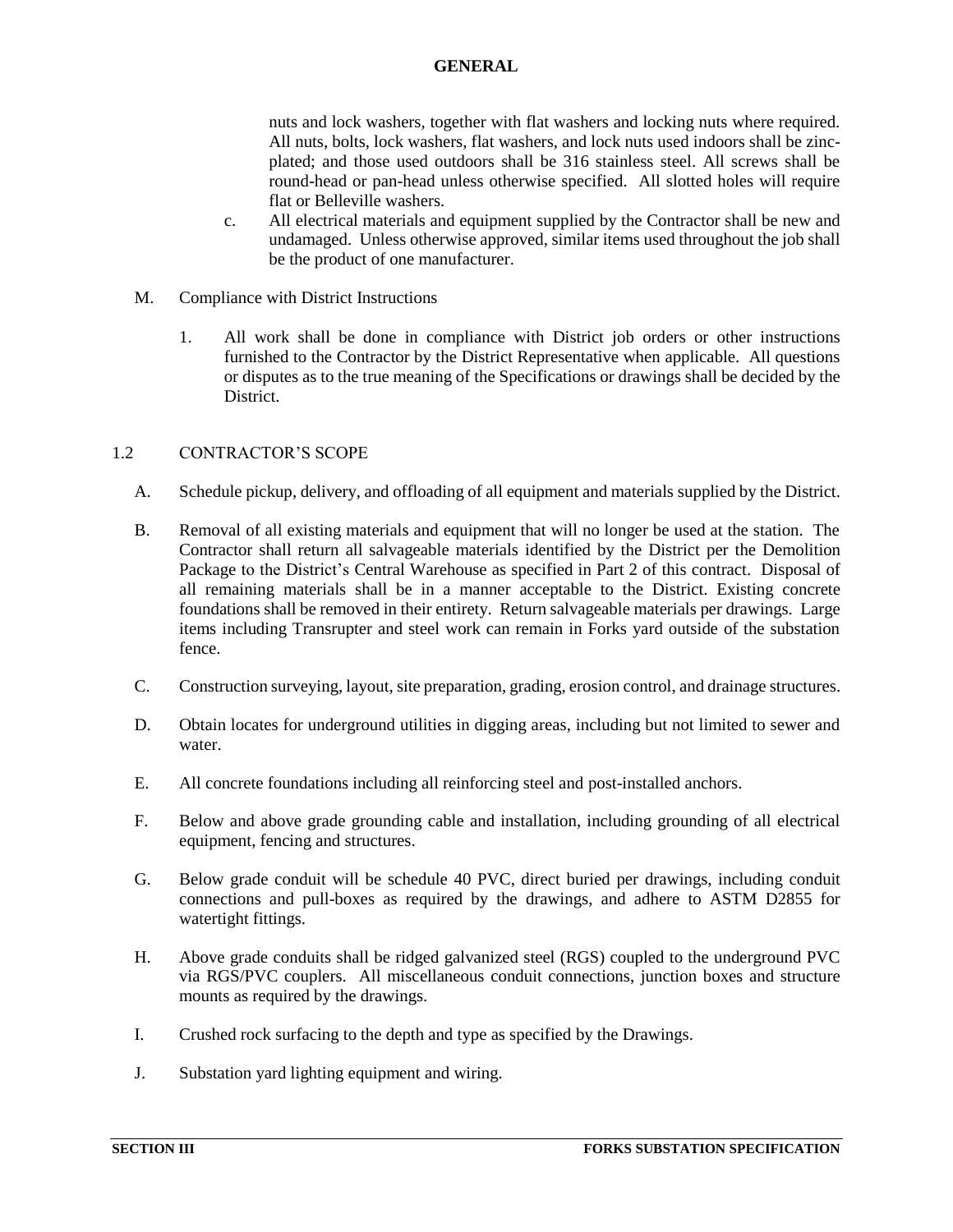nuts and lock washers, together with flat washers and locking nuts where required. All nuts, bolts, lock washers, flat washers, and lock nuts used indoors shall be zinc-plated; and those used outdoors shall be 316 stainless steel. All screws shall be round-head or pan-head unless otherwise specified. All slotted holes will require flat or Belleville washers.

c. All electrical materials and equipment supplied by the Contractor shall be new and undamaged. Unless otherwise approved, similar items used throughout the job shall be the product of one manufacturer.

M. Compliance with District Instructions

1. All work shall be done in compliance with District job orders or other instructions furnished to the Contractor by the District Representative when applicable. All questions or disputes as to the true meaning of the Specifications or drawings shall be decided by the District.

## 1.2 CONTRACTOR'S SCOPE

A. Schedule pickup, delivery, and offloading of all equipment and materials supplied by the District.

B. Removal of all existing materials and equipment that will no longer be used at the station. The Contractor shall return all salvageable materials identified by the District per the Demolition Package to the District's Central Warehouse as specified in Part 2 of this contract. Disposal of all remaining materials shall be in a manner acceptable to the District. Existing concrete foundations shall be removed in their entirety. Return salvageable materials per drawings. Large items including Transrupter and steel work can remain in Forks yard outside of the substation fence.

C. Construction surveying, layout, site preparation, grading, erosion control, and drainage structures.

D. Obtain locates for underground utilities in digging areas, including but not limited to sewer and water.

E. All concrete foundations including all reinforcing steel and post-installed anchors.

F. Below and above grade grounding cable and installation, including grounding of all electrical equipment, fencing and structures.

G. Below grade conduit will be schedule 40 PVC, direct buried per drawings, including conduit connections and pull-boxes as required by the drawings, and adhere to ASTM D2855 for watertight fittings.

H. Above grade conduits shall be ridged galvanized steel (RGS) coupled to the underground PVC via RGS/PVC couplers. All miscellaneous conduit connections, junction boxes and structure mounts as required by the drawings.

I. Crushed rock surfacing to the depth and type as specified by the Drawings.

J. Substation yard lighting equipment and wiring.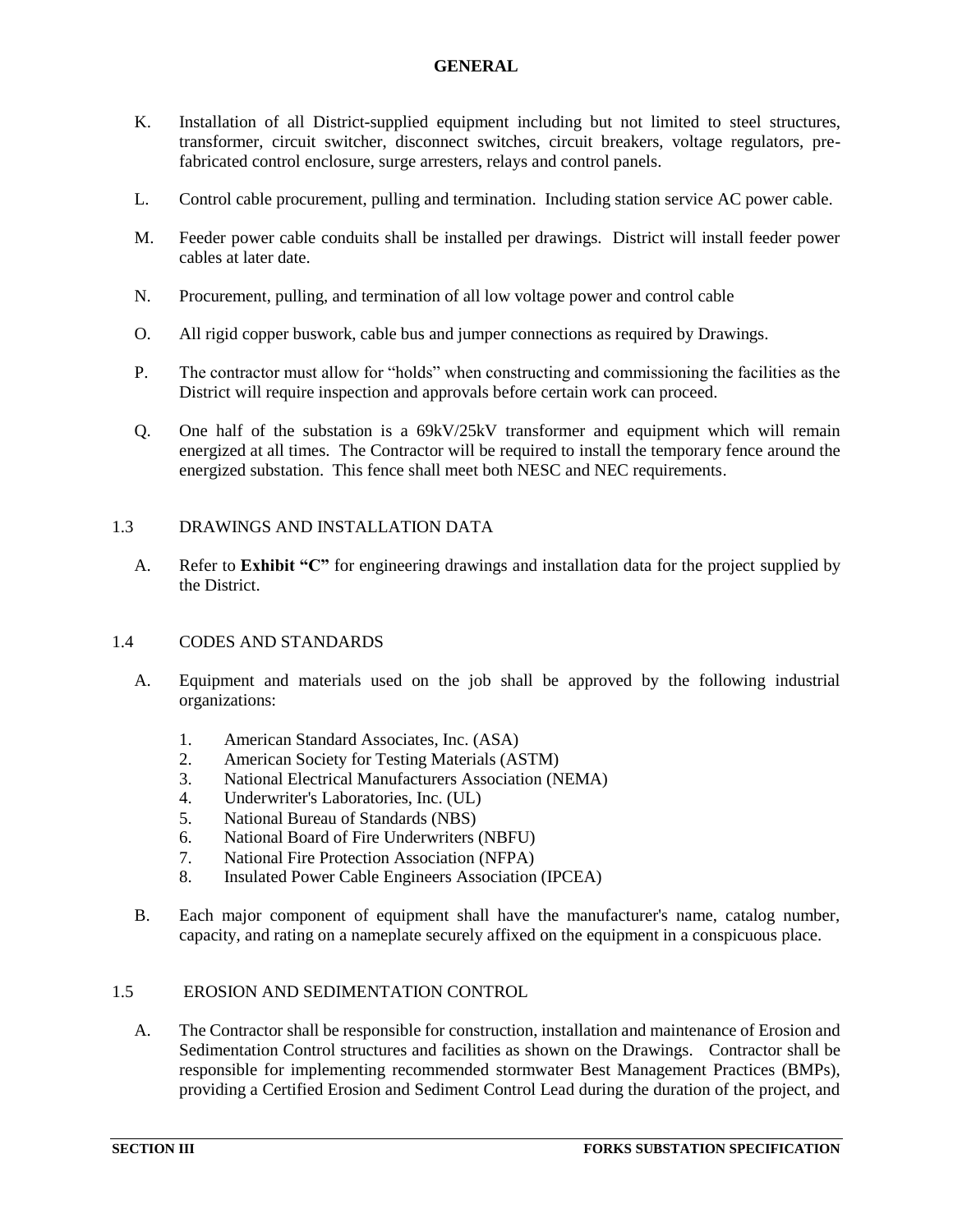## GENERAL

K. Installation of all District-supplied equipment including but not limited to steel structures, transformer, circuit switcher, disconnect switches, circuit breakers, voltage regulators, pre-fabricated control enclosure, surge arresters, relays and control panels.

L. Control cable procurement, pulling and termination. Including station service AC power cable.

M. Feeder power cable conduits shall be installed per drawings. District will install feeder power cables at later date.

N. Procurement, pulling, and termination of all low voltage power and control cable

O. All rigid copper buswork, cable bus and jumper connections as required by Drawings.

P. The contractor must allow for "holds" when constructing and commissioning the facilities as the District will require inspection and approvals before certain work can proceed.

Q. One half of the substation is a 69kV/25kV transformer and equipment which will remain energized at all times. The Contractor will be required to install the temporary fence around the energized substation. This fence shall meet both NESC and NEC requirements.

### 1.3 DRAWINGS AND INSTALLATION DATA

A. Refer to **Exhibit "C"** for engineering drawings and installation data for the project supplied by the District.

### 1.4 CODES AND STANDARDS

A. Equipment and materials used on the job shall be approved by the following industrial organizations:

1. American Standard Associates, Inc. (ASA)
2. American Society for Testing Materials (ASTM)
3. National Electrical Manufacturers Association (NEMA)
4. Underwriter's Laboratories, Inc. (UL)
5. National Bureau of Standards (NBS)
6. National Board of Fire Underwriters (NBFU)
7. National Fire Protection Association (NFPA)
8. Insulated Power Cable Engineers Association (IPCEA)

B. Each major component of equipment shall have the manufacturer's name, catalog number, capacity, and rating on a nameplate securely affixed on the equipment in a conspicuous place.

### 1.5 EROSION AND SEDIMENTATION CONTROL

A. The Contractor shall be responsible for construction, installation and maintenance of Erosion and Sedimentation Control structures and facilities as shown on the Drawings. Contractor shall be responsible for implementing recommended stormwater Best Management Practices (BMPs), providing a Certified Erosion and Sediment Control Lead during the duration of the project, and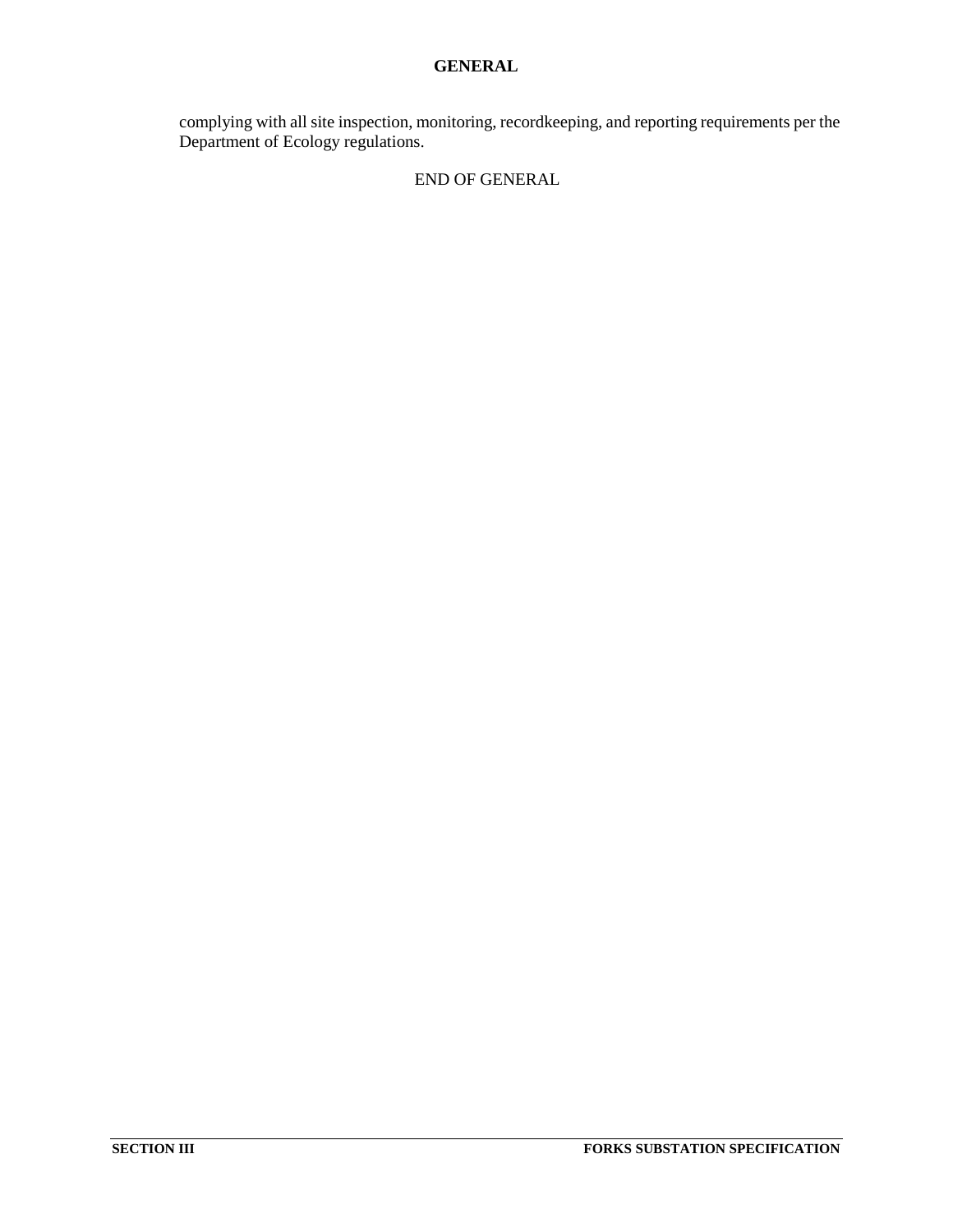complying with all site inspection, monitoring, recordkeeping, and reporting requirements per the Department of Ecology regulations.

END OF GENERAL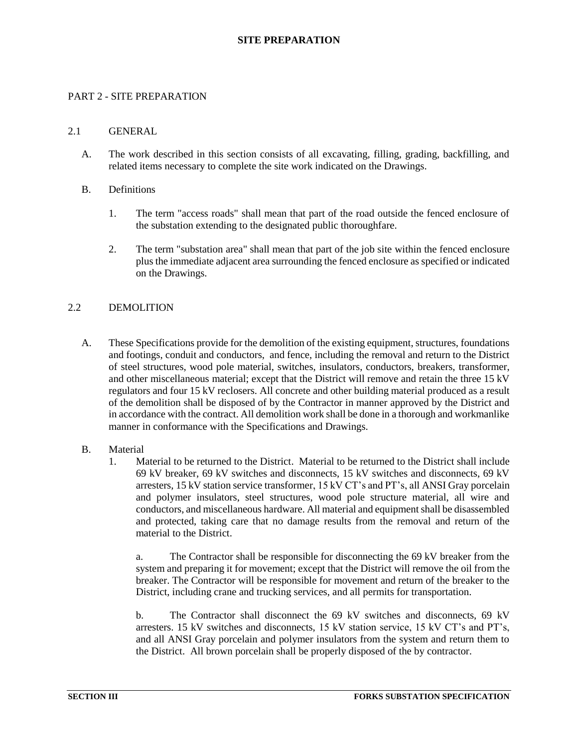# SITE PREPARATION

## PART 2 - SITE PREPARATION

### 2.1 GENERAL

A. The work described in this section consists of all excavating, filling, grading, backfilling, and related items necessary to complete the site work indicated on the Drawings.

B. Definitions

1. The term "access roads" shall mean that part of the road outside the fenced enclosure of the substation extending to the designated public thoroughfare.

2. The term "substation area" shall mean that part of the job site within the fenced enclosure plus the immediate adjacent area surrounding the fenced enclosure as specified or indicated on the Drawings.

### 2.2 DEMOLITION

A. These Specifications provide for the demolition of the existing equipment, structures, foundations and footings, conduit and conductors, and fence, including the removal and return to the District of steel structures, wood pole material, switches, insulators, conductors, breakers, transformer, and other miscellaneous material; except that the District will remove and retain the three 15 kV regulators and four 15 kV reclosers. All concrete and other building material produced as a result of the demolition shall be disposed of by the Contractor in manner approved by the District and in accordance with the contract. All demolition work shall be done in a thorough and workmanlike manner in conformance with the Specifications and Drawings.

B. Material

1. Material to be returned to the District. Material to be returned to the District shall include 69 kV breaker, 69 kV switches and disconnects, 15 kV switches and disconnects, 69 kV arresters, 15 kV station service transformer, 15 kV CT's and PT's, all ANSI Gray porcelain and polymer insulators, steel structures, wood pole structure material, all wire and conductors, and miscellaneous hardware. All material and equipment shall be disassembled and protected, taking care that no damage results from the removal and return of the material to the District.

   a. The Contractor shall be responsible for disconnecting the 69 kV breaker from the system and preparing it for movement; except that the District will remove the oil from the breaker. The Contractor will be responsible for movement and return of the breaker to the District, including crane and trucking services, and all permits for transportation.

   b. The Contractor shall disconnect the 69 kV switches and disconnects, 69 kV arresters. 15 kV switches and disconnects, 15 kV station service, 15 kV CT's and PT's, and all ANSI Gray porcelain and polymer insulators from the system and return them to the District. All brown porcelain shall be properly disposed of the by contractor.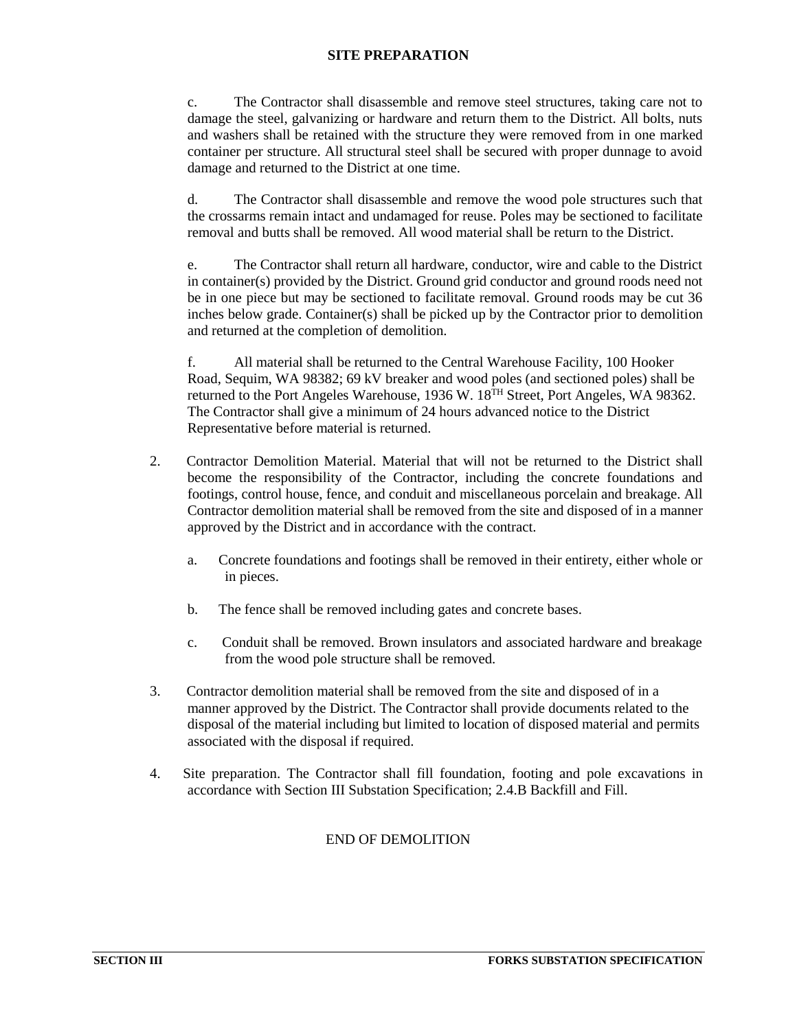c. The Contractor shall disassemble and remove steel structures, taking care not to damage the steel, galvanizing or hardware and return them to the District. All bolts, nuts and washers shall be retained with the structure they were removed from in one marked container per structure. All structural steel shall be secured with proper dunnage to avoid damage and returned to the District at one time.

d. The Contractor shall disassemble and remove the wood pole structures such that the crossarms remain intact and undamaged for reuse. Poles may be sectioned to facilitate removal and butts shall be removed. All wood material shall be return to the District.

e. The Contractor shall return all hardware, conductor, wire and cable to the District in container(s) provided by the District. Ground grid conductor and ground roods need not be in one piece but may be sectioned to facilitate removal. Ground roods may be cut 36 inches below grade. Container(s) shall be picked up by the Contractor prior to demolition and returned at the completion of demolition.

f. All material shall be returned to the Central Warehouse Facility, 100 Hooker Road, Sequim, WA 98382; 69 kV breaker and wood poles (and sectioned poles) shall be returned to the Port Angeles Warehouse, 1936 W. 18TH Street, Port Angeles, WA 98362. The Contractor shall give a minimum of 24 hours advanced notice to the District Representative before material is returned.

2. Contractor Demolition Material. Material that will not be returned to the District shall become the responsibility of the Contractor, including the concrete foundations and footings, control house, fence, and conduit and miscellaneous porcelain and breakage. All Contractor demolition material shall be removed from the site and disposed of in a manner approved by the District and in accordance with the contract.

   a. Concrete foundations and footings shall be removed in their entirety, either whole or in pieces.

   b. The fence shall be removed including gates and concrete bases.

   c. Conduit shall be removed. Brown insulators and associated hardware and breakage from the wood pole structure shall be removed.

3. Contractor demolition material shall be removed from the site and disposed of in a manner approved by the District. The Contractor shall provide documents related to the disposal of the material including but limited to location of disposed material and permits associated with the disposal if required.

4. Site preparation. The Contractor shall fill foundation, footing and pole excavations in accordance with Section III Substation Specification; 2.4.B Backfill and Fill.

END OF DEMOLITION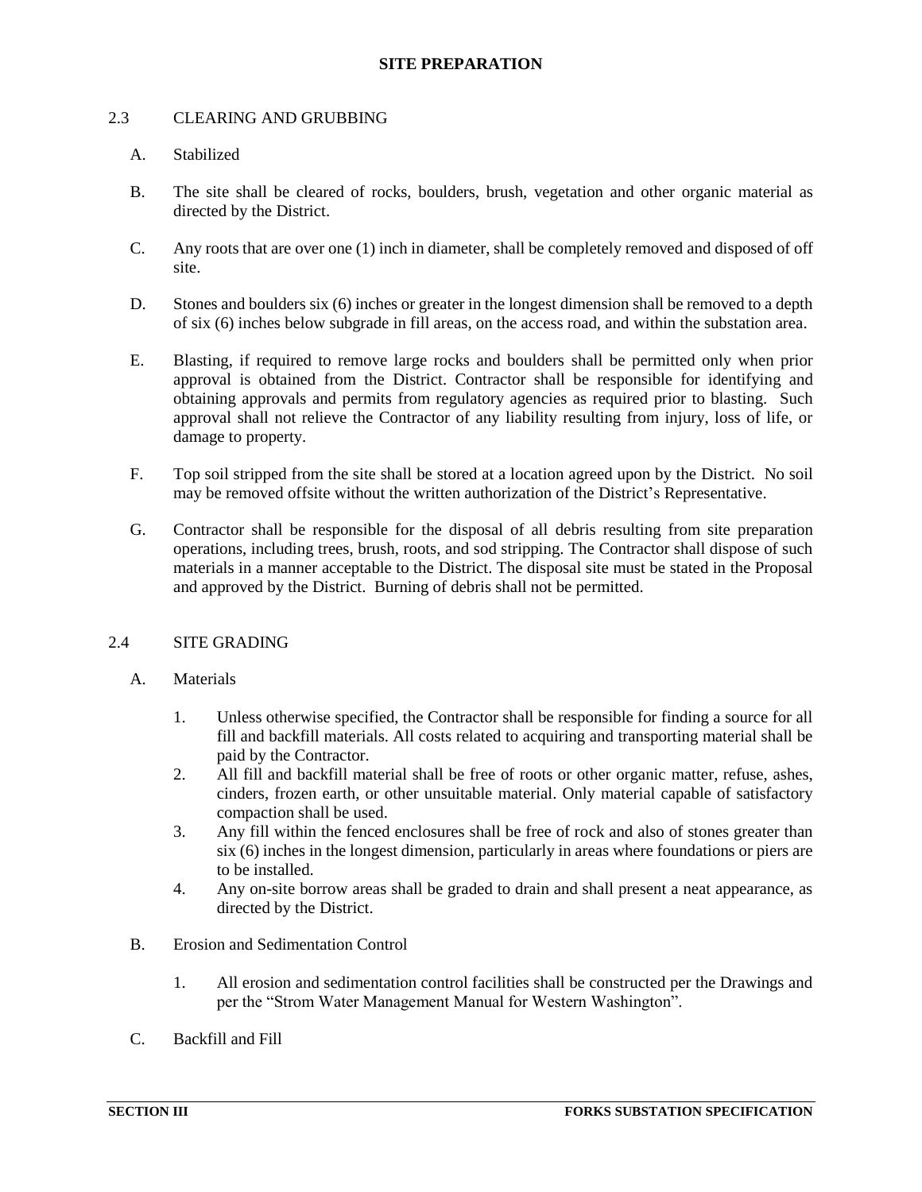# SITE PREPARATION

## 2.3 CLEARING AND GRUBBING

A. Stabilized

B. The site shall be cleared of rocks, boulders, brush, vegetation and other organic material as directed by the District.

C. Any roots that are over one (1) inch in diameter, shall be completely removed and disposed of off site.

D. Stones and boulders six (6) inches or greater in the longest dimension shall be removed to a depth of six (6) inches below subgrade in fill areas, on the access road, and within the substation area.

E. Blasting, if required to remove large rocks and boulders shall be permitted only when prior approval is obtained from the District. Contractor shall be responsible for identifying and obtaining approvals and permits from regulatory agencies as required prior to blasting. Such approval shall not relieve the Contractor of any liability resulting from injury, loss of life, or damage to property.

F. Top soil stripped from the site shall be stored at a location agreed upon by the District. No soil may be removed offsite without the written authorization of the District's Representative.

G. Contractor shall be responsible for the disposal of all debris resulting from site preparation operations, including trees, brush, roots, and sod stripping. The Contractor shall dispose of such materials in a manner acceptable to the District. The disposal site must be stated in the Proposal and approved by the District. Burning of debris shall not be permitted.

## 2.4 SITE GRADING

A. Materials

1. Unless otherwise specified, the Contractor shall be responsible for finding a source for all fill and backfill materials. All costs related to acquiring and transporting material shall be paid by the Contractor.
2. All fill and backfill material shall be free of roots or other organic matter, refuse, ashes, cinders, frozen earth, or other unsuitable material. Only material capable of satisfactory compaction shall be used.
3. Any fill within the fenced enclosures shall be free of rock and also of stones greater than six (6) inches in the longest dimension, particularly in areas where foundations or piers are to be installed.
4. Any on-site borrow areas shall be graded to drain and shall present a neat appearance, as directed by the District.

B. Erosion and Sedimentation Control

1. All erosion and sedimentation control facilities shall be constructed per the Drawings and per the "Strom Water Management Manual for Western Washington".

C. Backfill and Fill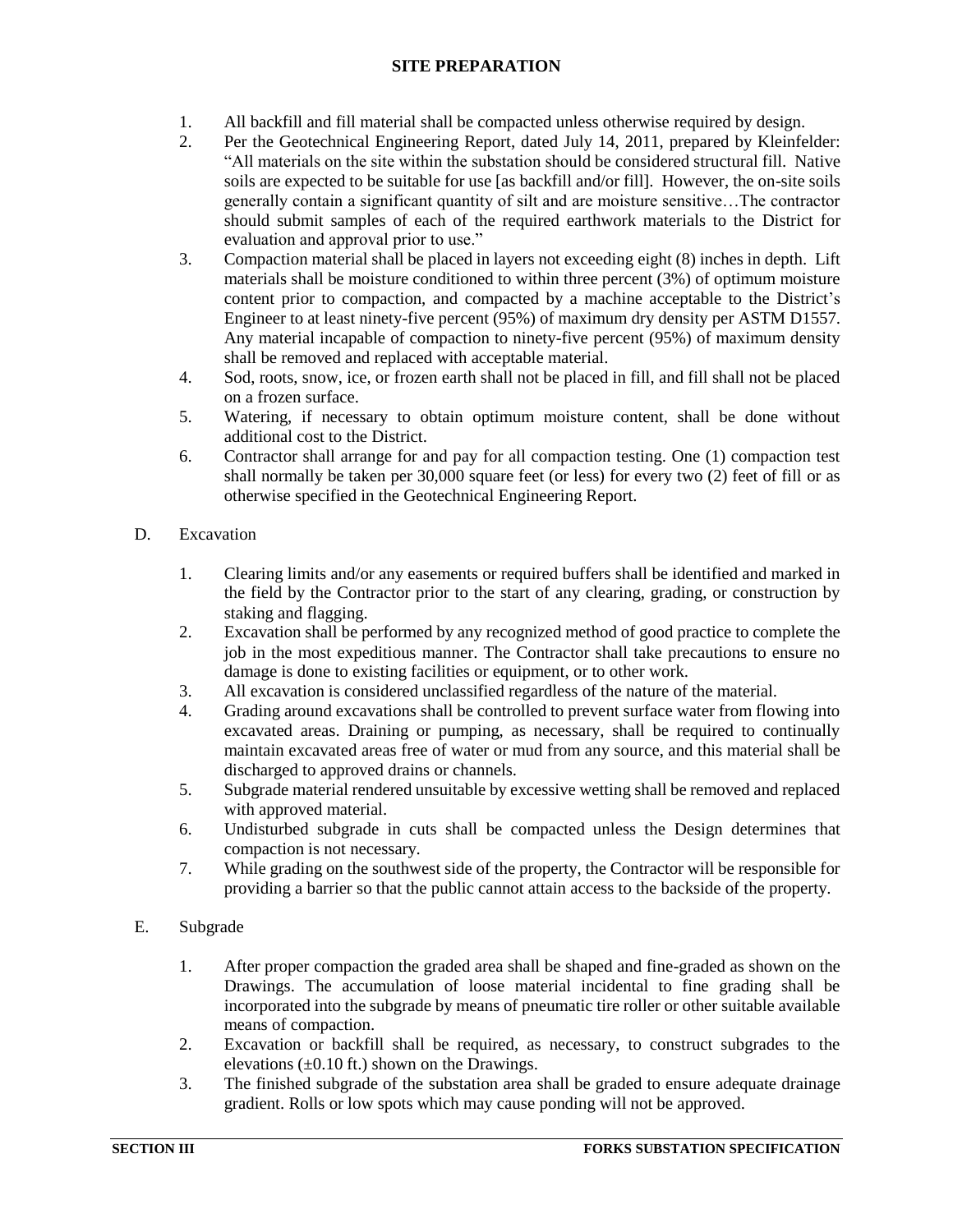# SITE PREPARATION

1. All backfill and fill material shall be compacted unless otherwise required by design.
2. Per the Geotechnical Engineering Report, dated July 14, 2011, prepared by Kleinfelder: "All materials on the site within the substation should be considered structural fill. Native soils are expected to be suitable for use [as backfill and/or fill]. However, the on-site soils generally contain a significant quantity of silt and are moisture sensitive…The contractor should submit samples of each of the required earthwork materials to the District for evaluation and approval prior to use."
3. Compaction material shall be placed in layers not exceeding eight (8) inches in depth. Lift materials shall be moisture conditioned to within three percent (3%) of optimum moisture content prior to compaction, and compacted by a machine acceptable to the District's Engineer to at least ninety-five percent (95%) of maximum dry density per ASTM D1557. Any material incapable of compaction to ninety-five percent (95%) of maximum density shall be removed and replaced with acceptable material.
4. Sod, roots, snow, ice, or frozen earth shall not be placed in fill, and fill shall not be placed on a frozen surface.
5. Watering, if necessary to obtain optimum moisture content, shall be done without additional cost to the District.
6. Contractor shall arrange for and pay for all compaction testing. One (1) compaction test shall normally be taken per 30,000 square feet (or less) for every two (2) feet of fill or as otherwise specified in the Geotechnical Engineering Report.

D. Excavation

1. Clearing limits and/or any easements or required buffers shall be identified and marked in the field by the Contractor prior to the start of any clearing, grading, or construction by staking and flagging.
2. Excavation shall be performed by any recognized method of good practice to complete the job in the most expeditious manner. The Contractor shall take precautions to ensure no damage is done to existing facilities or equipment, or to other work.
3. All excavation is considered unclassified regardless of the nature of the material.
4. Grading around excavations shall be controlled to prevent surface water from flowing into excavated areas. Draining or pumping, as necessary, shall be required to continually maintain excavated areas free of water or mud from any source, and this material shall be discharged to approved drains or channels.
5. Subgrade material rendered unsuitable by excessive wetting shall be removed and replaced with approved material.
6. Undisturbed subgrade in cuts shall be compacted unless the Design determines that compaction is not necessary.
7. While grading on the southwest side of the property, the Contractor will be responsible for providing a barrier so that the public cannot attain access to the backside of the property.

E. Subgrade

1. After proper compaction the graded area shall be shaped and fine-graded as shown on the Drawings. The accumulation of loose material incidental to fine grading shall be incorporated into the subgrade by means of pneumatic tire roller or other suitable available means of compaction.
2. Excavation or backfill shall be required, as necessary, to construct subgrades to the elevations (±0.10 ft.) shown on the Drawings.
3. The finished subgrade of the substation area shall be graded to ensure adequate drainage gradient. Rolls or low spots which may cause ponding will not be approved.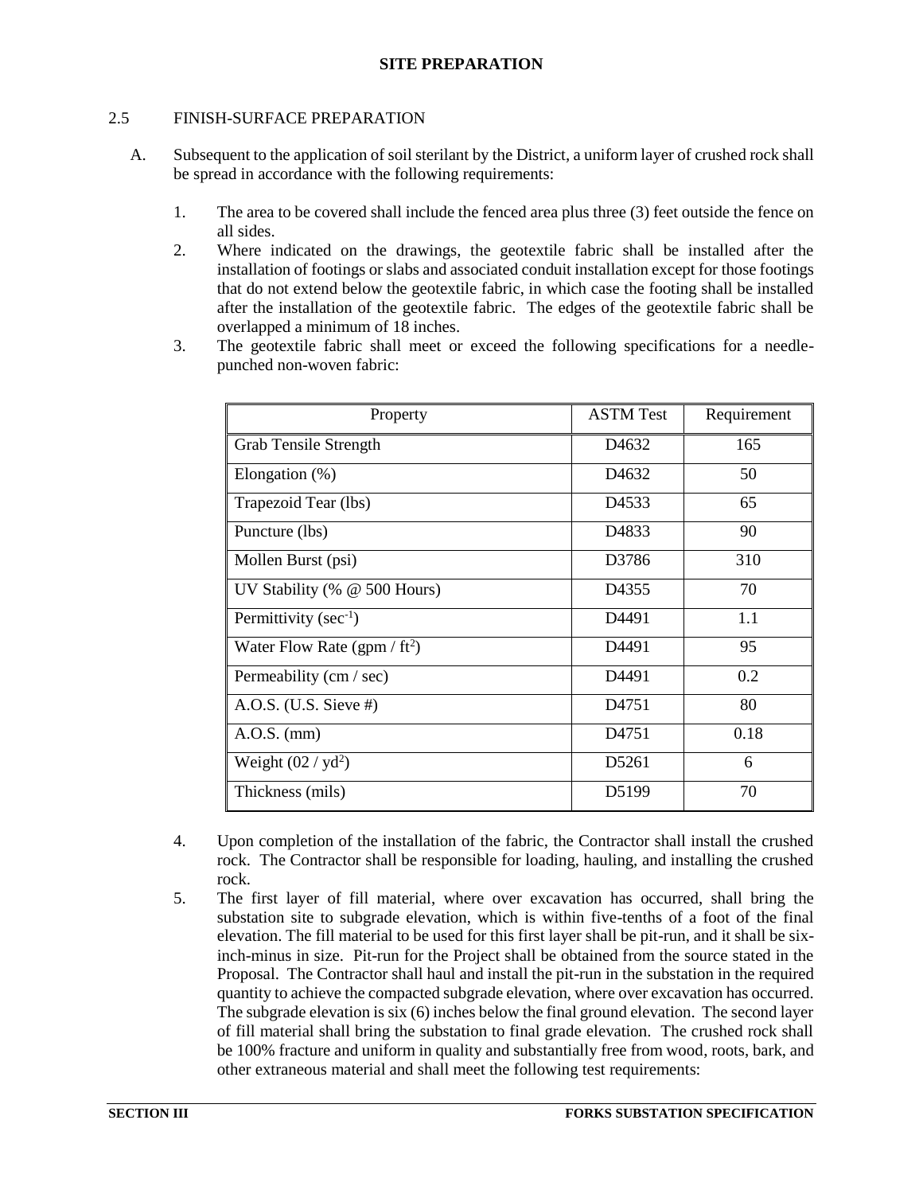## SITE PREPARATION

### 2.5 FINISH-SURFACE PREPARATION

A. Subsequent to the application of soil sterilant by the District, a uniform layer of crushed rock shall be spread in accordance with the following requirements:

1. The area to be covered shall include the fenced area plus three (3) feet outside the fence on all sides.
2. Where indicated on the drawings, the geotextile fabric shall be installed after the installation of footings or slabs and associated conduit installation except for those footings that do not extend below the geotextile fabric, in which case the footing shall be installed after the installation of the geotextile fabric. The edges of the geotextile fabric shall be overlapped a minimum of 18 inches.
3. The geotextile fabric shall meet or exceed the following specifications for a needle-punched non-woven fabric:

| Property | ASTM Test | Requirement |
|---|---|---|
| Grab Tensile Strength | D4632 | 165 |
| Elongation (%) | D4632 | 50 |
| Trapezoid Tear (lbs) | D4533 | 65 |
| Puncture (lbs) | D4833 | 90 |
| Mollen Burst (psi) | D3786 | 310 |
| UV Stability (% @ 500 Hours) | D4355 | 70 |
| Permittivity ($sec^{-1}$) | D4491 | 1.1 |
| Water Flow Rate (gpm / $ft^2$) | D4491 | 95 |
| Permeability (cm / sec) | D4491 | 0.2 |
| A.O.S. (U.S. Sieve #) | D4751 | 80 |
| A.O.S. (mm) | D4751 | 0.18 |
| Weight (02 / $yd^2$) | D5261 | 6 |
| Thickness (mils) | D5199 | 70 |

4. Upon completion of the installation of the fabric, the Contractor shall install the crushed rock. The Contractor shall be responsible for loading, hauling, and installing the crushed rock.
5. The first layer of fill material, where over excavation has occurred, shall bring the substation site to subgrade elevation, which is within five-tenths of a foot of the final elevation. The fill material to be used for this first layer shall be pit-run, and it shall be six-inch-minus in size. Pit-run for the Project shall be obtained from the source stated in the Proposal. The Contractor shall haul and install the pit-run in the substation in the required quantity to achieve the compacted subgrade elevation, where over excavation has occurred. The subgrade elevation is six (6) inches below the final ground elevation. The second layer of fill material shall bring the substation to final grade elevation. The crushed rock shall be 100% fracture and uniform in quality and substantially free from wood, roots, bark, and other extraneous material and shall meet the following test requirements: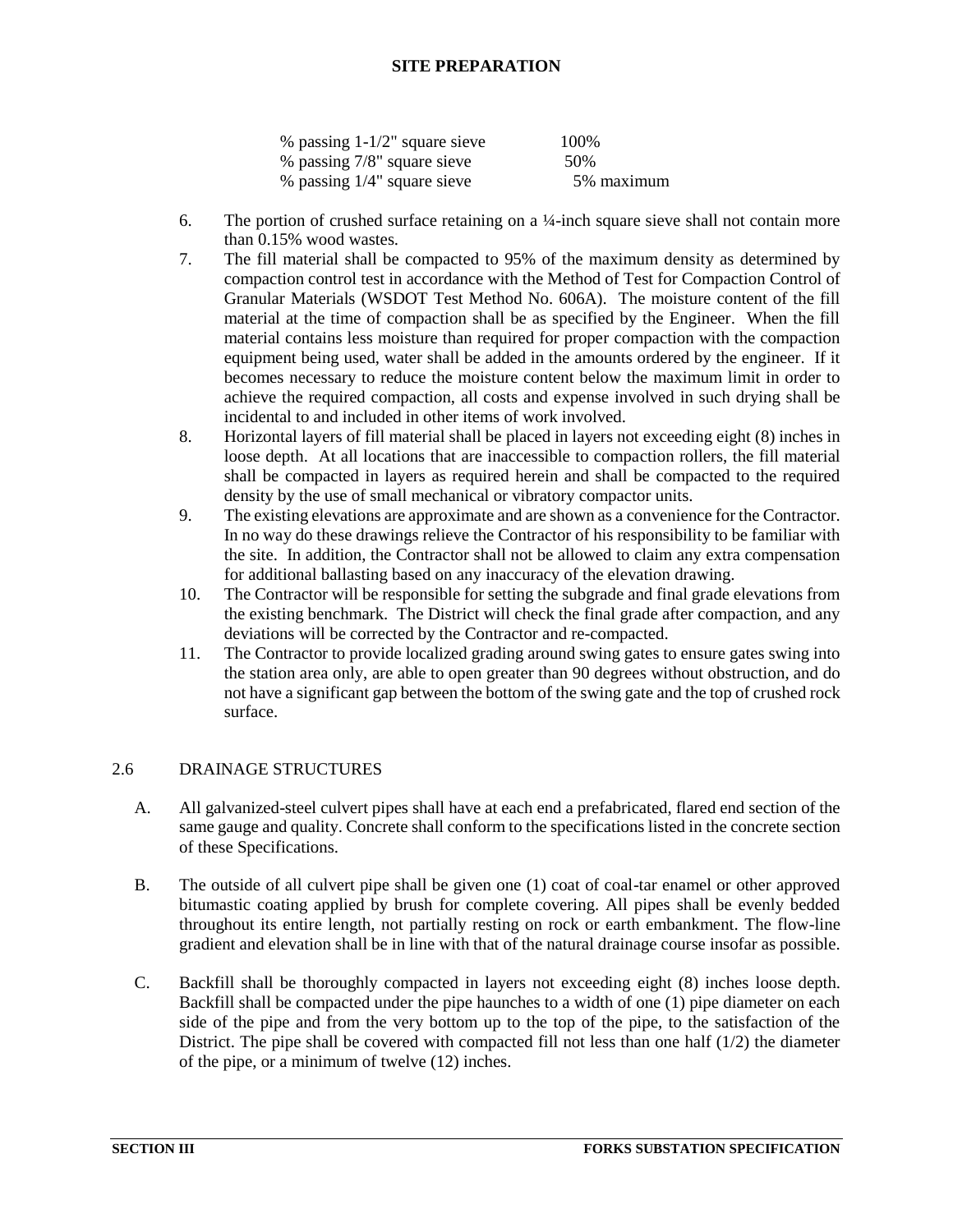| | |
|---|---|
| % passing 1-1/2" square sieve | 100% |
| % passing 7/8" square sieve | 50% |
| % passing 1/4" square sieve | 5% maximum |

6. The portion of crushed surface retaining on a ¼-inch square sieve shall not contain more than 0.15% wood wastes.
7. The fill material shall be compacted to 95% of the maximum density as determined by compaction control test in accordance with the Method of Test for Compaction Control of Granular Materials (WSDOT Test Method No. 606A). The moisture content of the fill material at the time of compaction shall be as specified by the Engineer. When the fill material contains less moisture than required for proper compaction with the compaction equipment being used, water shall be added in the amounts ordered by the engineer. If it becomes necessary to reduce the moisture content below the maximum limit in order to achieve the required compaction, all costs and expense involved in such drying shall be incidental to and included in other items of work involved.
8. Horizontal layers of fill material shall be placed in layers not exceeding eight (8) inches in loose depth. At all locations that are inaccessible to compaction rollers, the fill material shall be compacted in layers as required herein and shall be compacted to the required density by the use of small mechanical or vibratory compactor units.
9. The existing elevations are approximate and are shown as a convenience for the Contractor. In no way do these drawings relieve the Contractor of his responsibility to be familiar with the site. In addition, the Contractor shall not be allowed to claim any extra compensation for additional ballasting based on any inaccuracy of the elevation drawing.
10. The Contractor will be responsible for setting the subgrade and final grade elevations from the existing benchmark. The District will check the final grade after compaction, and any deviations will be corrected by the Contractor and re-compacted.
11. The Contractor to provide localized grading around swing gates to ensure gates swing into the station area only, are able to open greater than 90 degrees without obstruction, and do not have a significant gap between the bottom of the swing gate and the top of crushed rock surface.

## 2.6 DRAINAGE STRUCTURES

A. All galvanized-steel culvert pipes shall have at each end a prefabricated, flared end section of the same gauge and quality. Concrete shall conform to the specifications listed in the concrete section of these Specifications.

B. The outside of all culvert pipe shall be given one (1) coat of coal-tar enamel or other approved bitumastic coating applied by brush for complete covering. All pipes shall be evenly bedded throughout its entire length, not partially resting on rock or earth embankment. The flow-line gradient and elevation shall be in line with that of the natural drainage course insofar as possible.

C. Backfill shall be thoroughly compacted in layers not exceeding eight (8) inches loose depth. Backfill shall be compacted under the pipe haunches to a width of one (1) pipe diameter on each side of the pipe and from the very bottom up to the top of the pipe, to the satisfaction of the District. The pipe shall be covered with compacted fill not less than one half (1/2) the diameter of the pipe, or a minimum of twelve (12) inches.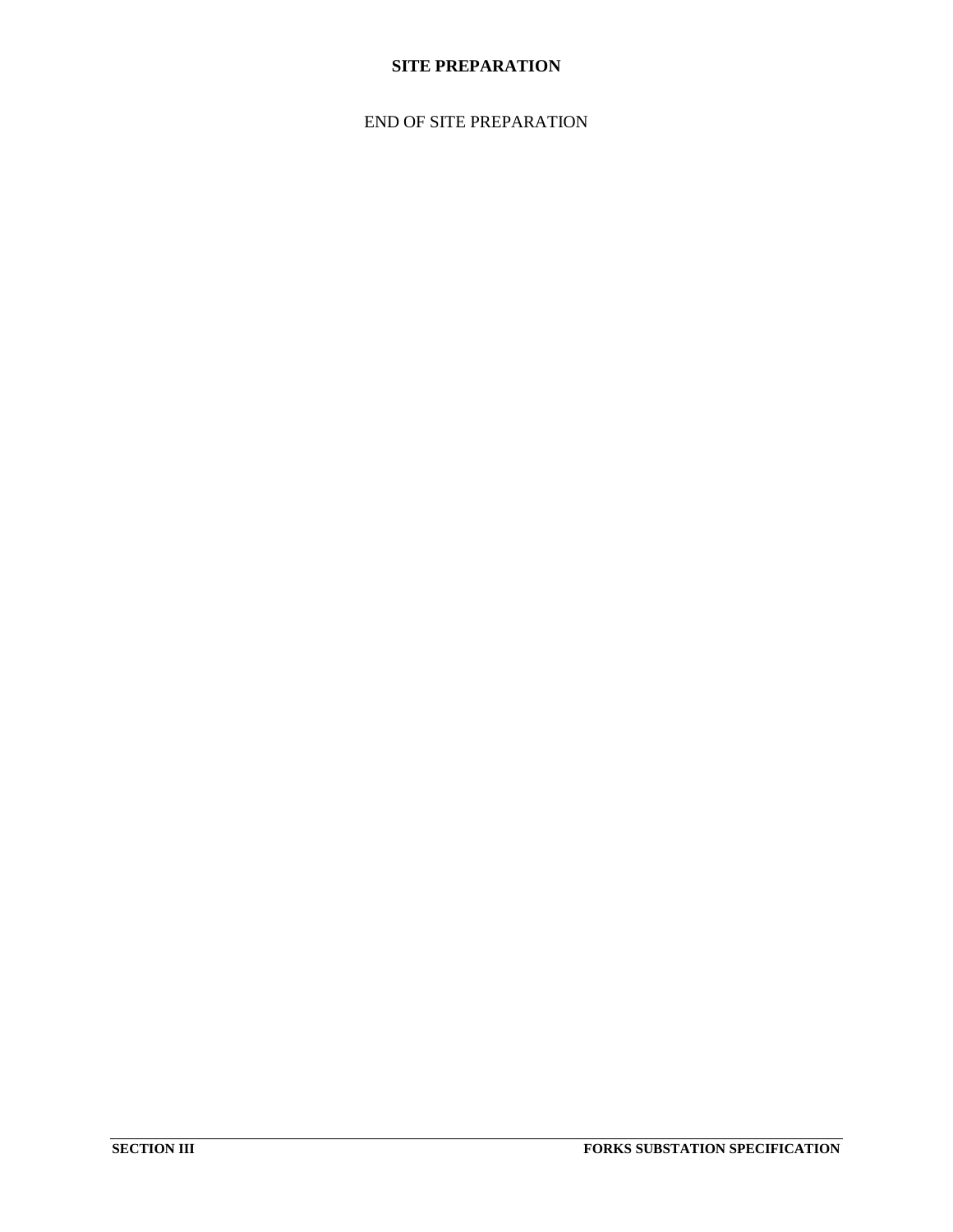**SITE PREPARATION**

END OF SITE PREPARATION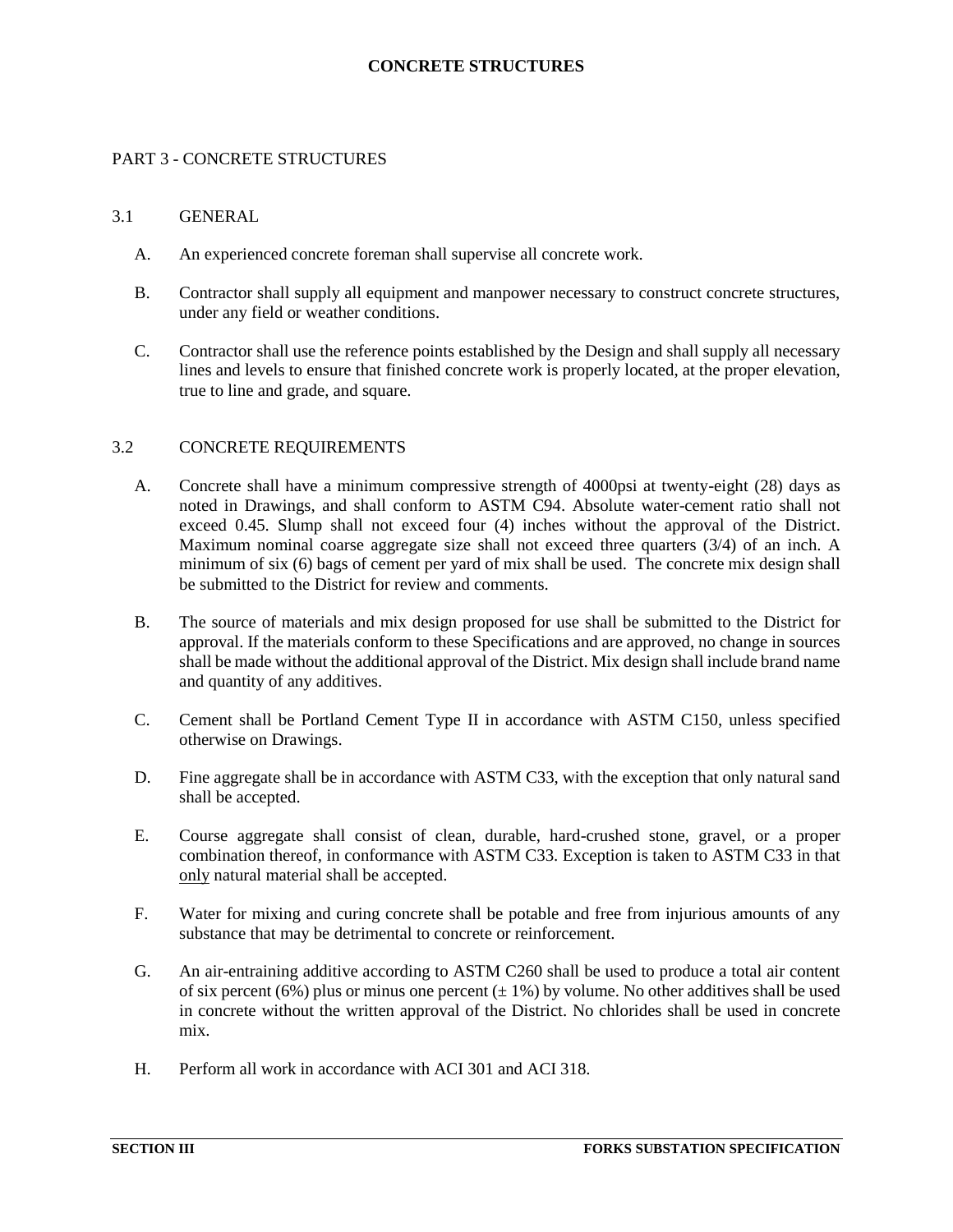# CONCRETE STRUCTURES

## PART 3 - CONCRETE STRUCTURES

### 3.1 GENERAL

A. An experienced concrete foreman shall supervise all concrete work.

B. Contractor shall supply all equipment and manpower necessary to construct concrete structures, under any field or weather conditions.

C. Contractor shall use the reference points established by the Design and shall supply all necessary lines and levels to ensure that finished concrete work is properly located, at the proper elevation, true to line and grade, and square.

### 3.2 CONCRETE REQUIREMENTS

A. Concrete shall have a minimum compressive strength of 4000psi at twenty-eight (28) days as noted in Drawings, and shall conform to ASTM C94. Absolute water-cement ratio shall not exceed 0.45. Slump shall not exceed four (4) inches without the approval of the District. Maximum nominal coarse aggregate size shall not exceed three quarters (3/4) of an inch. A minimum of six (6) bags of cement per yard of mix shall be used. The concrete mix design shall be submitted to the District for review and comments.

B. The source of materials and mix design proposed for use shall be submitted to the District for approval. If the materials conform to these Specifications and are approved, no change in sources shall be made without the additional approval of the District. Mix design shall include brand name and quantity of any additives.

C. Cement shall be Portland Cement Type II in accordance with ASTM C150, unless specified otherwise on Drawings.

D. Fine aggregate shall be in accordance with ASTM C33, with the exception that only natural sand shall be accepted.

E. Course aggregate shall consist of clean, durable, hard-crushed stone, gravel, or a proper combination thereof, in conformance with ASTM C33. Exception is taken to ASTM C33 in that <u>only</u> natural material shall be accepted.

F. Water for mixing and curing concrete shall be potable and free from injurious amounts of any substance that may be detrimental to concrete or reinforcement.

G. An air-entraining additive according to ASTM C260 shall be used to produce a total air content of six percent (6%) plus or minus one percent ($\pm$ 1%) by volume. No other additives shall be used in concrete without the written approval of the District. No chlorides shall be used in concrete mix.

H. Perform all work in accordance with ACI 301 and ACI 318.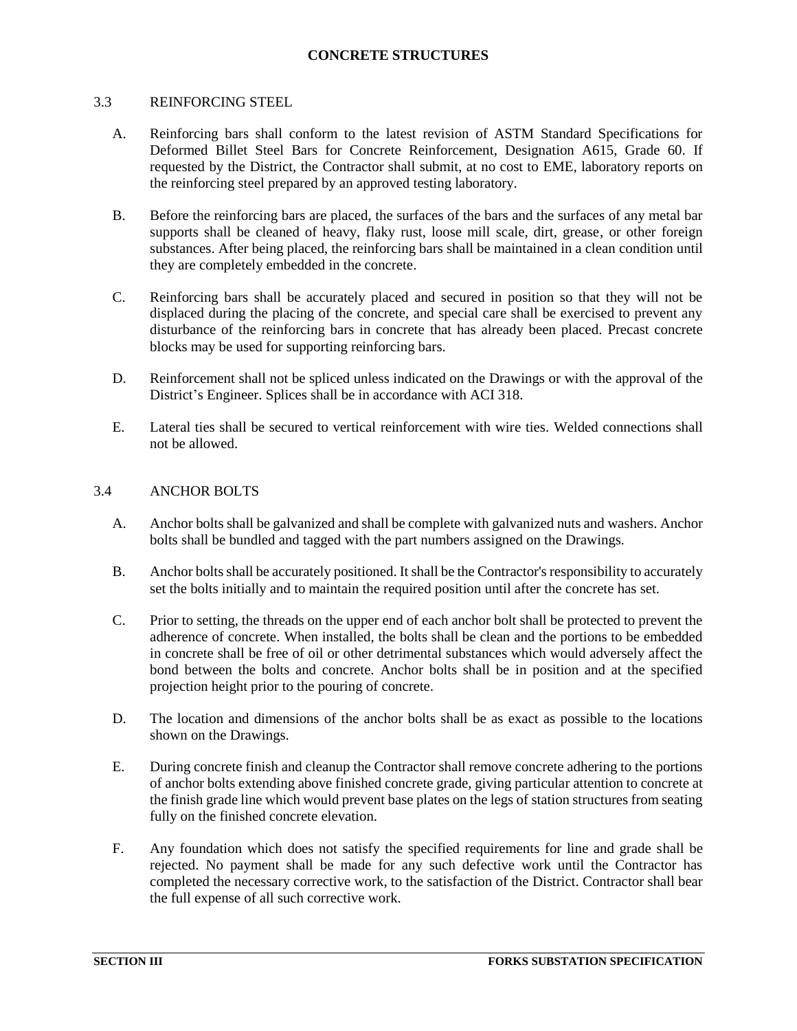## 3.3 REINFORCING STEEL

A. Reinforcing bars shall conform to the latest revision of ASTM Standard Specifications for Deformed Billet Steel Bars for Concrete Reinforcement, Designation A615, Grade 60. If requested by the District, the Contractor shall submit, at no cost to EME, laboratory reports on the reinforcing steel prepared by an approved testing laboratory.

B. Before the reinforcing bars are placed, the surfaces of the bars and the surfaces of any metal bar supports shall be cleaned of heavy, flaky rust, loose mill scale, dirt, grease, or other foreign substances. After being placed, the reinforcing bars shall be maintained in a clean condition until they are completely embedded in the concrete.

C. Reinforcing bars shall be accurately placed and secured in position so that they will not be displaced during the placing of the concrete, and special care shall be exercised to prevent any disturbance of the reinforcing bars in concrete that has already been placed. Precast concrete blocks may be used for supporting reinforcing bars.

D. Reinforcement shall not be spliced unless indicated on the Drawings or with the approval of the District's Engineer. Splices shall be in accordance with ACI 318.

E. Lateral ties shall be secured to vertical reinforcement with wire ties. Welded connections shall not be allowed.

## 3.4 ANCHOR BOLTS

A. Anchor bolts shall be galvanized and shall be complete with galvanized nuts and washers. Anchor bolts shall be bundled and tagged with the part numbers assigned on the Drawings.

B. Anchor bolts shall be accurately positioned. It shall be the Contractor's responsibility to accurately set the bolts initially and to maintain the required position until after the concrete has set.

C. Prior to setting, the threads on the upper end of each anchor bolt shall be protected to prevent the adherence of concrete. When installed, the bolts shall be clean and the portions to be embedded in concrete shall be free of oil or other detrimental substances which would adversely affect the bond between the bolts and concrete. Anchor bolts shall be in position and at the specified projection height prior to the pouring of concrete.

D. The location and dimensions of the anchor bolts shall be as exact as possible to the locations shown on the Drawings.

E. During concrete finish and cleanup the Contractor shall remove concrete adhering to the portions of anchor bolts extending above finished concrete grade, giving particular attention to concrete at the finish grade line which would prevent base plates on the legs of station structures from seating fully on the finished concrete elevation.

F. Any foundation which does not satisfy the specified requirements for line and grade shall be rejected. No payment shall be made for any such defective work until the Contractor has completed the necessary corrective work, to the satisfaction of the District. Contractor shall bear the full expense of all such corrective work.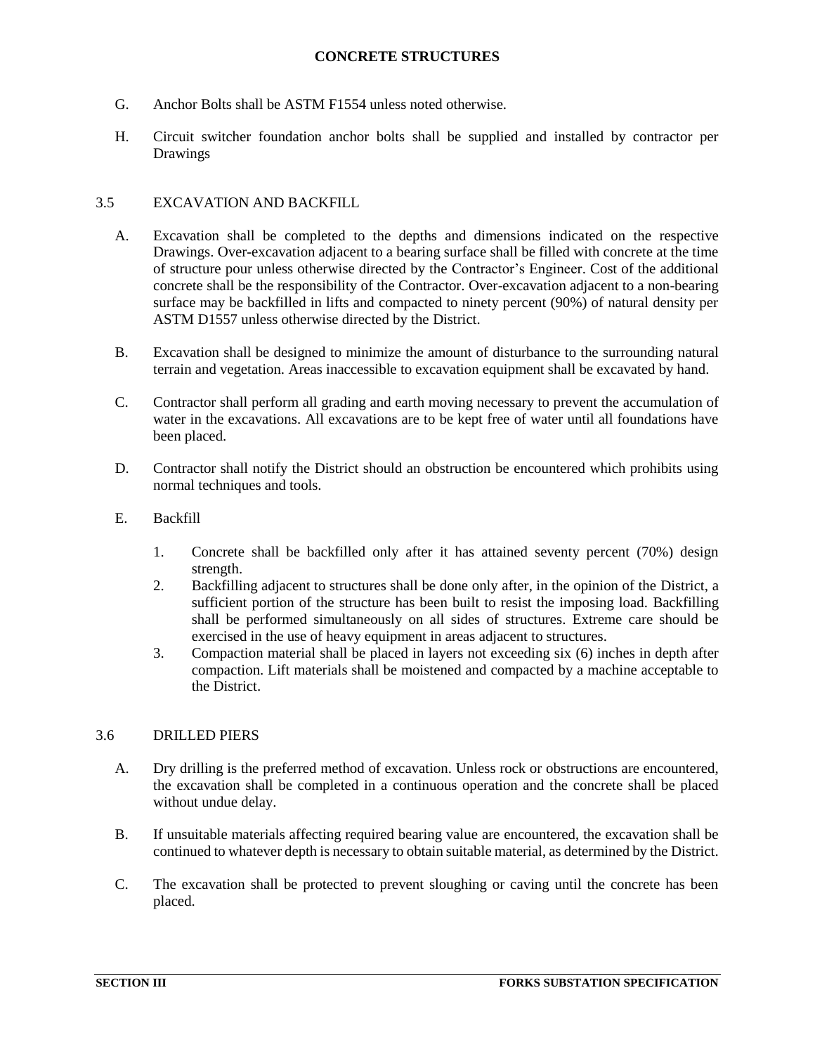G. Anchor Bolts shall be ASTM F1554 unless noted otherwise.

H. Circuit switcher foundation anchor bolts shall be supplied and installed by contractor per Drawings

## 3.5 EXCAVATION AND BACKFILL

A. Excavation shall be completed to the depths and dimensions indicated on the respective Drawings. Over-excavation adjacent to a bearing surface shall be filled with concrete at the time of structure pour unless otherwise directed by the Contractor's Engineer. Cost of the additional concrete shall be the responsibility of the Contractor. Over-excavation adjacent to a non-bearing surface may be backfilled in lifts and compacted to ninety percent (90%) of natural density per ASTM D1557 unless otherwise directed by the District.

B. Excavation shall be designed to minimize the amount of disturbance to the surrounding natural terrain and vegetation. Areas inaccessible to excavation equipment shall be excavated by hand.

C. Contractor shall perform all grading and earth moving necessary to prevent the accumulation of water in the excavations. All excavations are to be kept free of water until all foundations have been placed.

D. Contractor shall notify the District should an obstruction be encountered which prohibits using normal techniques and tools.

E. Backfill

1. Concrete shall be backfilled only after it has attained seventy percent (70%) design strength.
2. Backfilling adjacent to structures shall be done only after, in the opinion of the District, a sufficient portion of the structure has been built to resist the imposing load. Backfilling shall be performed simultaneously on all sides of structures. Extreme care should be exercised in the use of heavy equipment in areas adjacent to structures.
3. Compaction material shall be placed in layers not exceeding six (6) inches in depth after compaction. Lift materials shall be moistened and compacted by a machine acceptable to the District.

## 3.6 DRILLED PIERS

A. Dry drilling is the preferred method of excavation. Unless rock or obstructions are encountered, the excavation shall be completed in a continuous operation and the concrete shall be placed without undue delay.

B. If unsuitable materials affecting required bearing value are encountered, the excavation shall be continued to whatever depth is necessary to obtain suitable material, as determined by the District.

C. The excavation shall be protected to prevent sloughing or caving until the concrete has been placed.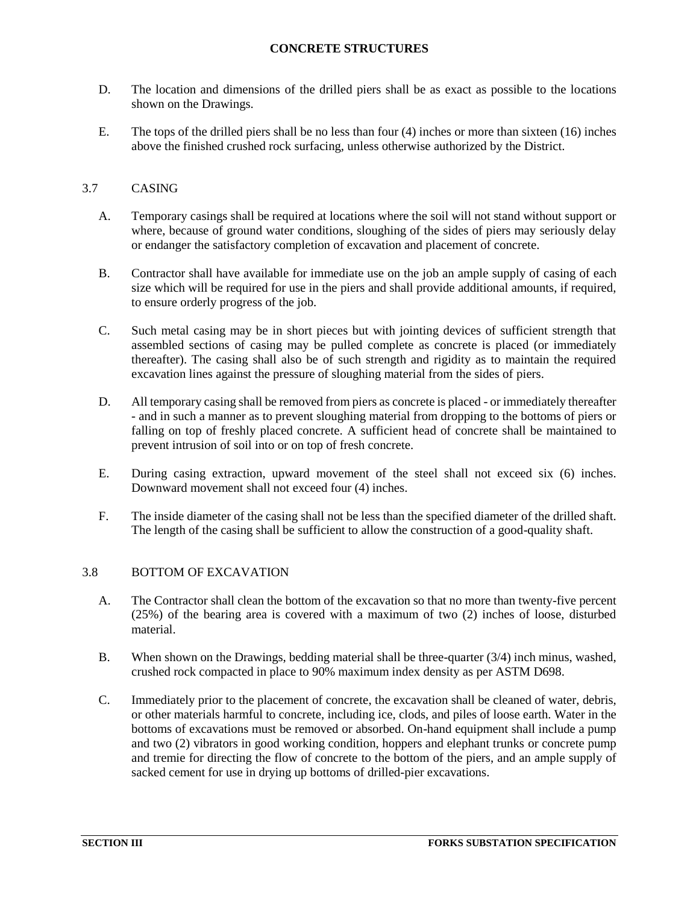D. The location and dimensions of the drilled piers shall be as exact as possible to the locations shown on the Drawings.

E. The tops of the drilled piers shall be no less than four (4) inches or more than sixteen (16) inches above the finished crushed rock surfacing, unless otherwise authorized by the District.

## 3.7 CASING

A. Temporary casings shall be required at locations where the soil will not stand without support or where, because of ground water conditions, sloughing of the sides of piers may seriously delay or endanger the satisfactory completion of excavation and placement of concrete.

B. Contractor shall have available for immediate use on the job an ample supply of casing of each size which will be required for use in the piers and shall provide additional amounts, if required, to ensure orderly progress of the job.

C. Such metal casing may be in short pieces but with jointing devices of sufficient strength that assembled sections of casing may be pulled complete as concrete is placed (or immediately thereafter). The casing shall also be of such strength and rigidity as to maintain the required excavation lines against the pressure of sloughing material from the sides of piers.

D. All temporary casing shall be removed from piers as concrete is placed - or immediately thereafter - and in such a manner as to prevent sloughing material from dropping to the bottoms of piers or falling on top of freshly placed concrete. A sufficient head of concrete shall be maintained to prevent intrusion of soil into or on top of fresh concrete.

E. During casing extraction, upward movement of the steel shall not exceed six (6) inches. Downward movement shall not exceed four (4) inches.

F. The inside diameter of the casing shall not be less than the specified diameter of the drilled shaft. The length of the casing shall be sufficient to allow the construction of a good-quality shaft.

## 3.8 BOTTOM OF EXCAVATION

A. The Contractor shall clean the bottom of the excavation so that no more than twenty-five percent (25%) of the bearing area is covered with a maximum of two (2) inches of loose, disturbed material.

B. When shown on the Drawings, bedding material shall be three-quarter (3/4) inch minus, washed, crushed rock compacted in place to 90% maximum index density as per ASTM D698.

C. Immediately prior to the placement of concrete, the excavation shall be cleaned of water, debris, or other materials harmful to concrete, including ice, clods, and piles of loose earth. Water in the bottoms of excavations must be removed or absorbed. On-hand equipment shall include a pump and two (2) vibrators in good working condition, hoppers and elephant trunks or concrete pump and tremie for directing the flow of concrete to the bottom of the piers, and an ample supply of sacked cement for use in drying up bottoms of drilled-pier excavations.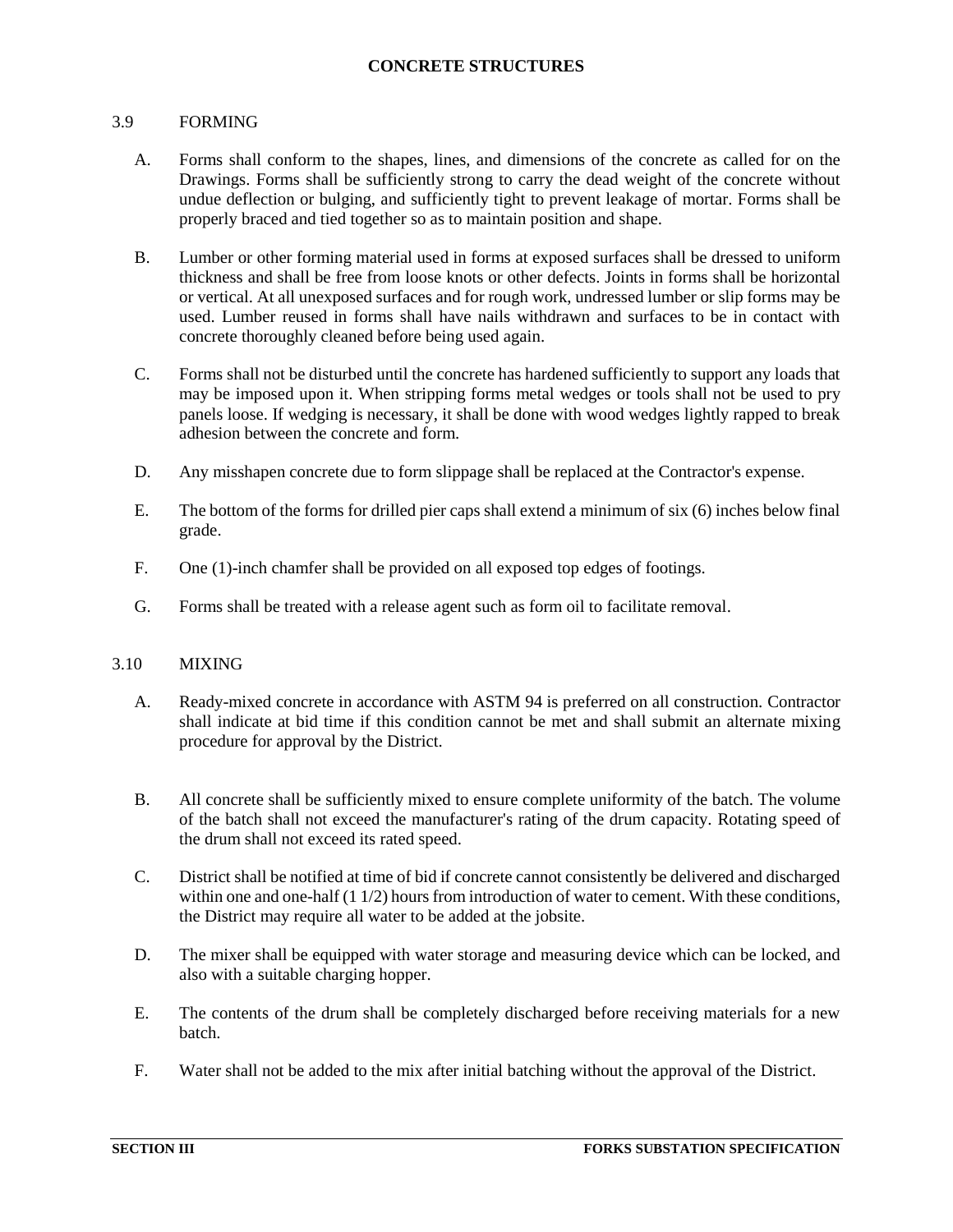## 3.9 FORMING

A. Forms shall conform to the shapes, lines, and dimensions of the concrete as called for on the Drawings. Forms shall be sufficiently strong to carry the dead weight of the concrete without undue deflection or bulging, and sufficiently tight to prevent leakage of mortar. Forms shall be properly braced and tied together so as to maintain position and shape.

B. Lumber or other forming material used in forms at exposed surfaces shall be dressed to uniform thickness and shall be free from loose knots or other defects. Joints in forms shall be horizontal or vertical. At all unexposed surfaces and for rough work, undressed lumber or slip forms may be used. Lumber reused in forms shall have nails withdrawn and surfaces to be in contact with concrete thoroughly cleaned before being used again.

C. Forms shall not be disturbed until the concrete has hardened sufficiently to support any loads that may be imposed upon it. When stripping forms metal wedges or tools shall not be used to pry panels loose. If wedging is necessary, it shall be done with wood wedges lightly rapped to break adhesion between the concrete and form.

D. Any misshapen concrete due to form slippage shall be replaced at the Contractor's expense.

E. The bottom of the forms for drilled pier caps shall extend a minimum of six (6) inches below final grade.

F. One (1)-inch chamfer shall be provided on all exposed top edges of footings.

G. Forms shall be treated with a release agent such as form oil to facilitate removal.

## 3.10 MIXING

A. Ready-mixed concrete in accordance with ASTM 94 is preferred on all construction. Contractor shall indicate at bid time if this condition cannot be met and shall submit an alternate mixing procedure for approval by the District.

B. All concrete shall be sufficiently mixed to ensure complete uniformity of the batch. The volume of the batch shall not exceed the manufacturer's rating of the drum capacity. Rotating speed of the drum shall not exceed its rated speed.

C. District shall be notified at time of bid if concrete cannot consistently be delivered and discharged within one and one-half (1 1/2) hours from introduction of water to cement. With these conditions, the District may require all water to be added at the jobsite.

D. The mixer shall be equipped with water storage and measuring device which can be locked, and also with a suitable charging hopper.

E. The contents of the drum shall be completely discharged before receiving materials for a new batch.

F. Water shall not be added to the mix after initial batching without the approval of the District.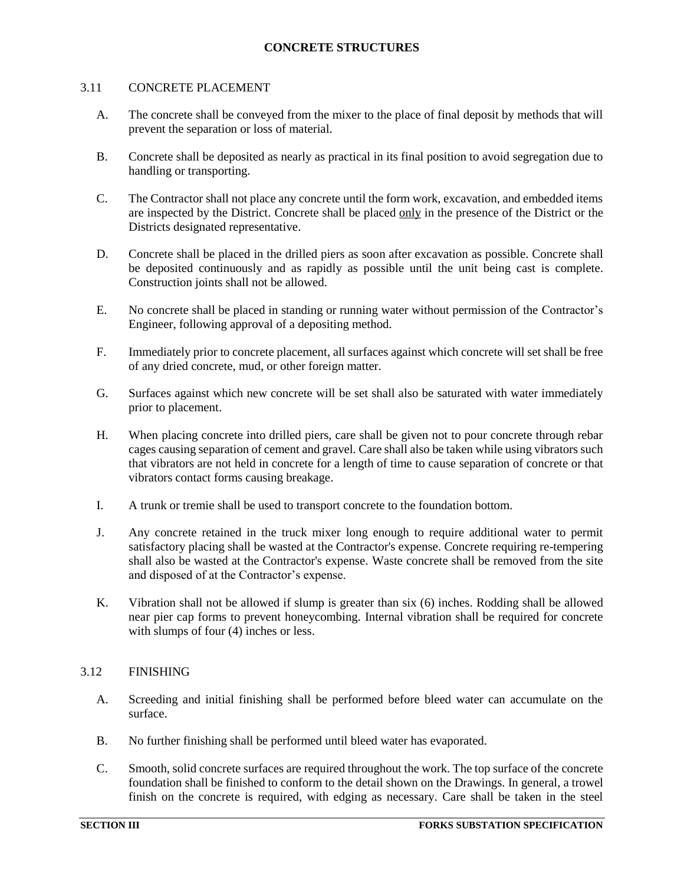# CONCRETE STRUCTURES

## 3.11 CONCRETE PLACEMENT

A. The concrete shall be conveyed from the mixer to the place of final deposit by methods that will prevent the separation or loss of material.

B. Concrete shall be deposited as nearly as practical in its final position to avoid segregation due to handling or transporting.

C. The Contractor shall not place any concrete until the form work, excavation, and embedded items are inspected by the District. Concrete shall be placed only in the presence of the District or the Districts designated representative.

D. Concrete shall be placed in the drilled piers as soon after excavation as possible. Concrete shall be deposited continuously and as rapidly as possible until the unit being cast is complete. Construction joints shall not be allowed.

E. No concrete shall be placed in standing or running water without permission of the Contractor's Engineer, following approval of a depositing method.

F. Immediately prior to concrete placement, all surfaces against which concrete will set shall be free of any dried concrete, mud, or other foreign matter.

G. Surfaces against which new concrete will be set shall also be saturated with water immediately prior to placement.

H. When placing concrete into drilled piers, care shall be given not to pour concrete through rebar cages causing separation of cement and gravel. Care shall also be taken while using vibrators such that vibrators are not held in concrete for a length of time to cause separation of concrete or that vibrators contact forms causing breakage.

I. A trunk or tremie shall be used to transport concrete to the foundation bottom.

J. Any concrete retained in the truck mixer long enough to require additional water to permit satisfactory placing shall be wasted at the Contractor's expense. Concrete requiring re-tempering shall also be wasted at the Contractor's expense. Waste concrete shall be removed from the site and disposed of at the Contractor's expense.

K. Vibration shall not be allowed if slump is greater than six (6) inches. Rodding shall be allowed near pier cap forms to prevent honeycombing. Internal vibration shall be required for concrete with slumps of four (4) inches or less.

## 3.12 FINISHING

A. Screeding and initial finishing shall be performed before bleed water can accumulate on the surface.

B. No further finishing shall be performed until bleed water has evaporated.

C. Smooth, solid concrete surfaces are required throughout the work. The top surface of the concrete foundation shall be finished to conform to the detail shown on the Drawings. In general, a trowel finish on the concrete is required, with edging as necessary. Care shall be taken in the steel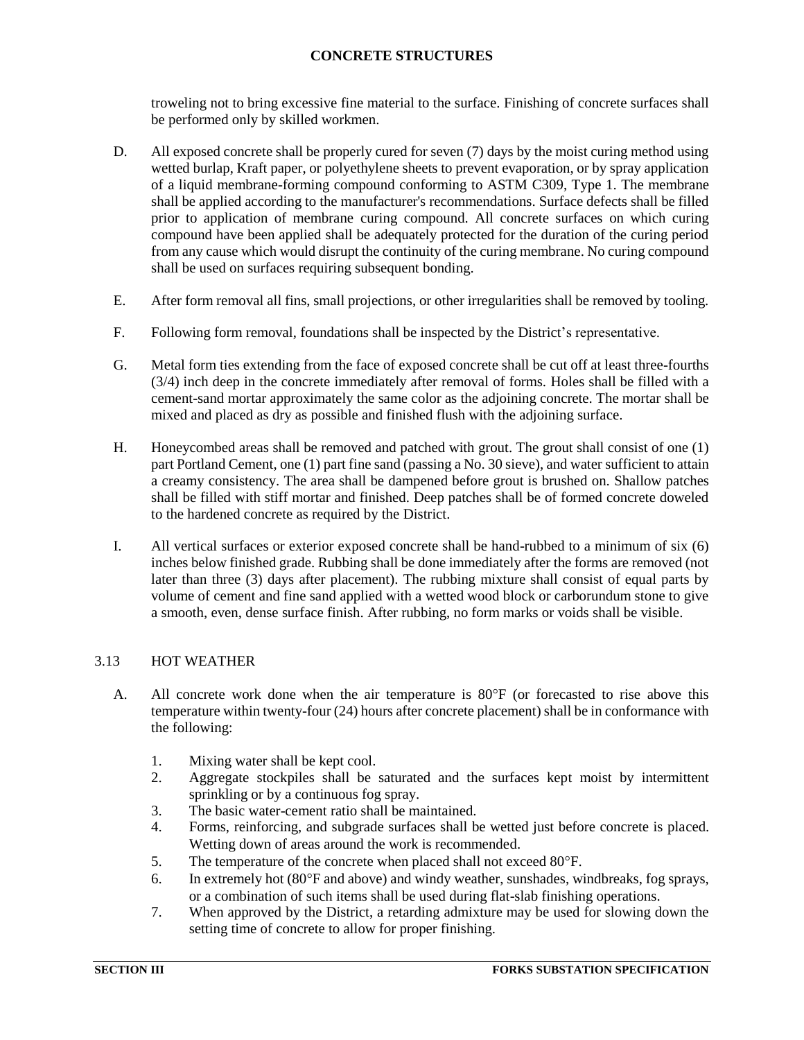troweling not to bring excessive fine material to the surface. Finishing of concrete surfaces shall be performed only by skilled workmen.

D. All exposed concrete shall be properly cured for seven (7) days by the moist curing method using wetted burlap, Kraft paper, or polyethylene sheets to prevent evaporation, or by spray application of a liquid membrane-forming compound conforming to ASTM C309, Type 1. The membrane shall be applied according to the manufacturer's recommendations. Surface defects shall be filled prior to application of membrane curing compound. All concrete surfaces on which curing compound have been applied shall be adequately protected for the duration of the curing period from any cause which would disrupt the continuity of the curing membrane. No curing compound shall be used on surfaces requiring subsequent bonding.

E. After form removal all fins, small projections, or other irregularities shall be removed by tooling.

F. Following form removal, foundations shall be inspected by the District's representative.

G. Metal form ties extending from the face of exposed concrete shall be cut off at least three-fourths (3/4) inch deep in the concrete immediately after removal of forms. Holes shall be filled with a cement-sand mortar approximately the same color as the adjoining concrete. The mortar shall be mixed and placed as dry as possible and finished flush with the adjoining surface.

H. Honeycombed areas shall be removed and patched with grout. The grout shall consist of one (1) part Portland Cement, one (1) part fine sand (passing a No. 30 sieve), and water sufficient to attain a creamy consistency. The area shall be dampened before grout is brushed on. Shallow patches shall be filled with stiff mortar and finished. Deep patches shall be of formed concrete doweled to the hardened concrete as required by the District.

I. All vertical surfaces or exterior exposed concrete shall be hand-rubbed to a minimum of six (6) inches below finished grade. Rubbing shall be done immediately after the forms are removed (not later than three (3) days after placement). The rubbing mixture shall consist of equal parts by volume of cement and fine sand applied with a wetted wood block or carborundum stone to give a smooth, even, dense surface finish. After rubbing, no form marks or voids shall be visible.

## 3.13 HOT WEATHER

A. All concrete work done when the air temperature is 80°F (or forecasted to rise above this temperature within twenty-four (24) hours after concrete placement) shall be in conformance with the following:

1. Mixing water shall be kept cool.
2. Aggregate stockpiles shall be saturated and the surfaces kept moist by intermittent sprinkling or by a continuous fog spray.
3. The basic water-cement ratio shall be maintained.
4. Forms, reinforcing, and subgrade surfaces shall be wetted just before concrete is placed. Wetting down of areas around the work is recommended.
5. The temperature of the concrete when placed shall not exceed 80°F.
6. In extremely hot (80°F and above) and windy weather, sunshades, windbreaks, fog sprays, or a combination of such items shall be used during flat-slab finishing operations.
7. When approved by the District, a retarding admixture may be used for slowing down the setting time of concrete to allow for proper finishing.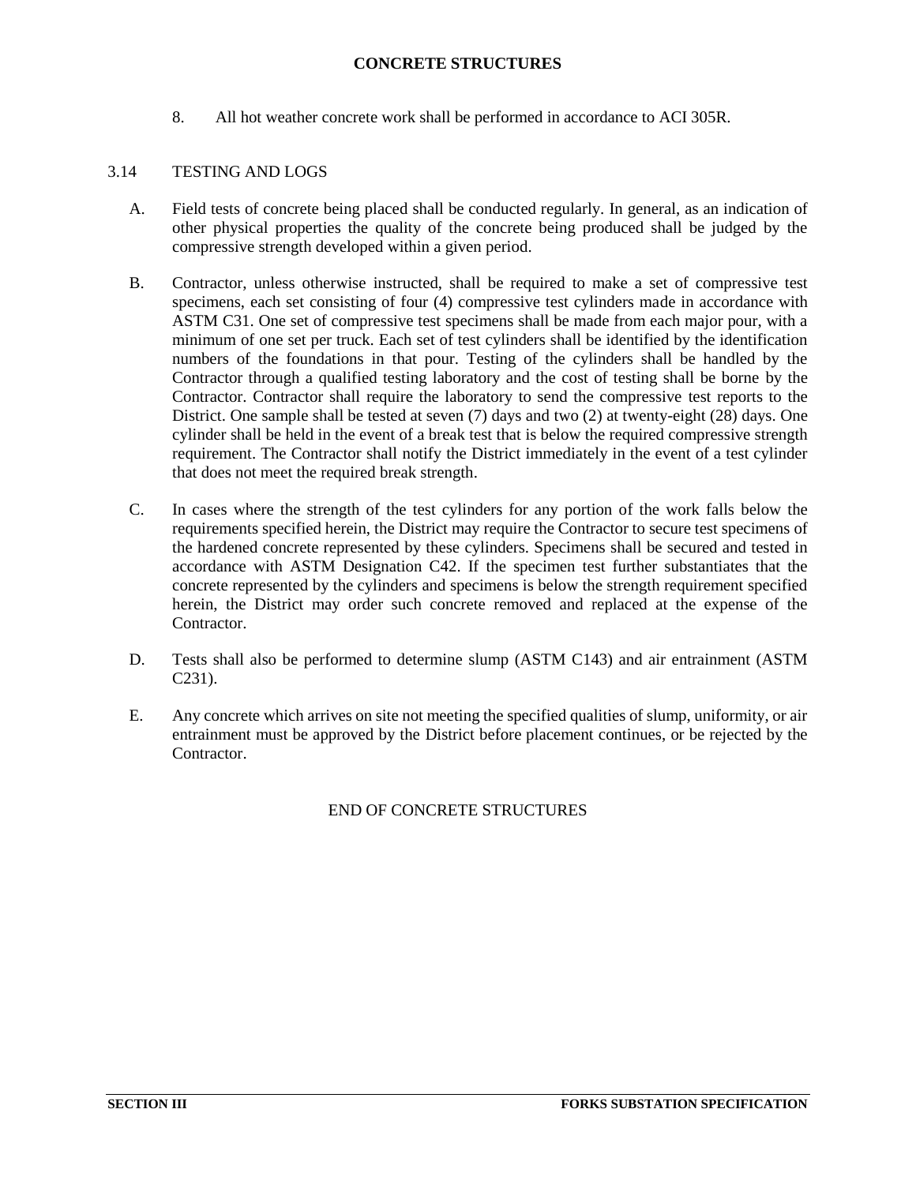8. All hot weather concrete work shall be performed in accordance to ACI 305R.

## 3.14 TESTING AND LOGS

A. Field tests of concrete being placed shall be conducted regularly. In general, as an indication of other physical properties the quality of the concrete being produced shall be judged by the compressive strength developed within a given period.

B. Contractor, unless otherwise instructed, shall be required to make a set of compressive test specimens, each set consisting of four (4) compressive test cylinders made in accordance with ASTM C31. One set of compressive test specimens shall be made from each major pour, with a minimum of one set per truck. Each set of test cylinders shall be identified by the identification numbers of the foundations in that pour. Testing of the cylinders shall be handled by the Contractor through a qualified testing laboratory and the cost of testing shall be borne by the Contractor. Contractor shall require the laboratory to send the compressive test reports to the District. One sample shall be tested at seven (7) days and two (2) at twenty-eight (28) days. One cylinder shall be held in the event of a break test that is below the required compressive strength requirement. The Contractor shall notify the District immediately in the event of a test cylinder that does not meet the required break strength.

C. In cases where the strength of the test cylinders for any portion of the work falls below the requirements specified herein, the District may require the Contractor to secure test specimens of the hardened concrete represented by these cylinders. Specimens shall be secured and tested in accordance with ASTM Designation C42. If the specimen test further substantiates that the concrete represented by the cylinders and specimens is below the strength requirement specified herein, the District may order such concrete removed and replaced at the expense of the Contractor.

D. Tests shall also be performed to determine slump (ASTM C143) and air entrainment (ASTM C231).

E. Any concrete which arrives on site not meeting the specified qualities of slump, uniformity, or air entrainment must be approved by the District before placement continues, or be rejected by the Contractor.

END OF CONCRETE STRUCTURES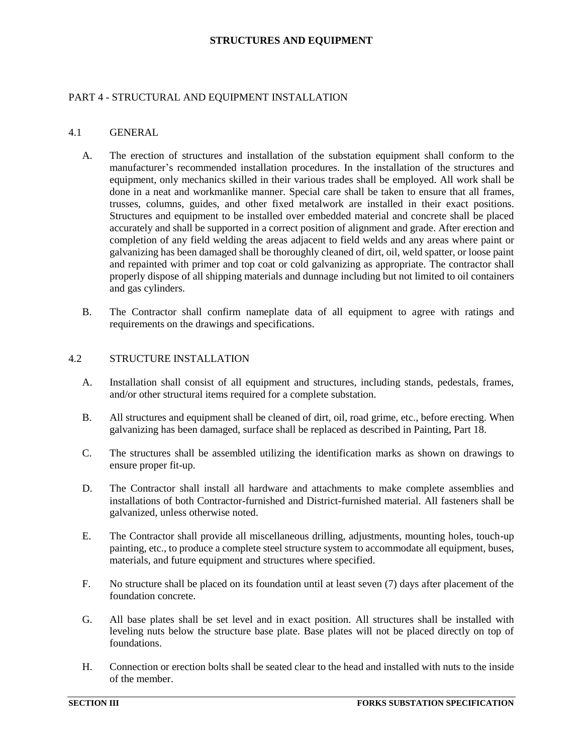## PART 4 - STRUCTURAL AND EQUIPMENT INSTALLATION

### 4.1 GENERAL

A. The erection of structures and installation of the substation equipment shall conform to the manufacturer's recommended installation procedures. In the installation of the structures and equipment, only mechanics skilled in their various trades shall be employed. All work shall be done in a neat and workmanlike manner. Special care shall be taken to ensure that all frames, trusses, columns, guides, and other fixed metalwork are installed in their exact positions. Structures and equipment to be installed over embedded material and concrete shall be placed accurately and shall be supported in a correct position of alignment and grade. After erection and completion of any field welding the areas adjacent to field welds and any areas where paint or galvanizing has been damaged shall be thoroughly cleaned of dirt, oil, weld spatter, or loose paint and repainted with primer and top coat or cold galvanizing as appropriate. The contractor shall properly dispose of all shipping materials and dunnage including but not limited to oil containers and gas cylinders.

B. The Contractor shall confirm nameplate data of all equipment to agree with ratings and requirements on the drawings and specifications.

### 4.2 STRUCTURE INSTALLATION

A. Installation shall consist of all equipment and structures, including stands, pedestals, frames, and/or other structural items required for a complete substation.

B. All structures and equipment shall be cleaned of dirt, oil, road grime, etc., before erecting. When galvanizing has been damaged, surface shall be replaced as described in Painting, Part 18.

C. The structures shall be assembled utilizing the identification marks as shown on drawings to ensure proper fit-up.

D. The Contractor shall install all hardware and attachments to make complete assemblies and installations of both Contractor-furnished and District-furnished material. All fasteners shall be galvanized, unless otherwise noted.

E. The Contractor shall provide all miscellaneous drilling, adjustments, mounting holes, touch-up painting, etc., to produce a complete steel structure system to accommodate all equipment, buses, materials, and future equipment and structures where specified.

F. No structure shall be placed on its foundation until at least seven (7) days after placement of the foundation concrete.

G. All base plates shall be set level and in exact position. All structures shall be installed with leveling nuts below the structure base plate. Base plates will not be placed directly on top of foundations.

H. Connection or erection bolts shall be seated clear to the head and installed with nuts to the inside of the member.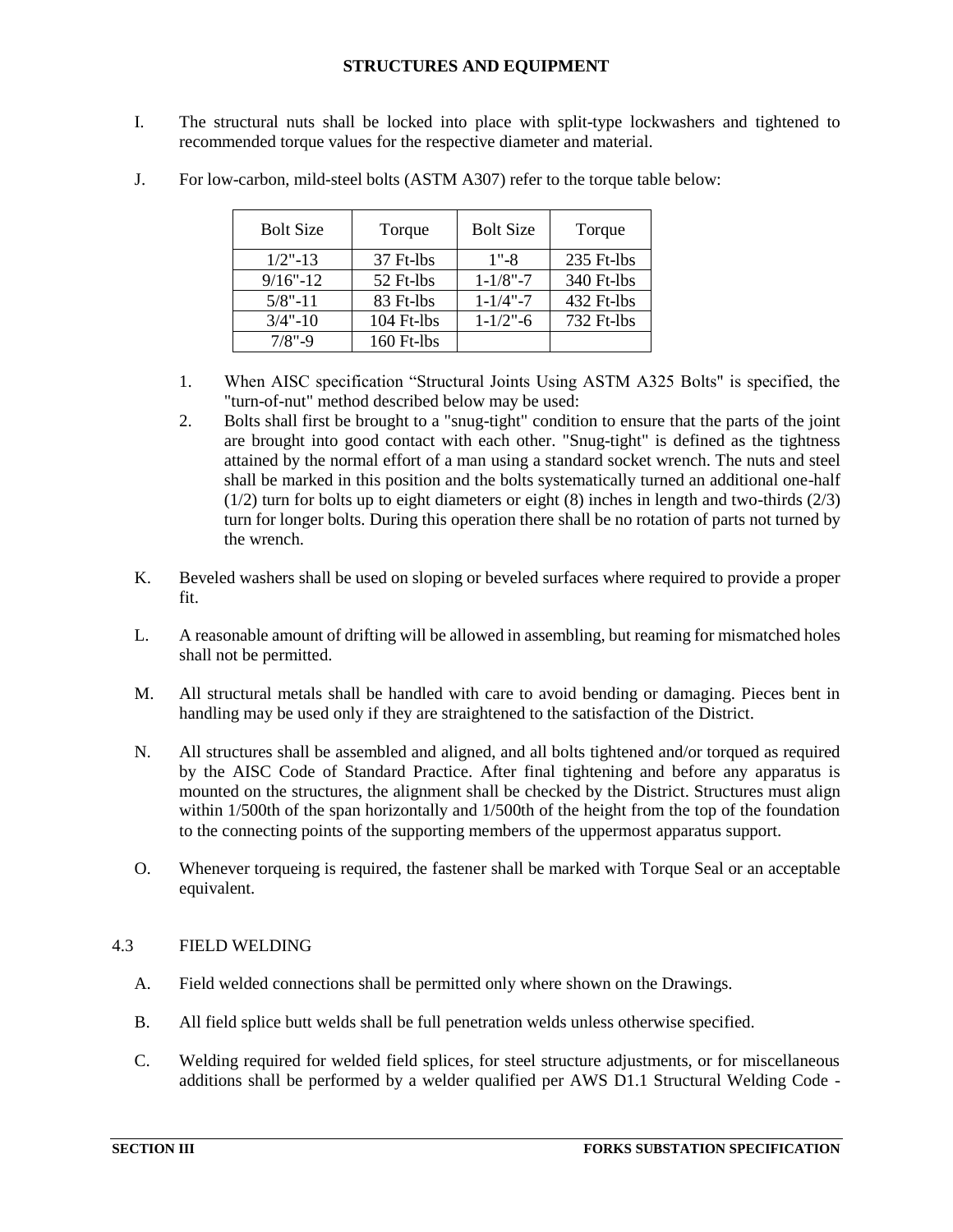I. The structural nuts shall be locked into place with split-type lockwashers and tightened to recommended torque values for the respective diameter and material.

J. For low-carbon, mild-steel bolts (ASTM A307) refer to the torque table below:

| Bolt Size | Torque | Bolt Size | Torque |
|---|---|---|---|
| 1/2"-13 | 37 Ft-lbs | 1"-8 | 235 Ft-lbs |
| 9/16"-12 | 52 Ft-lbs | 1-1/8"-7 | 340 Ft-lbs |
| 5/8"-11 | 83 Ft-lbs | 1-1/4"-7 | 432 Ft-lbs |
| 3/4"-10 | 104 Ft-lbs | 1-1/2"-6 | 732 Ft-lbs |
| 7/8"-9 | 160 Ft-lbs | | |

1. When AISC specification "Structural Joints Using ASTM A325 Bolts" is specified, the "turn-of-nut" method described below may be used:
2. Bolts shall first be brought to a "snug-tight" condition to ensure that the parts of the joint are brought into good contact with each other. "Snug-tight" is defined as the tightness attained by the normal effort of a man using a standard socket wrench. The nuts and steel shall be marked in this position and the bolts systematically turned an additional one-half (1/2) turn for bolts up to eight diameters or eight (8) inches in length and two-thirds (2/3) turn for longer bolts. During this operation there shall be no rotation of parts not turned by the wrench.

K. Beveled washers shall be used on sloping or beveled surfaces where required to provide a proper fit.

L. A reasonable amount of drifting will be allowed in assembling, but reaming for mismatched holes shall not be permitted.

M. All structural metals shall be handled with care to avoid bending or damaging. Pieces bent in handling may be used only if they are straightened to the satisfaction of the District.

N. All structures shall be assembled and aligned, and all bolts tightened and/or torqued as required by the AISC Code of Standard Practice. After final tightening and before any apparatus is mounted on the structures, the alignment shall be checked by the District. Structures must align within 1/500th of the span horizontally and 1/500th of the height from the top of the foundation to the connecting points of the supporting members of the uppermost apparatus support.

O. Whenever torqueing is required, the fastener shall be marked with Torque Seal or an acceptable equivalent.

## 4.3 FIELD WELDING

A. Field welded connections shall be permitted only where shown on the Drawings.

B. All field splice butt welds shall be full penetration welds unless otherwise specified.

C. Welding required for welded field splices, for steel structure adjustments, or for miscellaneous additions shall be performed by a welder qualified per AWS D1.1 Structural Welding Code -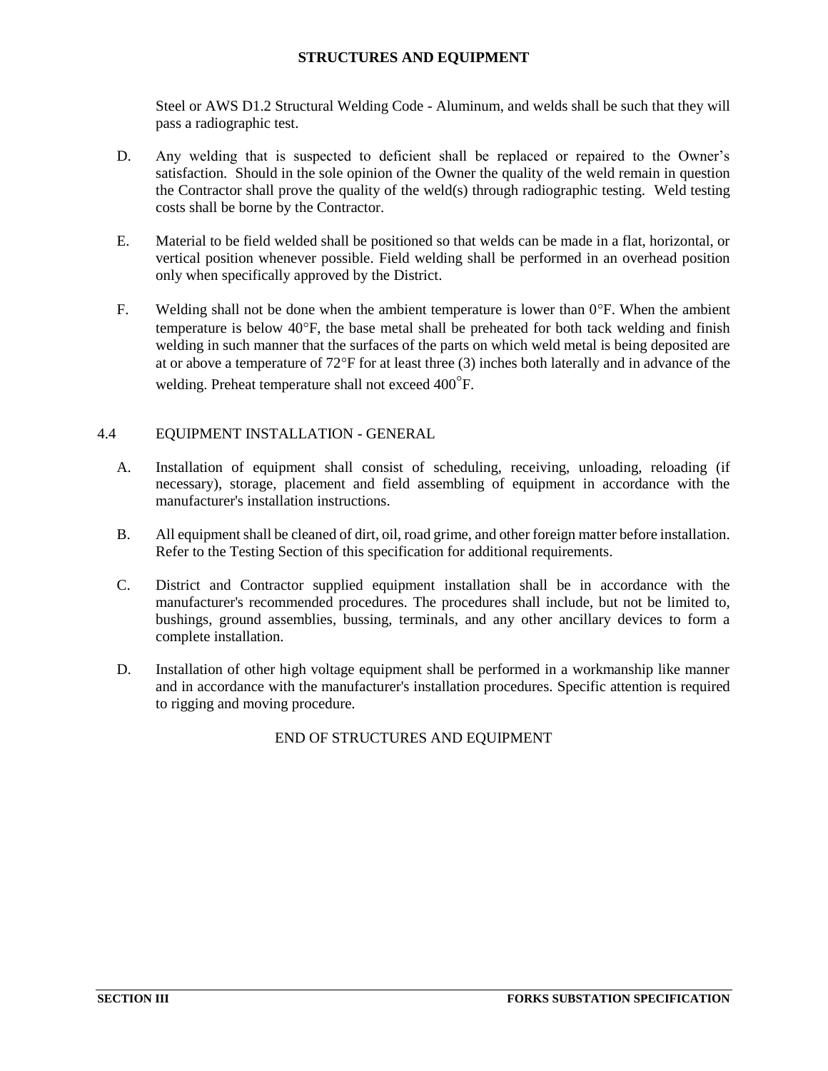Steel or AWS D1.2 Structural Welding Code - Aluminum, and welds shall be such that they will pass a radiographic test.

D. Any welding that is suspected to deficient shall be replaced or repaired to the Owner's satisfaction. Should in the sole opinion of the Owner the quality of the weld remain in question the Contractor shall prove the quality of the weld(s) through radiographic testing. Weld testing costs shall be borne by the Contractor.

E. Material to be field welded shall be positioned so that welds can be made in a flat, horizontal, or vertical position whenever possible. Field welding shall be performed in an overhead position only when specifically approved by the District.

F. Welding shall not be done when the ambient temperature is lower than 0°F. When the ambient temperature is below 40°F, the base metal shall be preheated for both tack welding and finish welding in such manner that the surfaces of the parts on which weld metal is being deposited are at or above a temperature of 72°F for at least three (3) inches both laterally and in advance of the welding. Preheat temperature shall not exceed 400°F.

## 4.4 EQUIPMENT INSTALLATION - GENERAL

A. Installation of equipment shall consist of scheduling, receiving, unloading, reloading (if necessary), storage, placement and field assembling of equipment in accordance with the manufacturer's installation instructions.

B. All equipment shall be cleaned of dirt, oil, road grime, and other foreign matter before installation. Refer to the Testing Section of this specification for additional requirements.

C. District and Contractor supplied equipment installation shall be in accordance with the manufacturer's recommended procedures. The procedures shall include, but not be limited to, bushings, ground assemblies, bussing, terminals, and any other ancillary devices to form a complete installation.

D. Installation of other high voltage equipment shall be performed in a workmanship like manner and in accordance with the manufacturer's installation procedures. Specific attention is required to rigging and moving procedure.

END OF STRUCTURES AND EQUIPMENT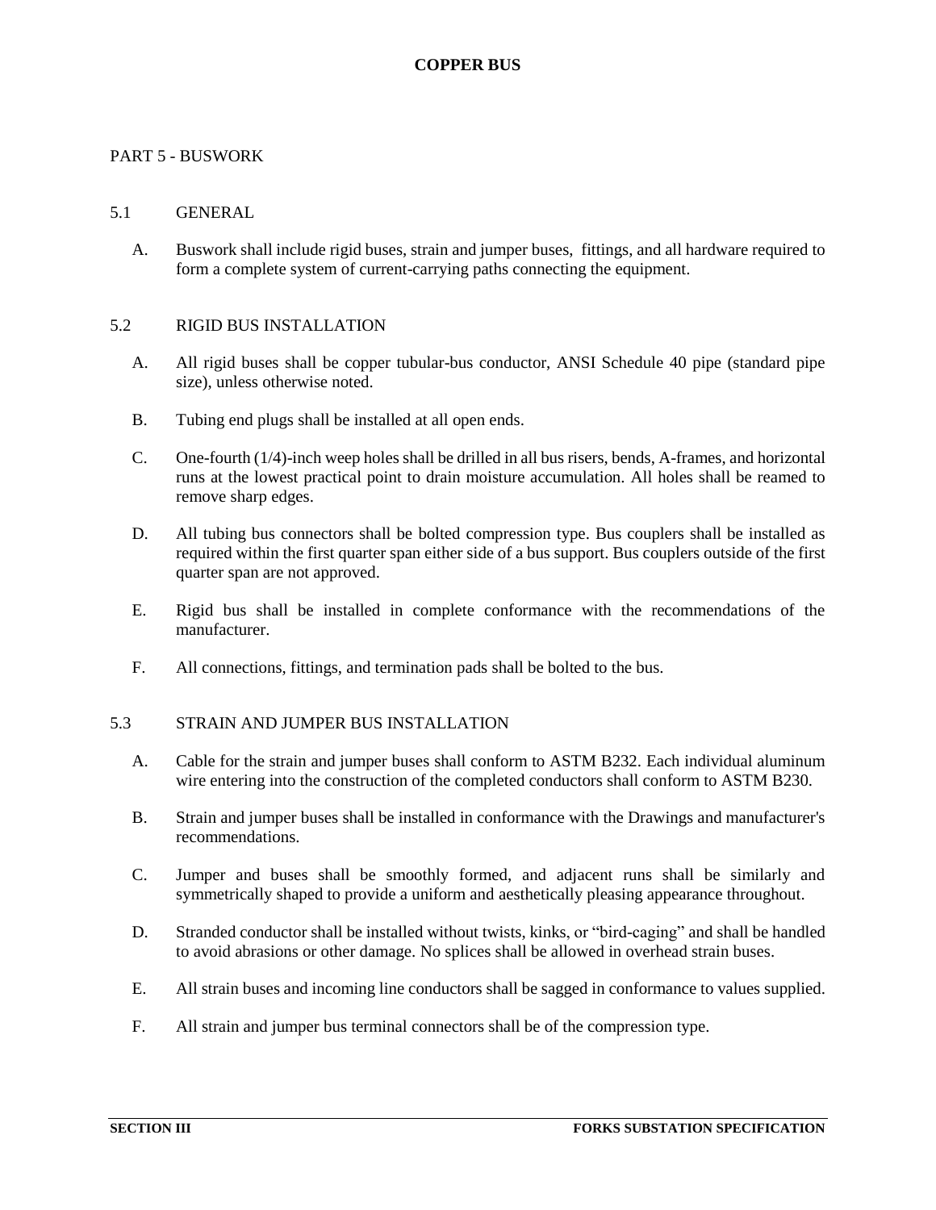# COPPER BUS

## PART 5 - BUSWORK

### 5.1 GENERAL

A. Buswork shall include rigid buses, strain and jumper buses, fittings, and all hardware required to form a complete system of current-carrying paths connecting the equipment.

### 5.2 RIGID BUS INSTALLATION

A. All rigid buses shall be copper tubular-bus conductor, ANSI Schedule 40 pipe (standard pipe size), unless otherwise noted.

B. Tubing end plugs shall be installed at all open ends.

C. One-fourth (1/4)-inch weep holes shall be drilled in all bus risers, bends, A-frames, and horizontal runs at the lowest practical point to drain moisture accumulation. All holes shall be reamed to remove sharp edges.

D. All tubing bus connectors shall be bolted compression type. Bus couplers shall be installed as required within the first quarter span either side of a bus support. Bus couplers outside of the first quarter span are not approved.

E. Rigid bus shall be installed in complete conformance with the recommendations of the manufacturer.

F. All connections, fittings, and termination pads shall be bolted to the bus.

### 5.3 STRAIN AND JUMPER BUS INSTALLATION

A. Cable for the strain and jumper buses shall conform to ASTM B232. Each individual aluminum wire entering into the construction of the completed conductors shall conform to ASTM B230.

B. Strain and jumper buses shall be installed in conformance with the Drawings and manufacturer's recommendations.

C. Jumper and buses shall be smoothly formed, and adjacent runs shall be similarly and symmetrically shaped to provide a uniform and aesthetically pleasing appearance throughout.

D. Stranded conductor shall be installed without twists, kinks, or "bird-caging" and shall be handled to avoid abrasions or other damage. No splices shall be allowed in overhead strain buses.

E. All strain buses and incoming line conductors shall be sagged in conformance to values supplied.

F. All strain and jumper bus terminal connectors shall be of the compression type.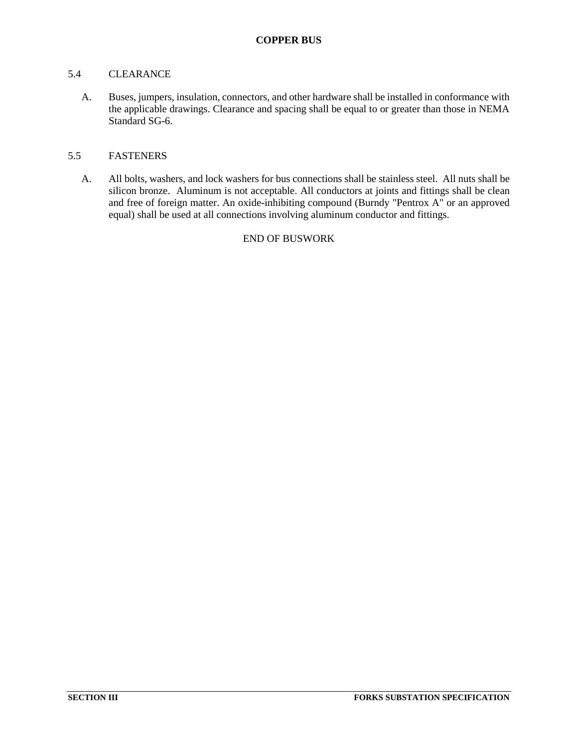## COPPER BUS

### 5.4 CLEARANCE

A. Buses, jumpers, insulation, connectors, and other hardware shall be installed in conformance with the applicable drawings. Clearance and spacing shall be equal to or greater than those in NEMA Standard SG-6.

### 5.5 FASTENERS

A. All bolts, washers, and lock washers for bus connections shall be stainless steel. All nuts shall be silicon bronze. Aluminum is not acceptable. All conductors at joints and fittings shall be clean and free of foreign matter. An oxide-inhibiting compound (Burndy "Pentrox A" or an approved equal) shall be used at all connections involving aluminum conductor and fittings.

END OF BUSWORK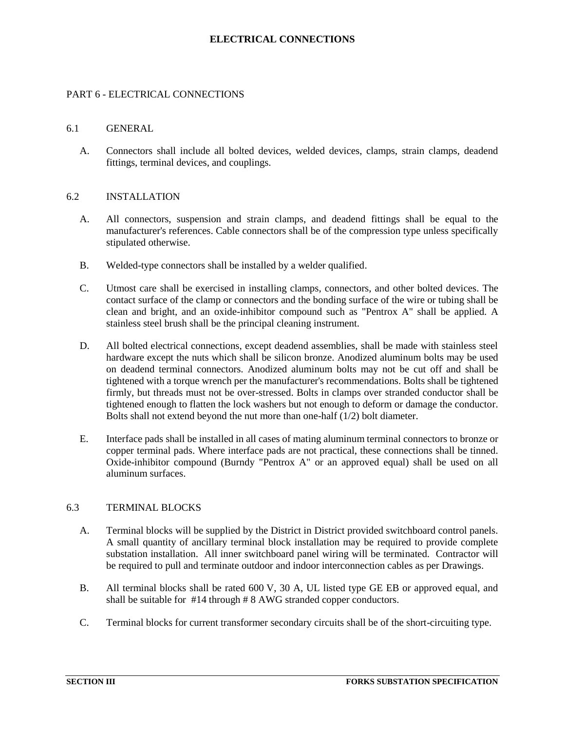# ELECTRICAL CONNECTIONS

## PART 6 - ELECTRICAL CONNECTIONS

### 6.1 GENERAL

A. Connectors shall include all bolted devices, welded devices, clamps, strain clamps, deadend fittings, terminal devices, and couplings.

### 6.2 INSTALLATION

A. All connectors, suspension and strain clamps, and deadend fittings shall be equal to the manufacturer's references. Cable connectors shall be of the compression type unless specifically stipulated otherwise.

B. Welded-type connectors shall be installed by a welder qualified.

C. Utmost care shall be exercised in installing clamps, connectors, and other bolted devices. The contact surface of the clamp or connectors and the bonding surface of the wire or tubing shall be clean and bright, and an oxide-inhibitor compound such as "Pentrox A" shall be applied. A stainless steel brush shall be the principal cleaning instrument.

D. All bolted electrical connections, except deadend assemblies, shall be made with stainless steel hardware except the nuts which shall be silicon bronze. Anodized aluminum bolts may be used on deadend terminal connectors. Anodized aluminum bolts may not be cut off and shall be tightened with a torque wrench per the manufacturer's recommendations. Bolts shall be tightened firmly, but threads must not be over-stressed. Bolts in clamps over stranded conductor shall be tightened enough to flatten the lock washers but not enough to deform or damage the conductor. Bolts shall not extend beyond the nut more than one-half (1/2) bolt diameter.

E. Interface pads shall be installed in all cases of mating aluminum terminal connectors to bronze or copper terminal pads. Where interface pads are not practical, these connections shall be tinned. Oxide-inhibitor compound (Burndy "Pentrox A" or an approved equal) shall be used on all aluminum surfaces.

### 6.3 TERMINAL BLOCKS

A. Terminal blocks will be supplied by the District in District provided switchboard control panels. A small quantity of ancillary terminal block installation may be required to provide complete substation installation. All inner switchboard panel wiring will be terminated. Contractor will be required to pull and terminate outdoor and indoor interconnection cables as per Drawings.

B. All terminal blocks shall be rated 600 V, 30 A, UL listed type GE EB or approved equal, and shall be suitable for #14 through # 8 AWG stranded copper conductors.

C. Terminal blocks for current transformer secondary circuits shall be of the short-circuiting type.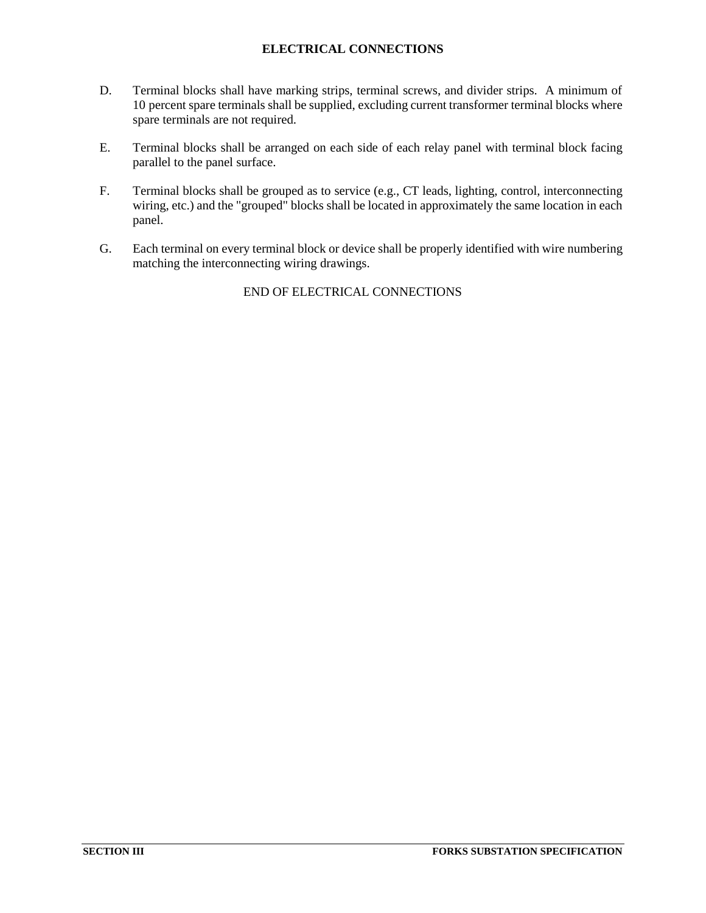## ELECTRICAL CONNECTIONS

D. Terminal blocks shall have marking strips, terminal screws, and divider strips. A minimum of 10 percent spare terminals shall be supplied, excluding current transformer terminal blocks where spare terminals are not required.

E. Terminal blocks shall be arranged on each side of each relay panel with terminal block facing parallel to the panel surface.

F. Terminal blocks shall be grouped as to service (e.g., CT leads, lighting, control, interconnecting wiring, etc.) and the "grouped" blocks shall be located in approximately the same location in each panel.

G. Each terminal on every terminal block or device shall be properly identified with wire numbering matching the interconnecting wiring drawings.

END OF ELECTRICAL CONNECTIONS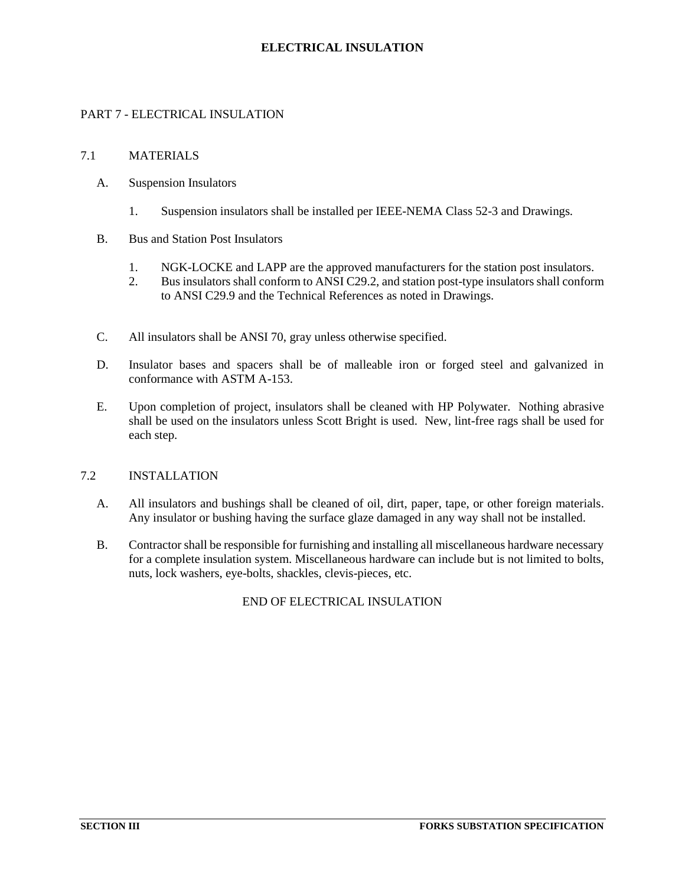# PART 7 - ELECTRICAL INSULATION

## 7.1 MATERIALS

A. Suspension Insulators

1. Suspension insulators shall be installed per IEEE-NEMA Class 52-3 and Drawings.

B. Bus and Station Post Insulators

1. NGK-LOCKE and LAPP are the approved manufacturers for the station post insulators.
2. Bus insulators shall conform to ANSI C29.2, and station post-type insulators shall conform to ANSI C29.9 and the Technical References as noted in Drawings.

C. All insulators shall be ANSI 70, gray unless otherwise specified.

D. Insulator bases and spacers shall be of malleable iron or forged steel and galvanized in conformance with ASTM A-153.

E. Upon completion of project, insulators shall be cleaned with HP Polywater. Nothing abrasive shall be used on the insulators unless Scott Bright is used. New, lint-free rags shall be used for each step.

## 7.2 INSTALLATION

A. All insulators and bushings shall be cleaned of oil, dirt, paper, tape, or other foreign materials. Any insulator or bushing having the surface glaze damaged in any way shall not be installed.

B. Contractor shall be responsible for furnishing and installing all miscellaneous hardware necessary for a complete insulation system. Miscellaneous hardware can include but is not limited to bolts, nuts, lock washers, eye-bolts, shackles, clevis-pieces, etc.

END OF ELECTRICAL INSULATION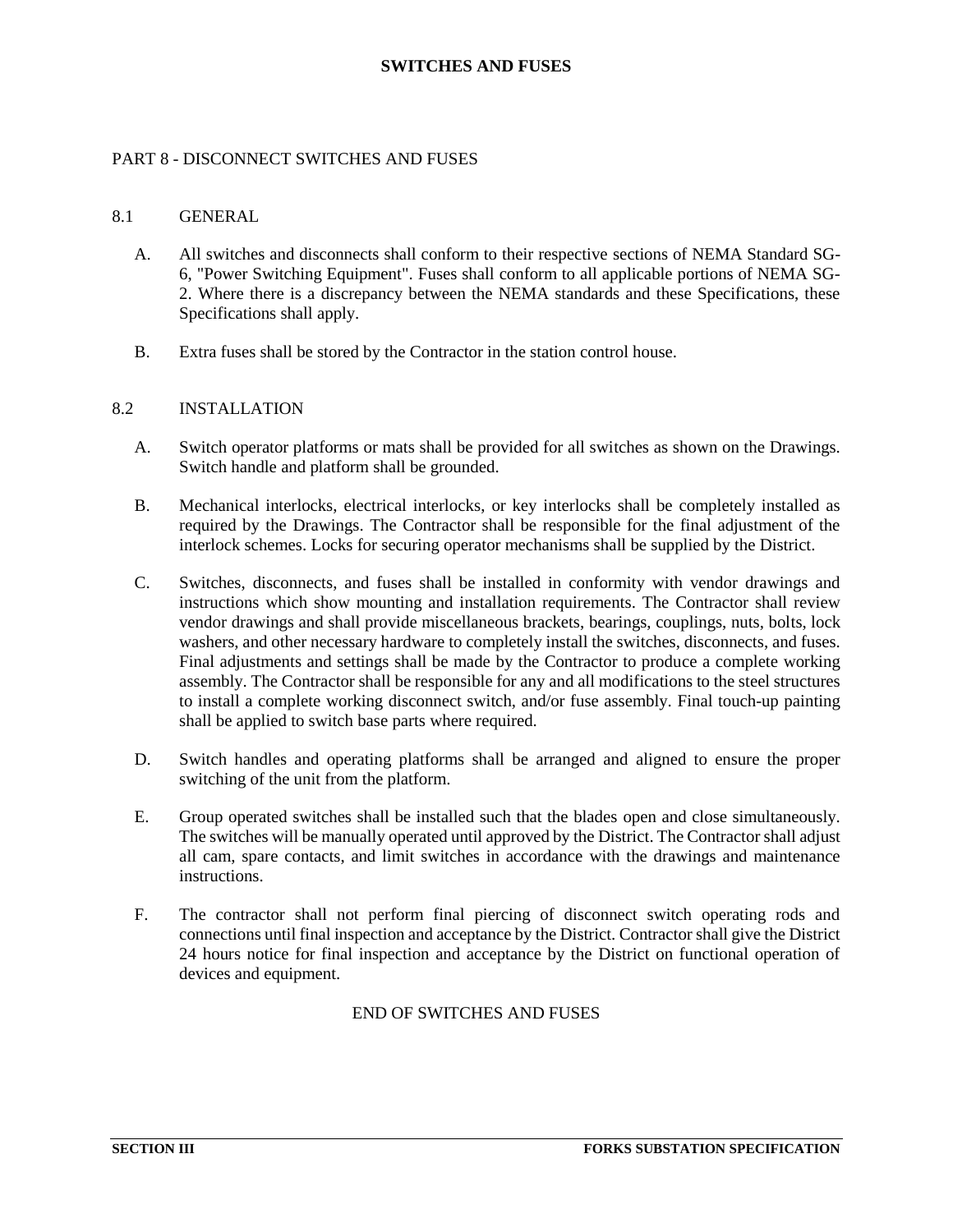# SWITCHES AND FUSES

## PART 8 - DISCONNECT SWITCHES AND FUSES

### 8.1 GENERAL

A. All switches and disconnects shall conform to their respective sections of NEMA Standard SG-6, "Power Switching Equipment". Fuses shall conform to all applicable portions of NEMA SG-2. Where there is a discrepancy between the NEMA standards and these Specifications, these Specifications shall apply.

B. Extra fuses shall be stored by the Contractor in the station control house.

### 8.2 INSTALLATION

A. Switch operator platforms or mats shall be provided for all switches as shown on the Drawings. Switch handle and platform shall be grounded.

B. Mechanical interlocks, electrical interlocks, or key interlocks shall be completely installed as required by the Drawings. The Contractor shall be responsible for the final adjustment of the interlock schemes. Locks for securing operator mechanisms shall be supplied by the District.

C. Switches, disconnects, and fuses shall be installed in conformity with vendor drawings and instructions which show mounting and installation requirements. The Contractor shall review vendor drawings and shall provide miscellaneous brackets, bearings, couplings, nuts, bolts, lock washers, and other necessary hardware to completely install the switches, disconnects, and fuses. Final adjustments and settings shall be made by the Contractor to produce a complete working assembly. The Contractor shall be responsible for any and all modifications to the steel structures to install a complete working disconnect switch, and/or fuse assembly. Final touch-up painting shall be applied to switch base parts where required.

D. Switch handles and operating platforms shall be arranged and aligned to ensure the proper switching of the unit from the platform.

E. Group operated switches shall be installed such that the blades open and close simultaneously. The switches will be manually operated until approved by the District. The Contractor shall adjust all cam, spare contacts, and limit switches in accordance with the drawings and maintenance instructions.

F. The contractor shall not perform final piercing of disconnect switch operating rods and connections until final inspection and acceptance by the District. Contractor shall give the District 24 hours notice for final inspection and acceptance by the District on functional operation of devices and equipment.

END OF SWITCHES AND FUSES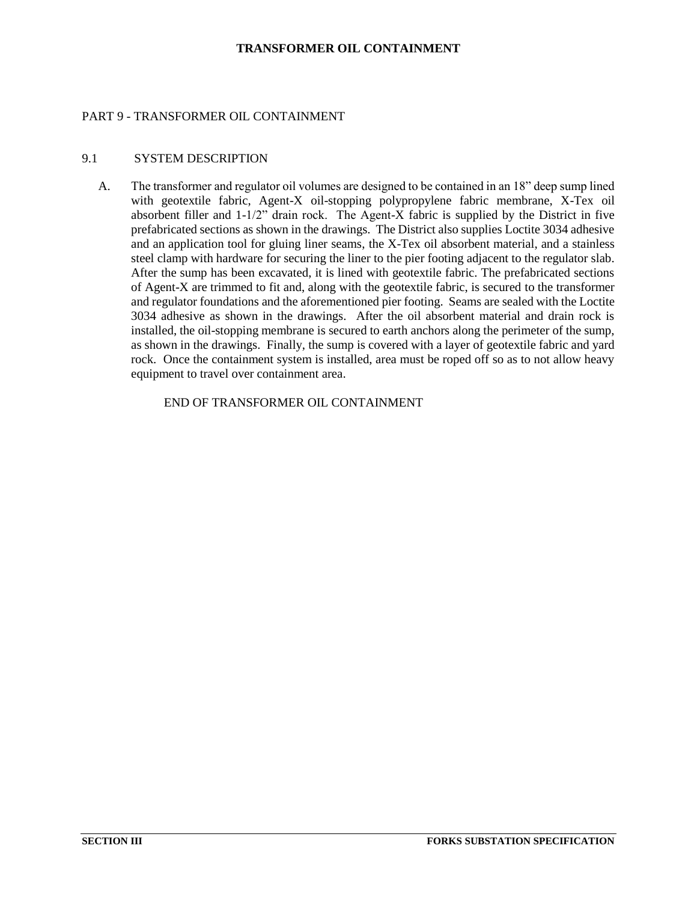## PART 9 - TRANSFORMER OIL CONTAINMENT

### 9.1 SYSTEM DESCRIPTION

A. The transformer and regulator oil volumes are designed to be contained in an 18" deep sump lined with geotextile fabric, Agent-X oil-stopping polypropylene fabric membrane, X-Tex oil absorbent filler and 1-1/2" drain rock. The Agent-X fabric is supplied by the District in five prefabricated sections as shown in the drawings. The District also supplies Loctite 3034 adhesive and an application tool for gluing liner seams, the X-Tex oil absorbent material, and a stainless steel clamp with hardware for securing the liner to the pier footing adjacent to the regulator slab. After the sump has been excavated, it is lined with geotextile fabric. The prefabricated sections of Agent-X are trimmed to fit and, along with the geotextile fabric, is secured to the transformer and regulator foundations and the aforementioned pier footing. Seams are sealed with the Loctite 3034 adhesive as shown in the drawings. After the oil absorbent material and drain rock is installed, the oil-stopping membrane is secured to earth anchors along the perimeter of the sump, as shown in the drawings. Finally, the sump is covered with a layer of geotextile fabric and yard rock. Once the containment system is installed, area must be roped off so as to not allow heavy equipment to travel over containment area.

END OF TRANSFORMER OIL CONTAINMENT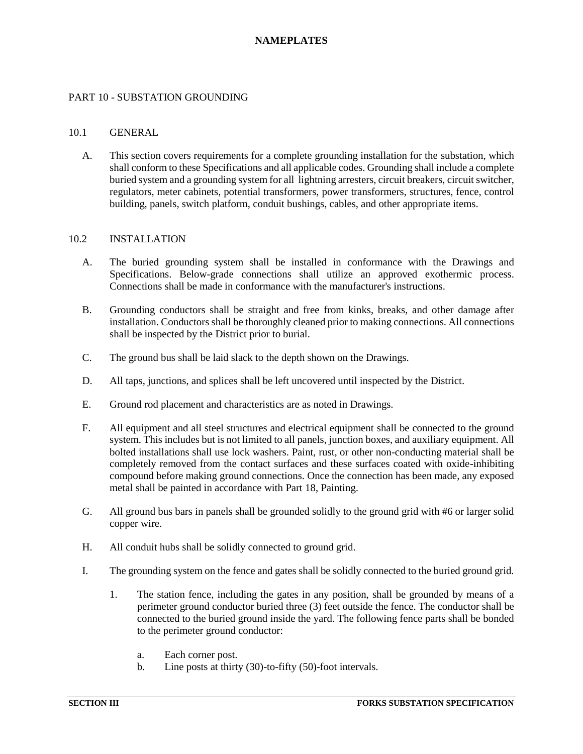## PART 10 - SUBSTATION GROUNDING

### 10.1 GENERAL

A. This section covers requirements for a complete grounding installation for the substation, which shall conform to these Specifications and all applicable codes. Grounding shall include a complete buried system and a grounding system for all lightning arresters, circuit breakers, circuit switcher, regulators, meter cabinets, potential transformers, power transformers, structures, fence, control building, panels, switch platform, conduit bushings, cables, and other appropriate items.

### 10.2 INSTALLATION

A. The buried grounding system shall be installed in conformance with the Drawings and Specifications. Below-grade connections shall utilize an approved exothermic process. Connections shall be made in conformance with the manufacturer's instructions.

B. Grounding conductors shall be straight and free from kinks, breaks, and other damage after installation. Conductors shall be thoroughly cleaned prior to making connections. All connections shall be inspected by the District prior to burial.

C. The ground bus shall be laid slack to the depth shown on the Drawings.

D. All taps, junctions, and splices shall be left uncovered until inspected by the District.

E. Ground rod placement and characteristics are as noted in Drawings.

F. All equipment and all steel structures and electrical equipment shall be connected to the ground system. This includes but is not limited to all panels, junction boxes, and auxiliary equipment. All bolted installations shall use lock washers. Paint, rust, or other non-conducting material shall be completely removed from the contact surfaces and these surfaces coated with oxide-inhibiting compound before making ground connections. Once the connection has been made, any exposed metal shall be painted in accordance with Part 18, Painting.

G. All ground bus bars in panels shall be grounded solidly to the ground grid with #6 or larger solid copper wire.

H. All conduit hubs shall be solidly connected to ground grid.

I. The grounding system on the fence and gates shall be solidly connected to the buried ground grid.

   1. The station fence, including the gates in any position, shall be grounded by means of a perimeter ground conductor buried three (3) feet outside the fence. The conductor shall be connected to the buried ground inside the yard. The following fence parts shall be bonded to the perimeter ground conductor:

      a. Each corner post.
      b. Line posts at thirty (30)-to-fifty (50)-foot intervals.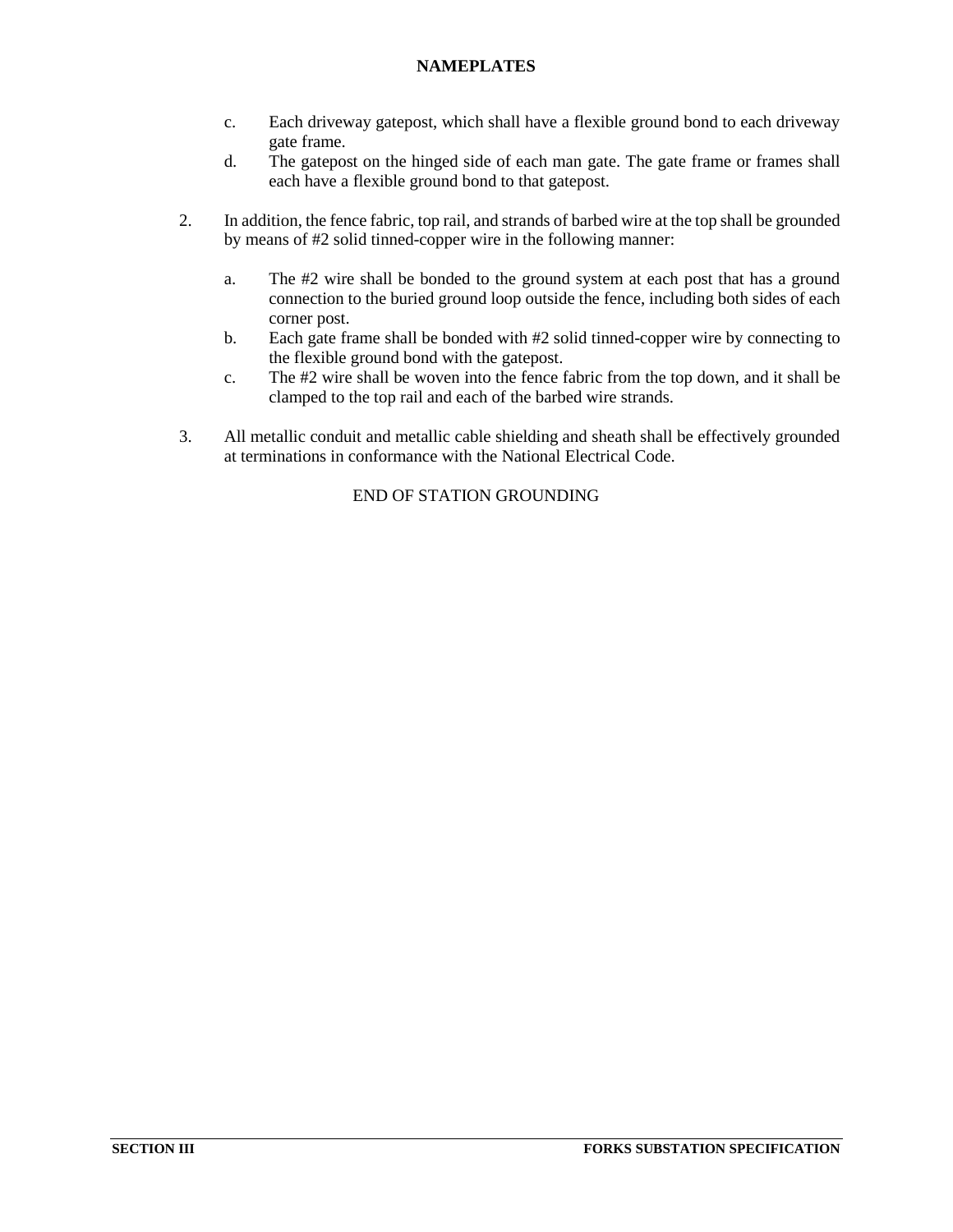c. Each driveway gatepost, which shall have a flexible ground bond to each driveway gate frame.
d. The gatepost on the hinged side of each man gate. The gate frame or frames shall each have a flexible ground bond to that gatepost.

2. In addition, the fence fabric, top rail, and strands of barbed wire at the top shall be grounded by means of #2 solid tinned-copper wire in the following manner:

   a. The #2 wire shall be bonded to the ground system at each post that has a ground connection to the buried ground loop outside the fence, including both sides of each corner post.
   b. Each gate frame shall be bonded with #2 solid tinned-copper wire by connecting to the flexible ground bond with the gatepost.
   c. The #2 wire shall be woven into the fence fabric from the top down, and it shall be clamped to the top rail and each of the barbed wire strands.

3. All metallic conduit and metallic cable shielding and sheath shall be effectively grounded at terminations in conformance with the National Electrical Code.

END OF STATION GROUNDING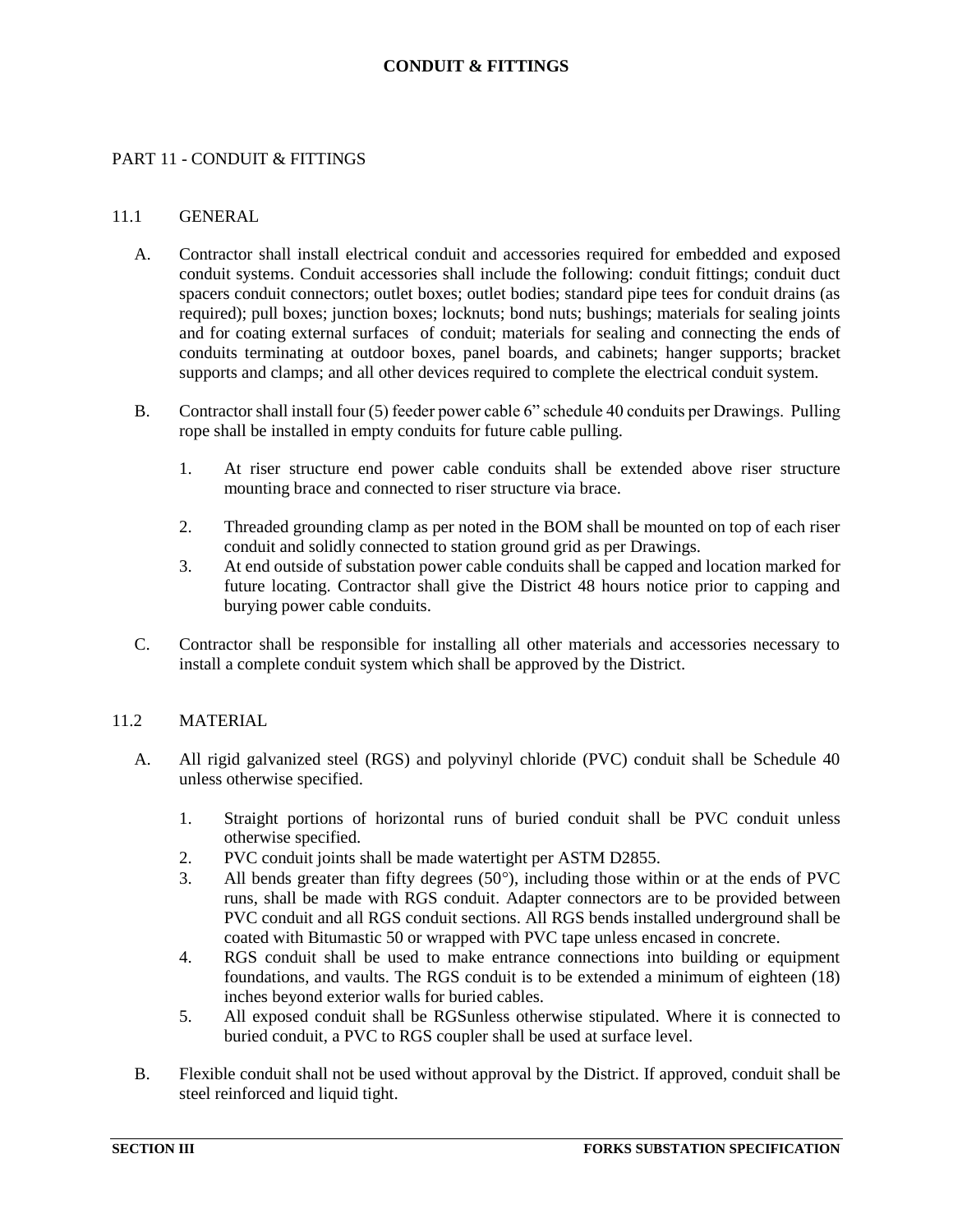# PART 11 - CONDUIT & FITTINGS

## 11.1 GENERAL

A. Contractor shall install electrical conduit and accessories required for embedded and exposed conduit systems. Conduit accessories shall include the following: conduit fittings; conduit duct spacers conduit connectors; outlet boxes; outlet bodies; standard pipe tees for conduit drains (as required); pull boxes; junction boxes; locknuts; bond nuts; bushings; materials for sealing joints and for coating external surfaces of conduit; materials for sealing and connecting the ends of conduits terminating at outdoor boxes, panel boards, and cabinets; hanger supports; bracket supports and clamps; and all other devices required to complete the electrical conduit system.

B. Contractor shall install four (5) feeder power cable 6" schedule 40 conduits per Drawings. Pulling rope shall be installed in empty conduits for future cable pulling.

   1. At riser structure end power cable conduits shall be extended above riser structure mounting brace and connected to riser structure via brace.
   2. Threaded grounding clamp as per noted in the BOM shall be mounted on top of each riser conduit and solidly connected to station ground grid as per Drawings.
   3. At end outside of substation power cable conduits shall be capped and location marked for future locating. Contractor shall give the District 48 hours notice prior to capping and burying power cable conduits.

C. Contractor shall be responsible for installing all other materials and accessories necessary to install a complete conduit system which shall be approved by the District.

## 11.2 MATERIAL

A. All rigid galvanized steel (RGS) and polyvinyl chloride (PVC) conduit shall be Schedule 40 unless otherwise specified.

   1. Straight portions of horizontal runs of buried conduit shall be PVC conduit unless otherwise specified.
   2. PVC conduit joints shall be made watertight per ASTM D2855.
   3. All bends greater than fifty degrees (50°), including those within or at the ends of PVC runs, shall be made with RGS conduit. Adapter connectors are to be provided between PVC conduit and all RGS conduit sections. All RGS bends installed underground shall be coated with Bitumastic 50 or wrapped with PVC tape unless encased in concrete.
   4. RGS conduit shall be used to make entrance connections into building or equipment foundations, and vaults. The RGS conduit is to be extended a minimum of eighteen (18) inches beyond exterior walls for buried cables.
   5. All exposed conduit shall be RGSunless otherwise stipulated. Where it is connected to buried conduit, a PVC to RGS coupler shall be used at surface level.

B. Flexible conduit shall not be used without approval by the District. If approved, conduit shall be steel reinforced and liquid tight.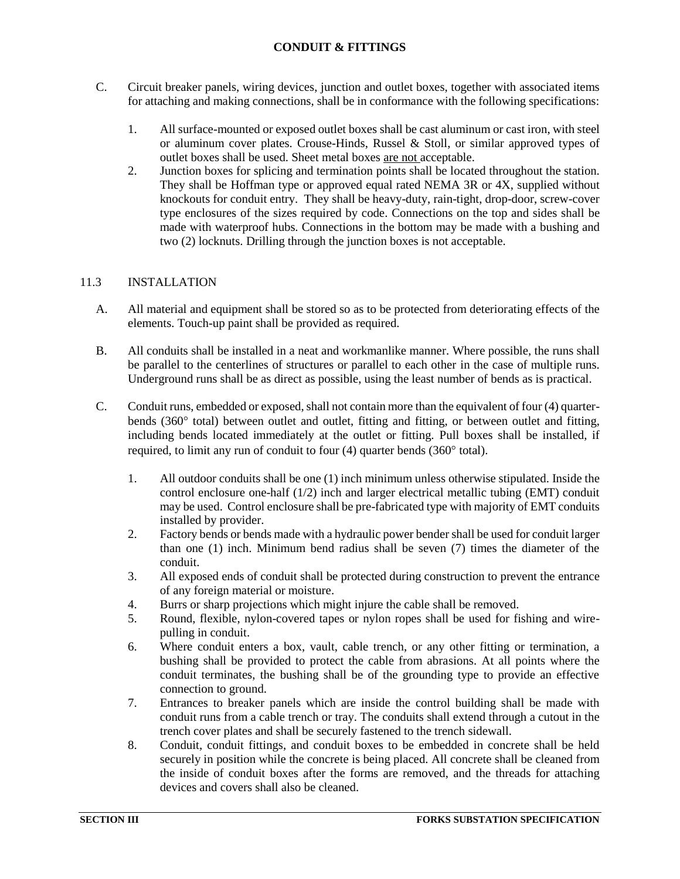C. Circuit breaker panels, wiring devices, junction and outlet boxes, together with associated items for attaching and making connections, shall be in conformance with the following specifications:

1. All surface-mounted or exposed outlet boxes shall be cast aluminum or cast iron, with steel or aluminum cover plates. Crouse-Hinds, Russel & Stoll, or similar approved types of outlet boxes shall be used. Sheet metal boxes <u>are not</u> acceptable.
2. Junction boxes for splicing and termination points shall be located throughout the station. They shall be Hoffman type or approved equal rated NEMA 3R or 4X, supplied without knockouts for conduit entry. They shall be heavy-duty, rain-tight, drop-door, screw-cover type enclosures of the sizes required by code. Connections on the top and sides shall be made with waterproof hubs. Connections in the bottom may be made with a bushing and two (2) locknuts. Drilling through the junction boxes is not acceptable.

## 11.3 INSTALLATION

A. All material and equipment shall be stored so as to be protected from deteriorating effects of the elements. Touch-up paint shall be provided as required.

B. All conduits shall be installed in a neat and workmanlike manner. Where possible, the runs shall be parallel to the centerlines of structures or parallel to each other in the case of multiple runs. Underground runs shall be as direct as possible, using the least number of bends as is practical.

C. Conduit runs, embedded or exposed, shall not contain more than the equivalent of four (4) quarter-bends (360° total) between outlet and outlet, fitting and fitting, or between outlet and fitting, including bends located immediately at the outlet or fitting. Pull boxes shall be installed, if required, to limit any run of conduit to four (4) quarter bends (360° total).

1. All outdoor conduits shall be one (1) inch minimum unless otherwise stipulated. Inside the control enclosure one-half (1/2) inch and larger electrical metallic tubing (EMT) conduit may be used. Control enclosure shall be pre-fabricated type with majority of EMT conduits installed by provider.
2. Factory bends or bends made with a hydraulic power bender shall be used for conduit larger than one (1) inch. Minimum bend radius shall be seven (7) times the diameter of the conduit.
3. All exposed ends of conduit shall be protected during construction to prevent the entrance of any foreign material or moisture.
4. Burrs or sharp projections which might injure the cable shall be removed.
5. Round, flexible, nylon-covered tapes or nylon ropes shall be used for fishing and wire-pulling in conduit.
6. Where conduit enters a box, vault, cable trench, or any other fitting or termination, a bushing shall be provided to protect the cable from abrasions. At all points where the conduit terminates, the bushing shall be of the grounding type to provide an effective connection to ground.
7. Entrances to breaker panels which are inside the control building shall be made with conduit runs from a cable trench or tray. The conduits shall extend through a cutout in the trench cover plates and shall be securely fastened to the trench sidewall.
8. Conduit, conduit fittings, and conduit boxes to be embedded in concrete shall be held securely in position while the concrete is being placed. All concrete shall be cleaned from the inside of conduit boxes after the forms are removed, and the threads for attaching devices and covers shall also be cleaned.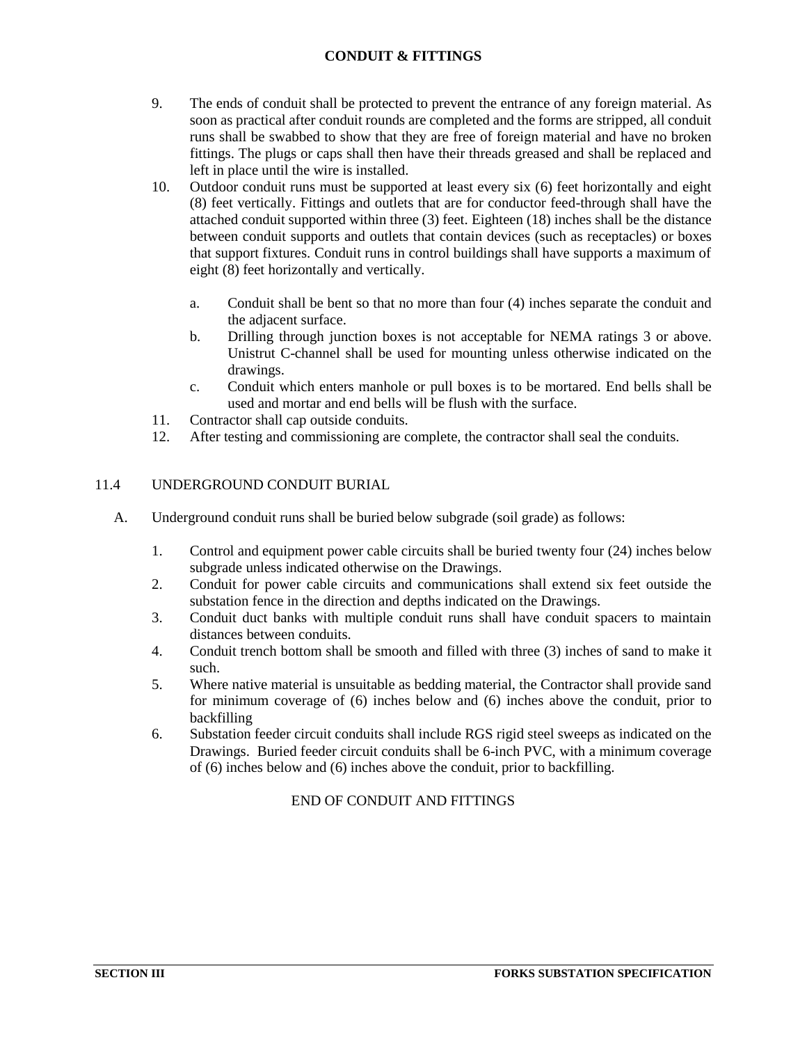9. The ends of conduit shall be protected to prevent the entrance of any foreign material. As soon as practical after conduit rounds are completed and the forms are stripped, all conduit runs shall be swabbed to show that they are free of foreign material and have no broken fittings. The plugs or caps shall then have their threads greased and shall be replaced and left in place until the wire is installed.
10. Outdoor conduit runs must be supported at least every six (6) feet horizontally and eight (8) feet vertically. Fittings and outlets that are for conductor feed-through shall have the attached conduit supported within three (3) feet. Eighteen (18) inches shall be the distance between conduit supports and outlets that contain devices (such as receptacles) or boxes that support fixtures. Conduit runs in control buildings shall have supports a maximum of eight (8) feet horizontally and vertically.

    a. Conduit shall be bent so that no more than four (4) inches separate the conduit and the adjacent surface.
    b. Drilling through junction boxes is not acceptable for NEMA ratings 3 or above. Unistrut C-channel shall be used for mounting unless otherwise indicated on the drawings.
    c. Conduit which enters manhole or pull boxes is to be mortared. End bells shall be used and mortar and end bells will be flush with the surface.
11. Contractor shall cap outside conduits.
12. After testing and commissioning are complete, the contractor shall seal the conduits.

## 11.4 UNDERGROUND CONDUIT BURIAL

A. Underground conduit runs shall be buried below subgrade (soil grade) as follows:

1. Control and equipment power cable circuits shall be buried twenty four (24) inches below subgrade unless indicated otherwise on the Drawings.
2. Conduit for power cable circuits and communications shall extend six feet outside the substation fence in the direction and depths indicated on the Drawings.
3. Conduit duct banks with multiple conduit runs shall have conduit spacers to maintain distances between conduits.
4. Conduit trench bottom shall be smooth and filled with three (3) inches of sand to make it such.
5. Where native material is unsuitable as bedding material, the Contractor shall provide sand for minimum coverage of (6) inches below and (6) inches above the conduit, prior to backfilling
6. Substation feeder circuit conduits shall include RGS rigid steel sweeps as indicated on the Drawings. Buried feeder circuit conduits shall be 6-inch PVC, with a minimum coverage of (6) inches below and (6) inches above the conduit, prior to backfilling.

END OF CONDUIT AND FITTINGS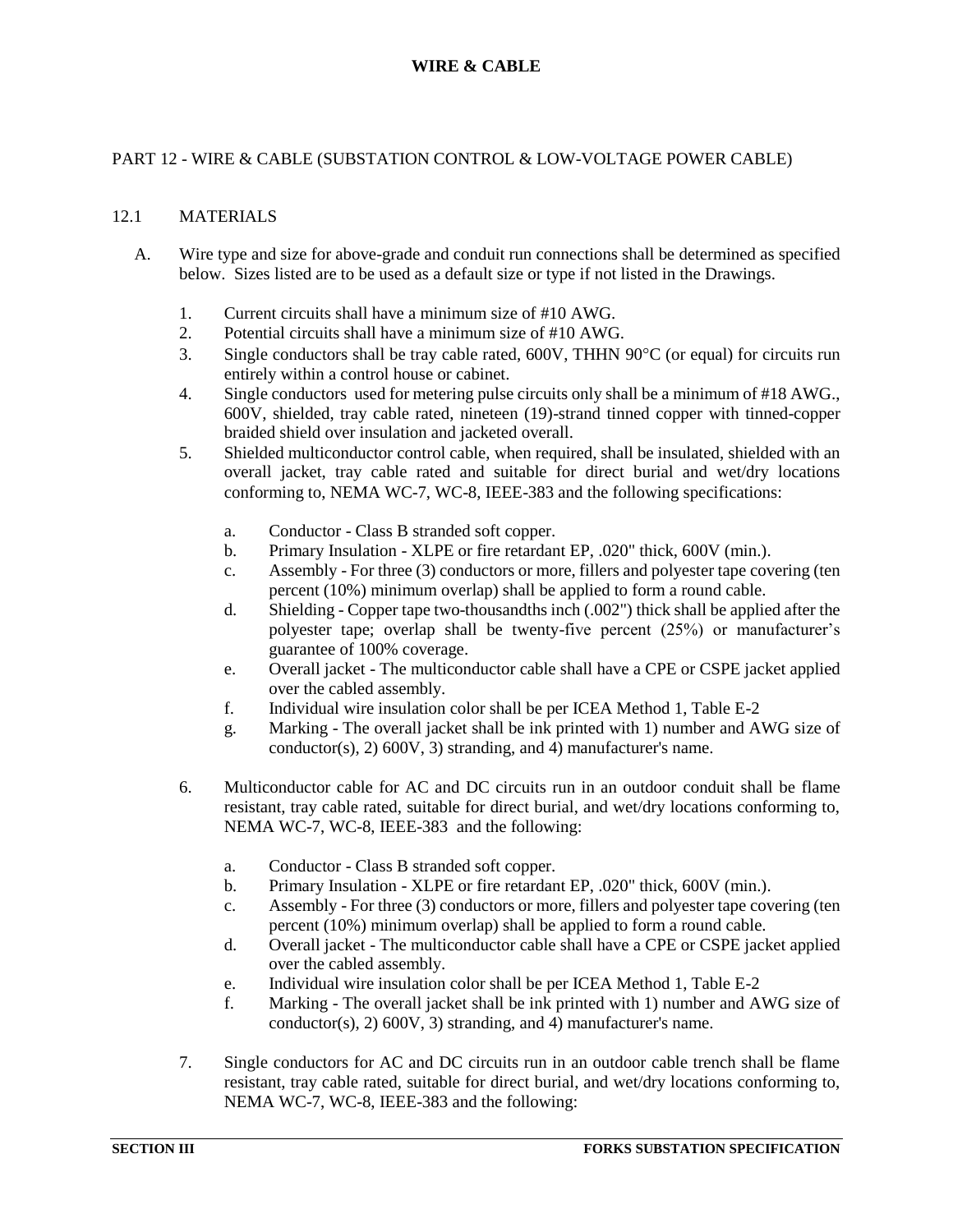# WIRE & CABLE

## PART 12 - WIRE & CABLE (SUBSTATION CONTROL & LOW-VOLTAGE POWER CABLE)

### 12.1 MATERIALS

A. Wire type and size for above-grade and conduit run connections shall be determined as specified below. Sizes listed are to be used as a default size or type if not listed in the Drawings.

1. Current circuits shall have a minimum size of #10 AWG.
2. Potential circuits shall have a minimum size of #10 AWG.
3. Single conductors shall be tray cable rated, 600V, THHN 90°C (or equal) for circuits run entirely within a control house or cabinet.
4. Single conductors used for metering pulse circuits only shall be a minimum of #18 AWG., 600V, shielded, tray cable rated, nineteen (19)-strand tinned copper with tinned-copper braided shield over insulation and jacketed overall.
5. Shielded multiconductor control cable, when required, shall be insulated, shielded with an overall jacket, tray cable rated and suitable for direct burial and wet/dry locations conforming to, NEMA WC-7, WC-8, IEEE-383 and the following specifications:

   a. Conductor - Class B stranded soft copper.
   b. Primary Insulation - XLPE or fire retardant EP, .020" thick, 600V (min.).
   c. Assembly - For three (3) conductors or more, fillers and polyester tape covering (ten percent (10%) minimum overlap) shall be applied to form a round cable.
   d. Shielding - Copper tape two-thousandths inch (.002") thick shall be applied after the polyester tape; overlap shall be twenty-five percent (25%) or manufacturer's guarantee of 100% coverage.
   e. Overall jacket - The multiconductor cable shall have a CPE or CSPE jacket applied over the cabled assembly.
   f. Individual wire insulation color shall be per ICEA Method 1, Table E-2
   g. Marking - The overall jacket shall be ink printed with 1) number and AWG size of conductor(s), 2) 600V, 3) stranding, and 4) manufacturer's name.

6. Multiconductor cable for AC and DC circuits run in an outdoor conduit shall be flame resistant, tray cable rated, suitable for direct burial, and wet/dry locations conforming to, NEMA WC-7, WC-8, IEEE-383 and the following:

   a. Conductor - Class B stranded soft copper.
   b. Primary Insulation - XLPE or fire retardant EP, .020" thick, 600V (min.).
   c. Assembly - For three (3) conductors or more, fillers and polyester tape covering (ten percent (10%) minimum overlap) shall be applied to form a round cable.
   d. Overall jacket - The multiconductor cable shall have a CPE or CSPE jacket applied over the cabled assembly.
   e. Individual wire insulation color shall be per ICEA Method 1, Table E-2
   f. Marking - The overall jacket shall be ink printed with 1) number and AWG size of conductor(s), 2) 600V, 3) stranding, and 4) manufacturer's name.

7. Single conductors for AC and DC circuits run in an outdoor cable trench shall be flame resistant, tray cable rated, suitable for direct burial, and wet/dry locations conforming to, NEMA WC-7, WC-8, IEEE-383 and the following: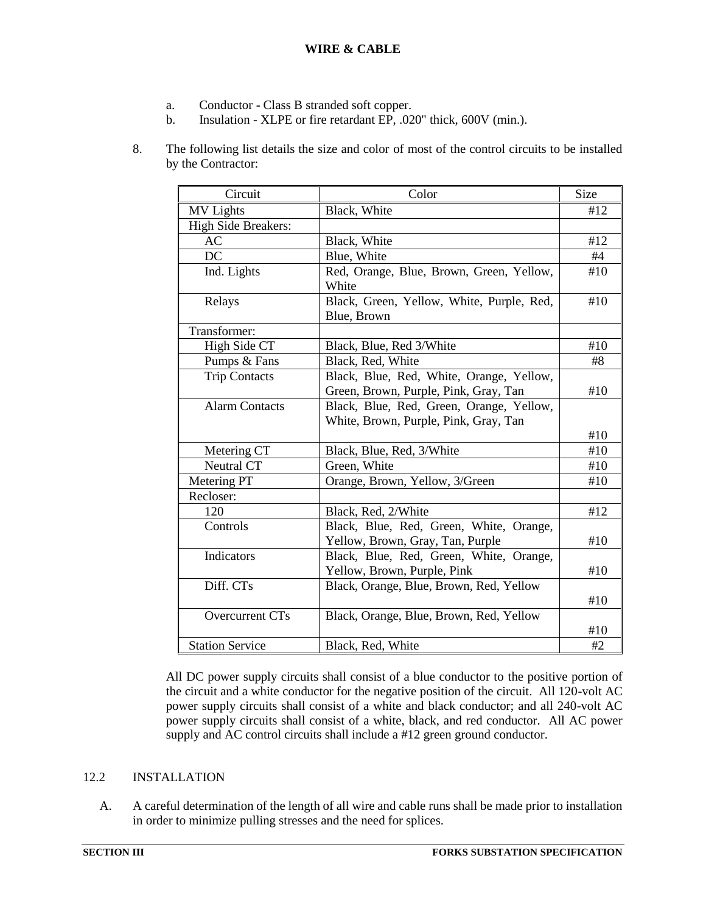a. Conductor - Class B stranded soft copper.
b. Insulation - XLPE or fire retardant EP, .020" thick, 600V (min.).

8. The following list details the size and color of most of the control circuits to be installed by the Contractor:

| Circuit | Color | Size |
|---|---|---|
| MV Lights | Black, White | #12 |
| High Side Breakers: | | |
| AC | Black, White | #12 |
| DC | Blue, White | #4 |
| Ind. Lights | Red, Orange, Blue, Brown, Green, Yellow, White | #10 |
| Relays | Black, Green, Yellow, White, Purple, Red, Blue, Brown | #10 |
| Transformer: | | |
| High Side CT | Black, Blue, Red 3/White | #10 |
| Pumps & Fans | Black, Red, White | #8 |
| Trip Contacts | Black, Blue, Red, White, Orange, Yellow, Green, Brown, Purple, Pink, Gray, Tan | #10 |
| Alarm Contacts | Black, Blue, Red, Green, Orange, Yellow, White, Brown, Purple, Pink, Gray, Tan | #10 |
| Metering CT | Black, Blue, Red, 3/White | #10 |
| Neutral CT | Green, White | #10 |
| Metering PT | Orange, Brown, Yellow, 3/Green | #10 |
| Recloser: | | |
| 120 | Black, Red, 2/White | #12 |
| Controls | Black, Blue, Red, Green, White, Orange, Yellow, Brown, Gray, Tan, Purple | #10 |
| Indicators | Black, Blue, Red, Green, White, Orange, Yellow, Brown, Purple, Pink | #10 |
| Diff. CTs | Black, Orange, Blue, Brown, Red, Yellow | #10 |
| Overcurrent CTs | Black, Orange, Blue, Brown, Red, Yellow | #10 |
| Station Service | Black, Red, White | #2 |

All DC power supply circuits shall consist of a blue conductor to the positive portion of the circuit and a white conductor for the negative position of the circuit. All 120-volt AC power supply circuits shall consist of a white and black conductor; and all 240-volt AC power supply circuits shall consist of a white, black, and red conductor. All AC power supply and AC control circuits shall include a #12 green ground conductor.

## 12.2 INSTALLATION

A. A careful determination of the length of all wire and cable runs shall be made prior to installation in order to minimize pulling stresses and the need for splices.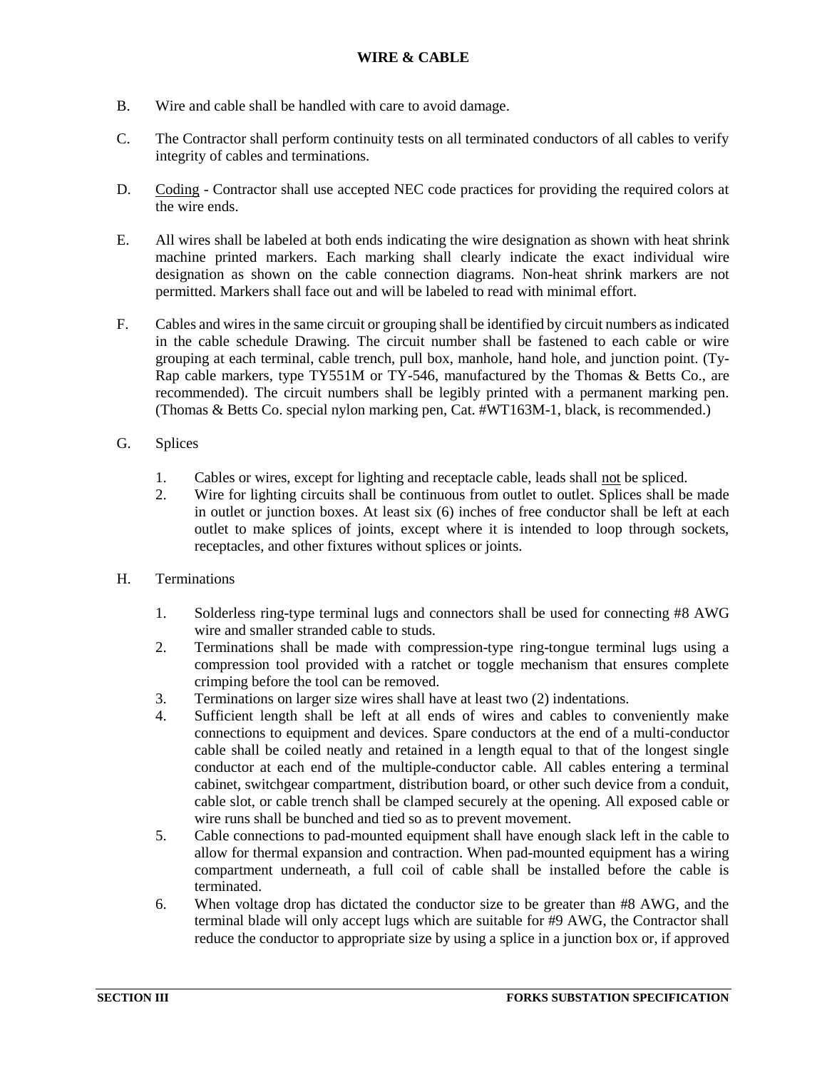B. Wire and cable shall be handled with care to avoid damage.

C. The Contractor shall perform continuity tests on all terminated conductors of all cables to verify integrity of cables and terminations.

D. Coding - Contractor shall use accepted NEC code practices for providing the required colors at the wire ends.

E. All wires shall be labeled at both ends indicating the wire designation as shown with heat shrink machine printed markers. Each marking shall clearly indicate the exact individual wire designation as shown on the cable connection diagrams. Non-heat shrink markers are not permitted. Markers shall face out and will be labeled to read with minimal effort.

F. Cables and wires in the same circuit or grouping shall be identified by circuit numbers as indicated in the cable schedule Drawing. The circuit number shall be fastened to each cable or wire grouping at each terminal, cable trench, pull box, manhole, hand hole, and junction point. (Ty-Rap cable markers, type TY551M or TY-546, manufactured by the Thomas & Betts Co., are recommended). The circuit numbers shall be legibly printed with a permanent marking pen. (Thomas & Betts Co. special nylon marking pen, Cat. #WT163M-1, black, is recommended.)

G. Splices

1. Cables or wires, except for lighting and receptacle cable, leads shall not be spliced.
2. Wire for lighting circuits shall be continuous from outlet to outlet. Splices shall be made in outlet or junction boxes. At least six (6) inches of free conductor shall be left at each outlet to make splices of joints, except where it is intended to loop through sockets, receptacles, and other fixtures without splices or joints.

H. Terminations

1. Solderless ring-type terminal lugs and connectors shall be used for connecting #8 AWG wire and smaller stranded cable to studs.
2. Terminations shall be made with compression-type ring-tongue terminal lugs using a compression tool provided with a ratchet or toggle mechanism that ensures complete crimping before the tool can be removed.
3. Terminations on larger size wires shall have at least two (2) indentations.
4. Sufficient length shall be left at all ends of wires and cables to conveniently make connections to equipment and devices. Spare conductors at the end of a multi-conductor cable shall be coiled neatly and retained in a length equal to that of the longest single conductor at each end of the multiple-conductor cable. All cables entering a terminal cabinet, switchgear compartment, distribution board, or other such device from a conduit, cable slot, or cable trench shall be clamped securely at the opening. All exposed cable or wire runs shall be bunched and tied so as to prevent movement.
5. Cable connections to pad-mounted equipment shall have enough slack left in the cable to allow for thermal expansion and contraction. When pad-mounted equipment has a wiring compartment underneath, a full coil of cable shall be installed before the cable is terminated.
6. When voltage drop has dictated the conductor size to be greater than #8 AWG, and the terminal blade will only accept lugs which are suitable for #9 AWG, the Contractor shall reduce the conductor to appropriate size by using a splice in a junction box or, if approved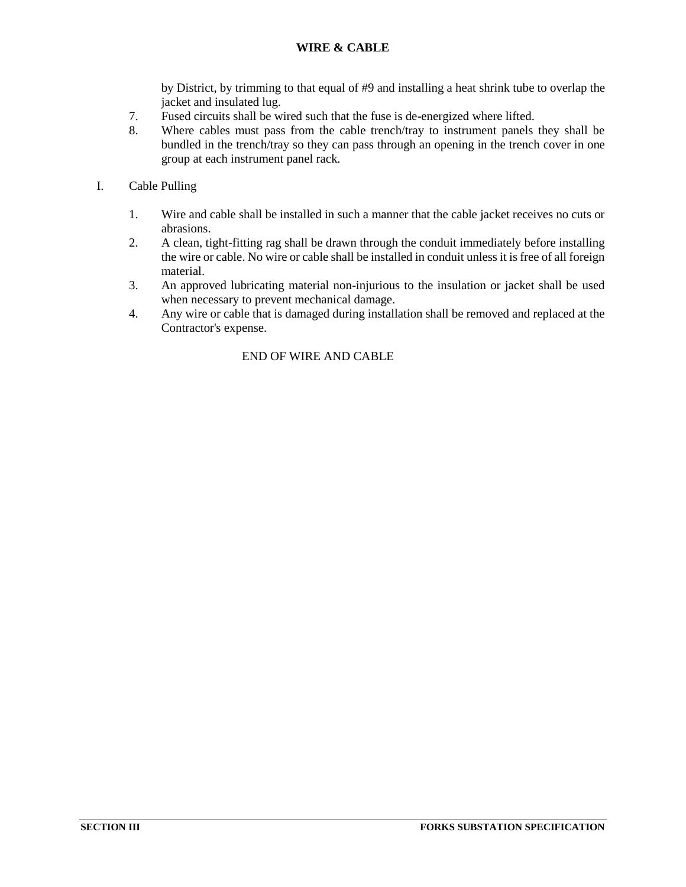by District, by trimming to that equal of #9 and installing a heat shrink tube to overlap the jacket and insulated lug.

7. Fused circuits shall be wired such that the fuse is de-energized where lifted.
8. Where cables must pass from the cable trench/tray to instrument panels they shall be bundled in the trench/tray so they can pass through an opening in the trench cover in one group at each instrument panel rack.

I. Cable Pulling

1. Wire and cable shall be installed in such a manner that the cable jacket receives no cuts or abrasions.
2. A clean, tight-fitting rag shall be drawn through the conduit immediately before installing the wire or cable. No wire or cable shall be installed in conduit unless it is free of all foreign material.
3. An approved lubricating material non-injurious to the insulation or jacket shall be used when necessary to prevent mechanical damage.
4. Any wire or cable that is damaged during installation shall be removed and replaced at the Contractor's expense.

END OF WIRE AND CABLE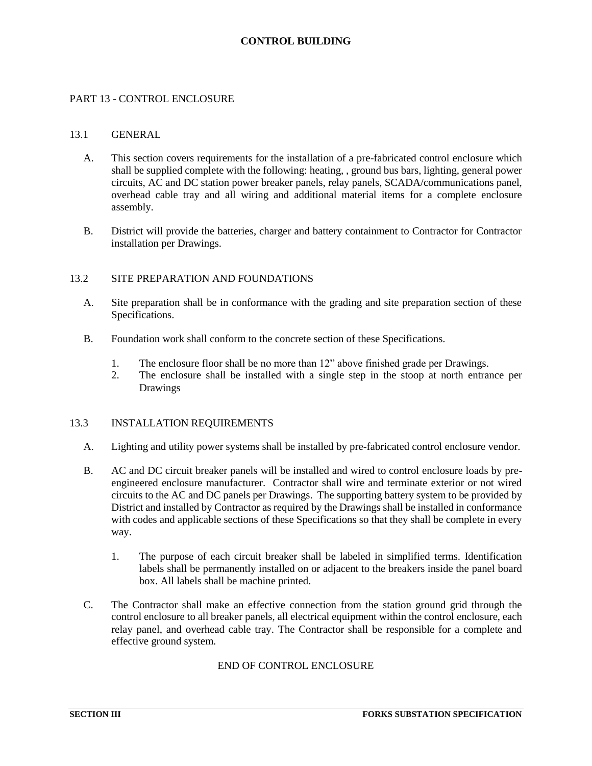# CONTROL BUILDING

## PART 13 - CONTROL ENCLOSURE

### 13.1 GENERAL

A. This section covers requirements for the installation of a pre-fabricated control enclosure which shall be supplied complete with the following: heating, , ground bus bars, lighting, general power circuits, AC and DC station power breaker panels, relay panels, SCADA/communications panel, overhead cable tray and all wiring and additional material items for a complete enclosure assembly.

B. District will provide the batteries, charger and battery containment to Contractor for Contractor installation per Drawings.

### 13.2 SITE PREPARATION AND FOUNDATIONS

A. Site preparation shall be in conformance with the grading and site preparation section of these Specifications.

B. Foundation work shall conform to the concrete section of these Specifications.

1. The enclosure floor shall be no more than 12" above finished grade per Drawings.
2. The enclosure shall be installed with a single step in the stoop at north entrance per Drawings

### 13.3 INSTALLATION REQUIREMENTS

A. Lighting and utility power systems shall be installed by pre-fabricated control enclosure vendor.

B. AC and DC circuit breaker panels will be installed and wired to control enclosure loads by pre-engineered enclosure manufacturer. Contractor shall wire and terminate exterior or not wired circuits to the AC and DC panels per Drawings. The supporting battery system to be provided by District and installed by Contractor as required by the Drawings shall be installed in conformance with codes and applicable sections of these Specifications so that they shall be complete in every way.

1. The purpose of each circuit breaker shall be labeled in simplified terms. Identification labels shall be permanently installed on or adjacent to the breakers inside the panel board box. All labels shall be machine printed.

C. The Contractor shall make an effective connection from the station ground grid through the control enclosure to all breaker panels, all electrical equipment within the control enclosure, each relay panel, and overhead cable tray. The Contractor shall be responsible for a complete and effective ground system.

END OF CONTROL ENCLOSURE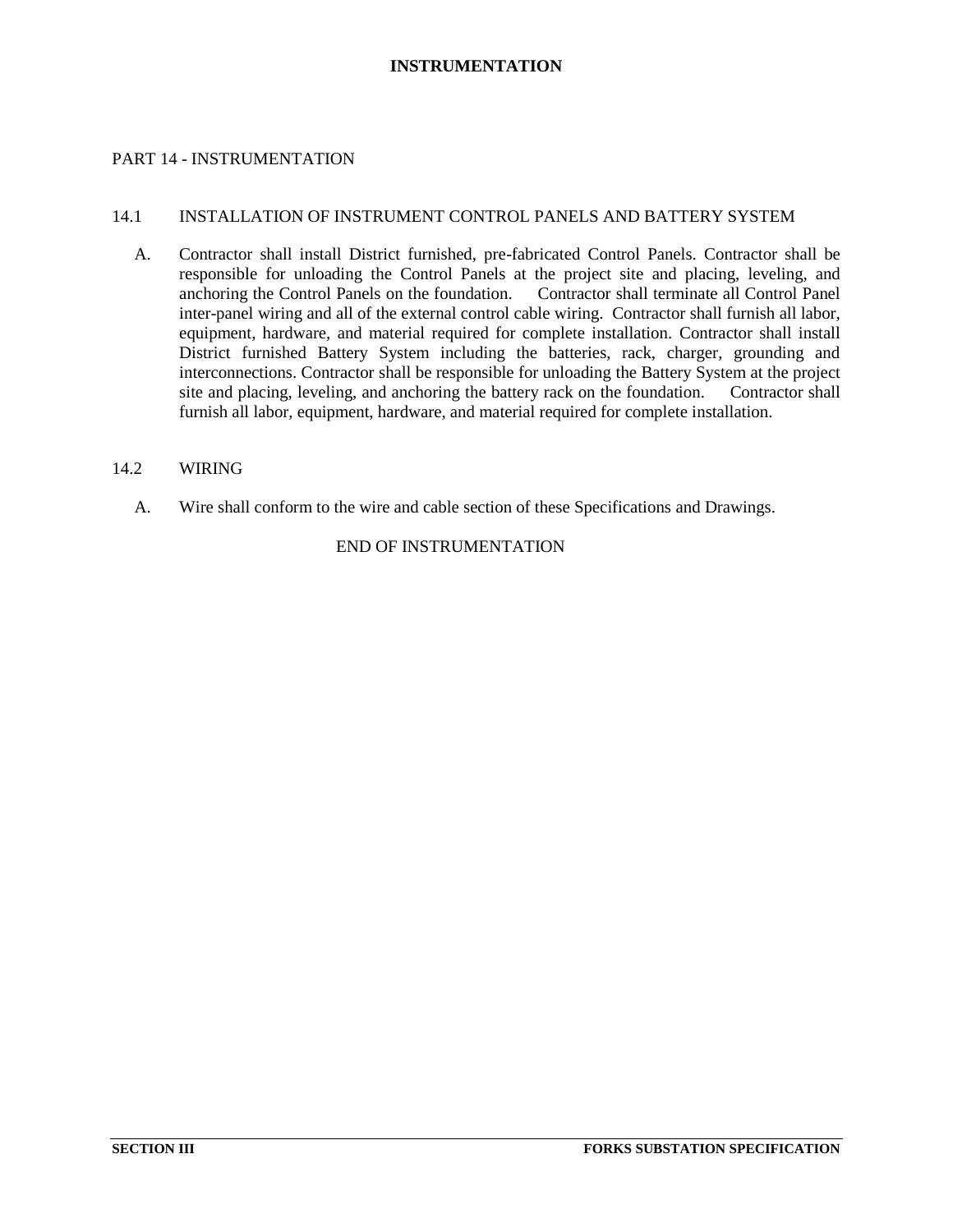## PART 14 - INSTRUMENTATION

### 14.1 INSTALLATION OF INSTRUMENT CONTROL PANELS AND BATTERY SYSTEM

A. Contractor shall install District furnished, pre-fabricated Control Panels. Contractor shall be responsible for unloading the Control Panels at the project site and placing, leveling, and anchoring the Control Panels on the foundation. Contractor shall terminate all Control Panel inter-panel wiring and all of the external control cable wiring. Contractor shall furnish all labor, equipment, hardware, and material required for complete installation. Contractor shall install District furnished Battery System including the batteries, rack, charger, grounding and interconnections. Contractor shall be responsible for unloading the Battery System at the project site and placing, leveling, and anchoring the battery rack on the foundation. Contractor shall furnish all labor, equipment, hardware, and material required for complete installation.

### 14.2 WIRING

A. Wire shall conform to the wire and cable section of these Specifications and Drawings.

END OF INSTRUMENTATION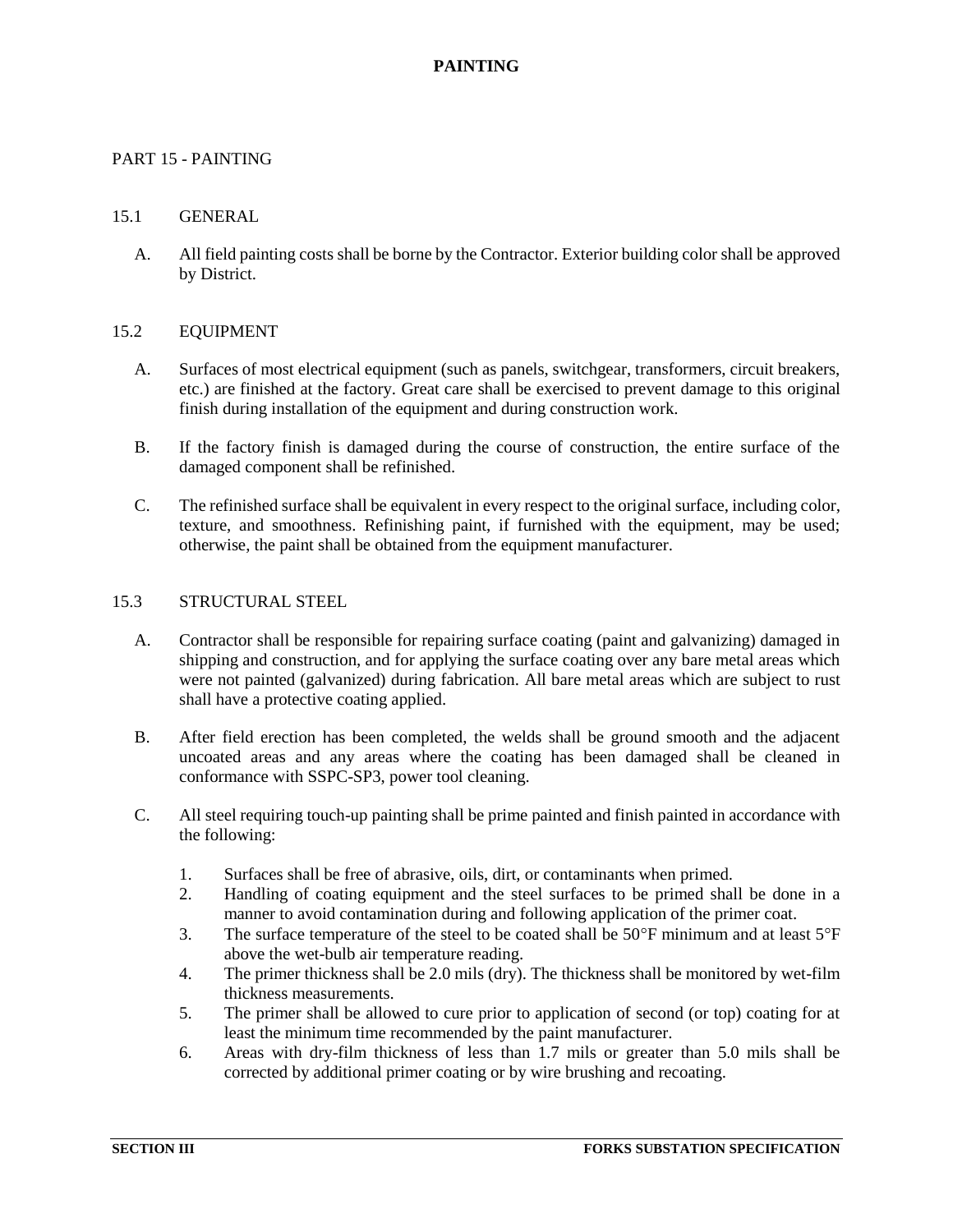# PAINTING

## PART 15 - PAINTING

### 15.1 GENERAL

A. All field painting costs shall be borne by the Contractor. Exterior building color shall be approved by District.

### 15.2 EQUIPMENT

A. Surfaces of most electrical equipment (such as panels, switchgear, transformers, circuit breakers, etc.) are finished at the factory. Great care shall be exercised to prevent damage to this original finish during installation of the equipment and during construction work.

B. If the factory finish is damaged during the course of construction, the entire surface of the damaged component shall be refinished.

C. The refinished surface shall be equivalent in every respect to the original surface, including color, texture, and smoothness. Refinishing paint, if furnished with the equipment, may be used; otherwise, the paint shall be obtained from the equipment manufacturer.

### 15.3 STRUCTURAL STEEL

A. Contractor shall be responsible for repairing surface coating (paint and galvanizing) damaged in shipping and construction, and for applying the surface coating over any bare metal areas which were not painted (galvanized) during fabrication. All bare metal areas which are subject to rust shall have a protective coating applied.

B. After field erection has been completed, the welds shall be ground smooth and the adjacent uncoated areas and any areas where the coating has been damaged shall be cleaned in conformance with SSPC-SP3, power tool cleaning.

C. All steel requiring touch-up painting shall be prime painted and finish painted in accordance with the following:

1. Surfaces shall be free of abrasive, oils, dirt, or contaminants when primed.
2. Handling of coating equipment and the steel surfaces to be primed shall be done in a manner to avoid contamination during and following application of the primer coat.
3. The surface temperature of the steel to be coated shall be 50°F minimum and at least 5°F above the wet-bulb air temperature reading.
4. The primer thickness shall be 2.0 mils (dry). The thickness shall be monitored by wet-film thickness measurements.
5. The primer shall be allowed to cure prior to application of second (or top) coating for at least the minimum time recommended by the paint manufacturer.
6. Areas with dry-film thickness of less than 1.7 mils or greater than 5.0 mils shall be corrected by additional primer coating or by wire brushing and recoating.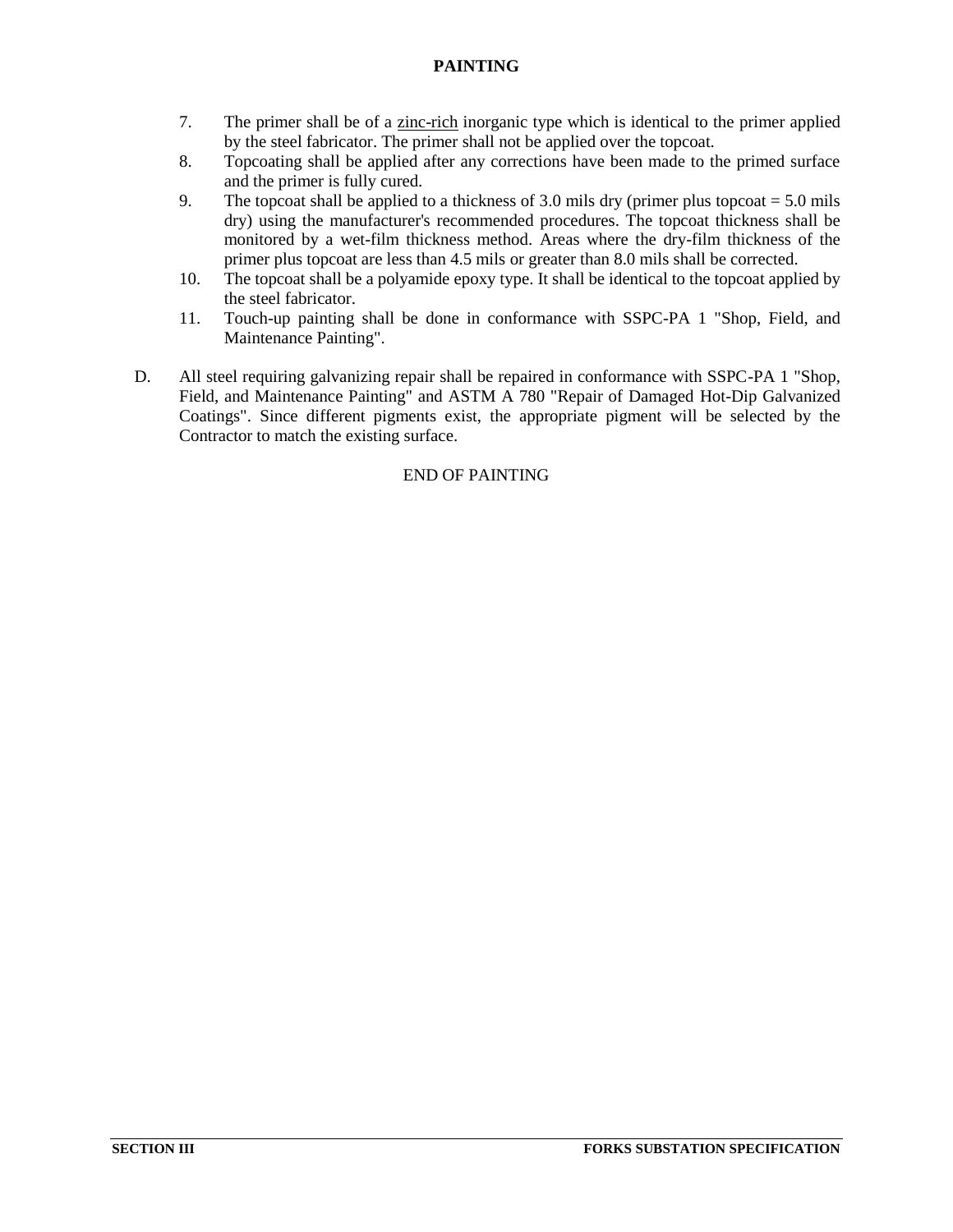7. The primer shall be of a zinc-rich inorganic type which is identical to the primer applied by the steel fabricator. The primer shall not be applied over the topcoat.
8. Topcoating shall be applied after any corrections have been made to the primed surface and the primer is fully cured.
9. The topcoat shall be applied to a thickness of 3.0 mils dry (primer plus topcoat = 5.0 mils dry) using the manufacturer's recommended procedures. The topcoat thickness shall be monitored by a wet-film thickness method. Areas where the dry-film thickness of the primer plus topcoat are less than 4.5 mils or greater than 8.0 mils shall be corrected.
10. The topcoat shall be a polyamide epoxy type. It shall be identical to the topcoat applied by the steel fabricator.
11. Touch-up painting shall be done in conformance with SSPC-PA 1 "Shop, Field, and Maintenance Painting".

D. All steel requiring galvanizing repair shall be repaired in conformance with SSPC-PA 1 "Shop, Field, and Maintenance Painting" and ASTM A 780 "Repair of Damaged Hot-Dip Galvanized Coatings". Since different pigments exist, the appropriate pigment will be selected by the Contractor to match the existing surface.

END OF PAINTING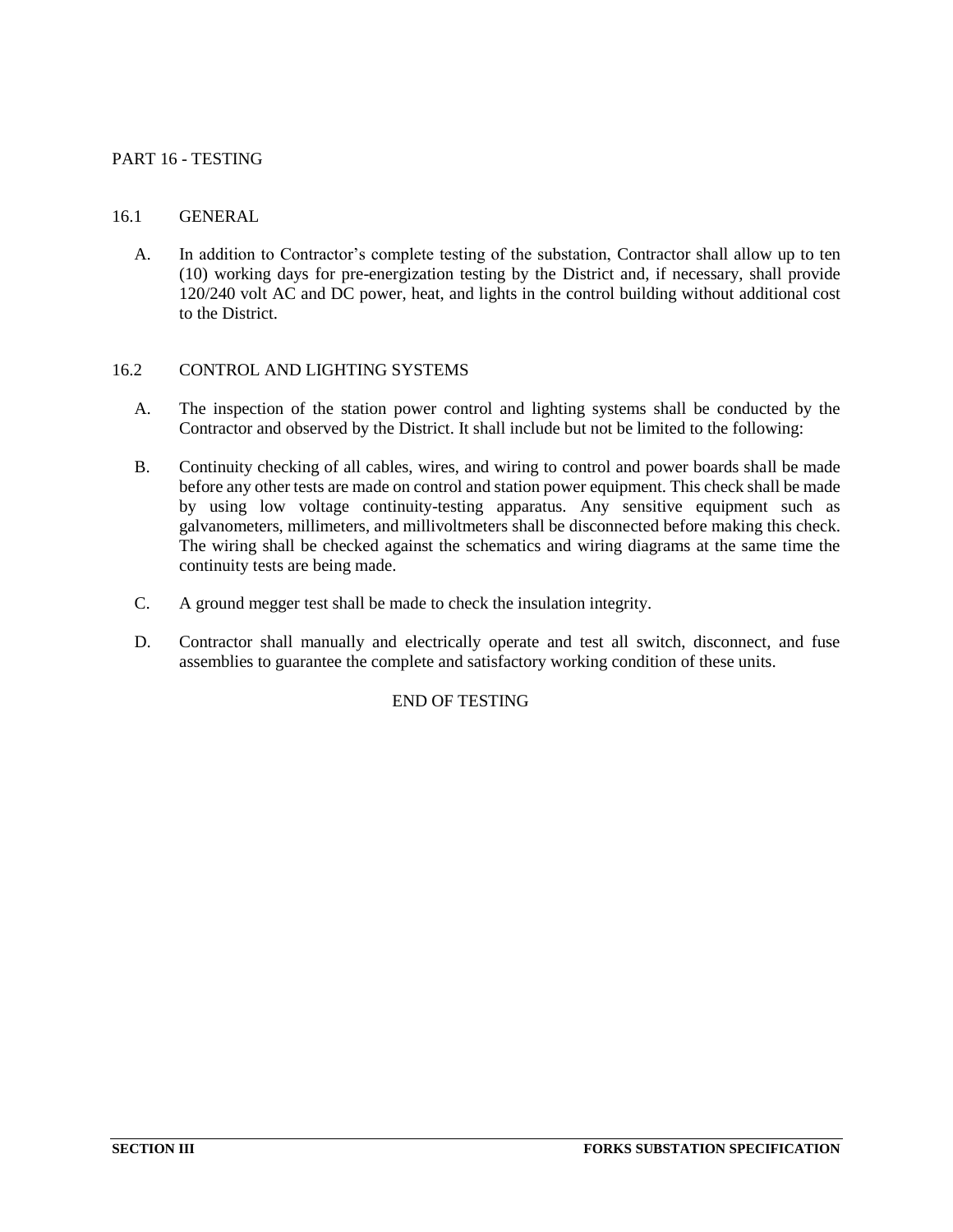# PART 16 - TESTING

## 16.1 GENERAL

A. In addition to Contractor's complete testing of the substation, Contractor shall allow up to ten (10) working days for pre-energization testing by the District and, if necessary, shall provide 120/240 volt AC and DC power, heat, and lights in the control building without additional cost to the District.

## 16.2 CONTROL AND LIGHTING SYSTEMS

A. The inspection of the station power control and lighting systems shall be conducted by the Contractor and observed by the District. It shall include but not be limited to the following:

B. Continuity checking of all cables, wires, and wiring to control and power boards shall be made before any other tests are made on control and station power equipment. This check shall be made by using low voltage continuity-testing apparatus. Any sensitive equipment such as galvanometers, millimeters, and millivoltmeters shall be disconnected before making this check. The wiring shall be checked against the schematics and wiring diagrams at the same time the continuity tests are being made.

C. A ground megger test shall be made to check the insulation integrity.

D. Contractor shall manually and electrically operate and test all switch, disconnect, and fuse assemblies to guarantee the complete and satisfactory working condition of these units.

END OF TESTING